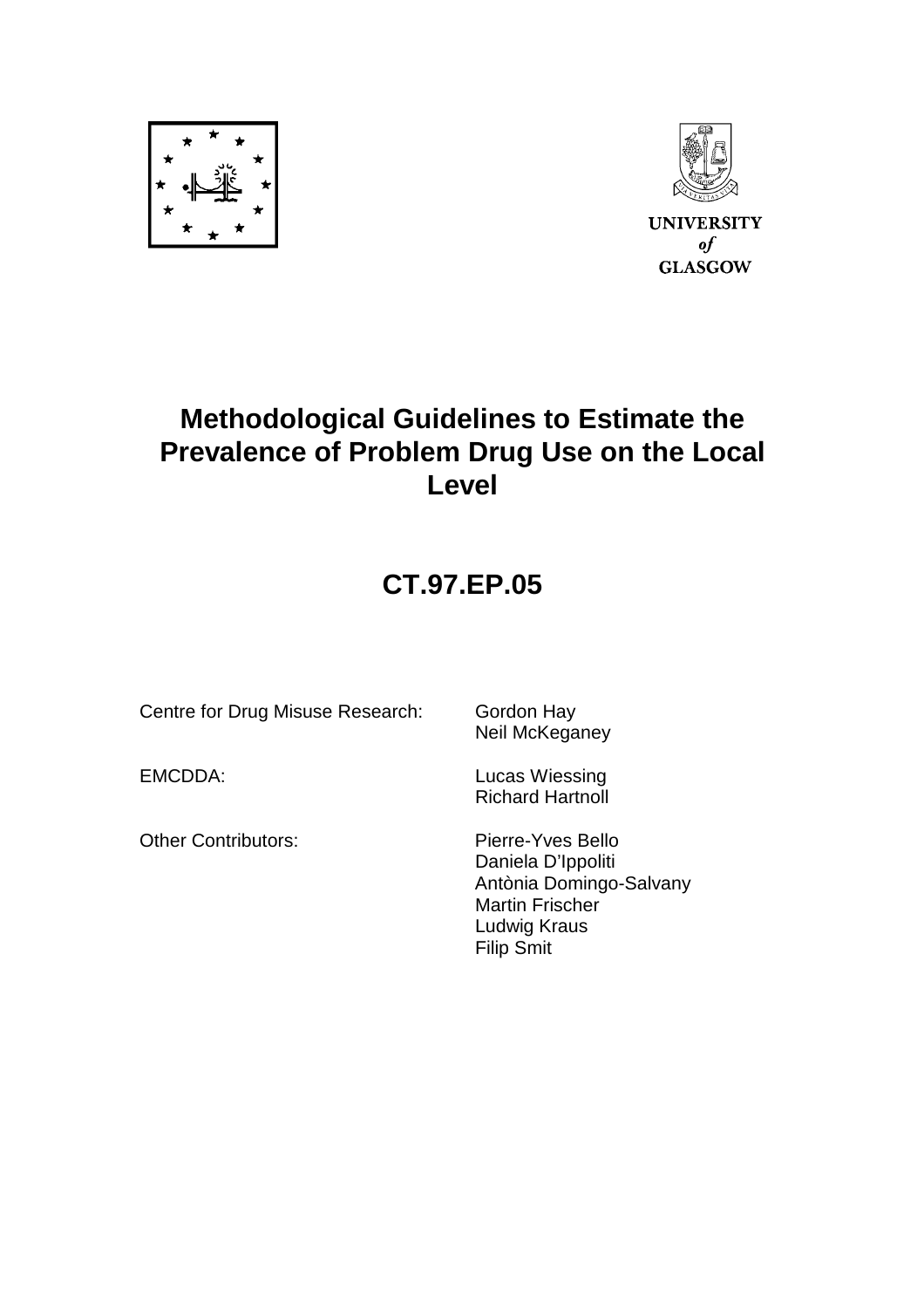UNIVERSITY
*of*
GLASGOW

# Methodological Guidelines to Estimate the Prevalence of Problem Drug Use on the Local Level

## CT.97.EP.05

| | |
|---|---|
| Centre for Drug Misuse Research: | Gordon Hay<br>Neil McKeganey |
| EMCDDA: | Lucas Wiessing<br>Richard Hartnoll |
| Other Contributors: | Pierre-Yves Bello<br>Daniela D'Ippoliti<br>Antònia Domingo-Salvany<br>Martin Frischer<br>Ludwig Kraus<br>Filip Smit |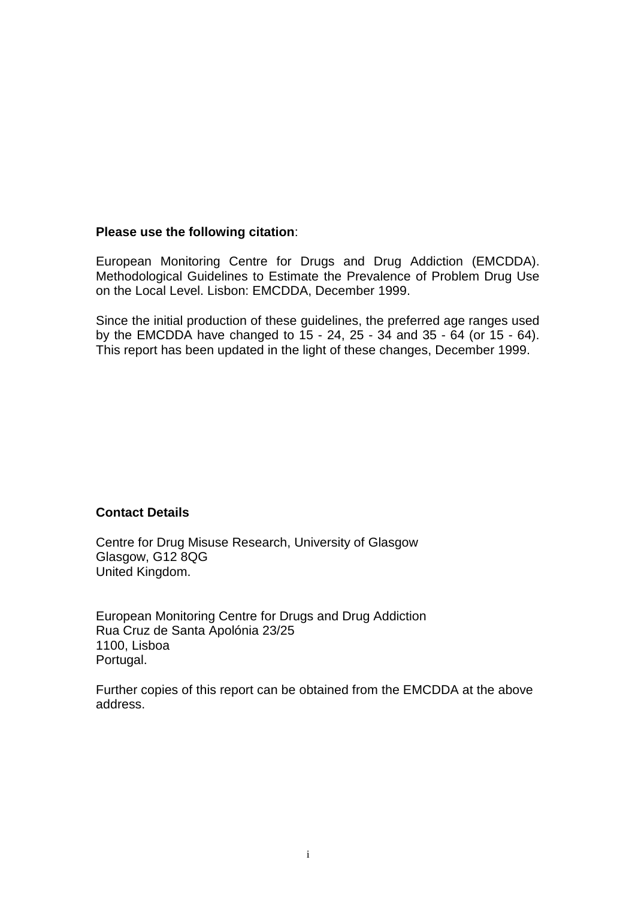**Please use the following citation**:

European Monitoring Centre for Drugs and Drug Addiction (EMCDDA). Methodological Guidelines to Estimate the Prevalence of Problem Drug Use on the Local Level. Lisbon: EMCDDA, December 1999.

Since the initial production of these guidelines, the preferred age ranges used by the EMCDDA have changed to 15 - 24, 25 - 34 and 35 - 64 (or 15 - 64). This report has been updated in the light of these changes, December 1999.

**Contact Details**

Centre for Drug Misuse Research, University of Glasgow
Glasgow, G12 8QG
United Kingdom.

European Monitoring Centre for Drugs and Drug Addiction
Rua Cruz de Santa Apolónia 23/25
1100, Lisboa
Portugal.

Further copies of this report can be obtained from the EMCDDA at the above address.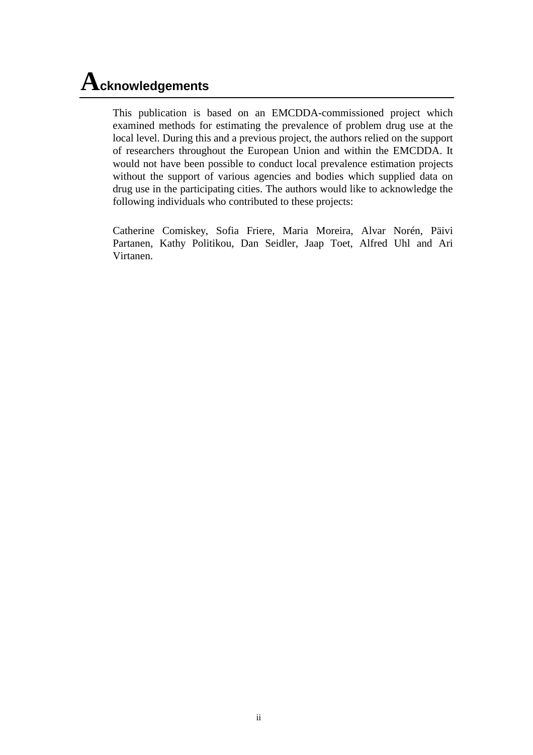# Acknowledgements

This publication is based on an EMCDDA-commissioned project which examined methods for estimating the prevalence of problem drug use at the local level. During this and a previous project, the authors relied on the support of researchers throughout the European Union and within the EMCDDA. It would not have been possible to conduct local prevalence estimation projects without the support of various agencies and bodies which supplied data on drug use in the participating cities. The authors would like to acknowledge the following individuals who contributed to these projects:

Catherine Comiskey, Sofia Friere, Maria Moreira, Alvar Norén, Päivi Partanen, Kathy Politikou, Dan Seidler, Jaap Toet, Alfred Uhl and Ari Virtanen.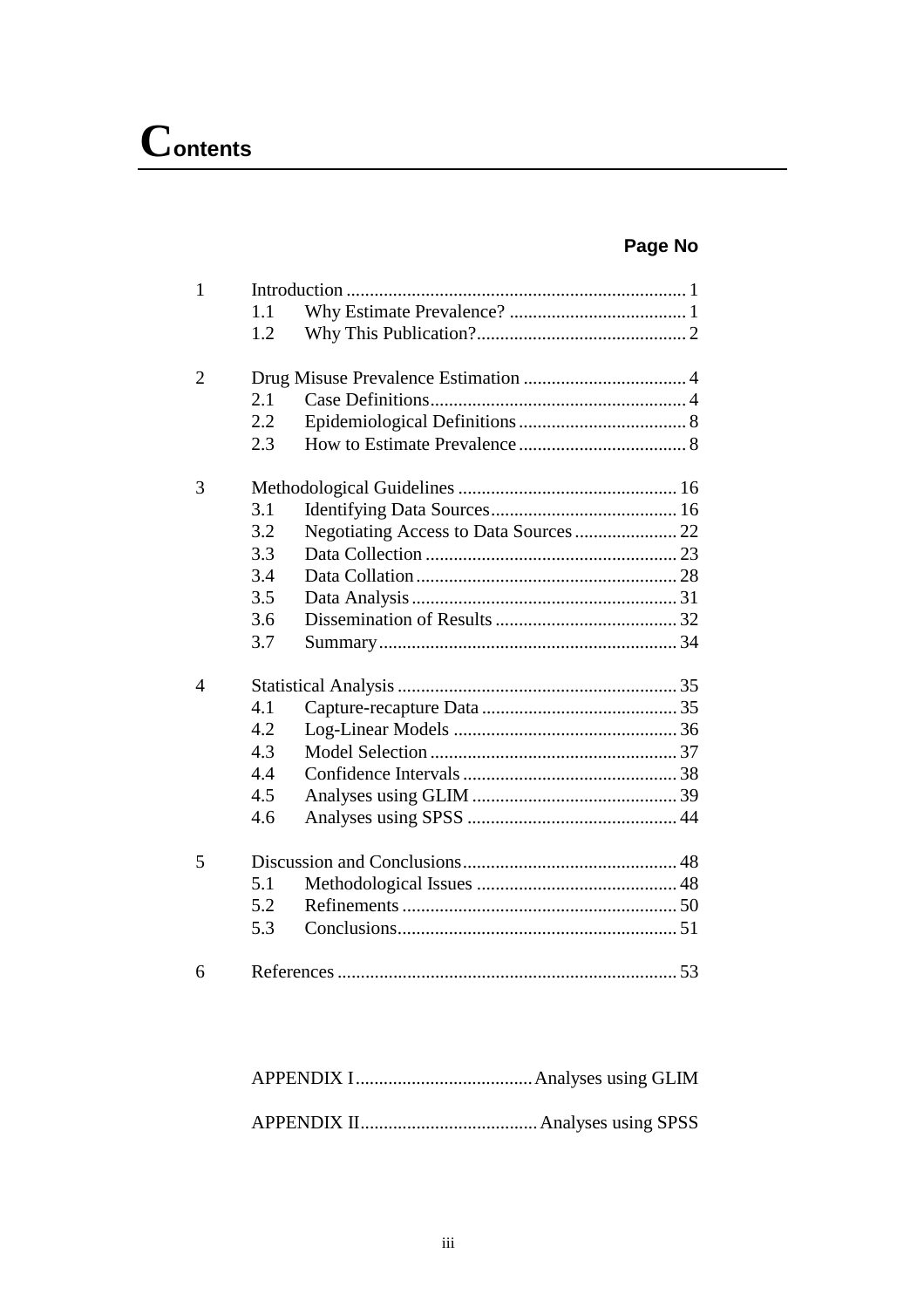# Contents

**Page No**

| | | | |
|---|---|---|---|
| 1 | Introduction | | 1 |
| | 1.1 | Why Estimate Prevalence? | 1 |
| | 1.2 | Why This Publication? | 2 |
| 2 | Drug Misuse Prevalence Estimation | | 4 |
| | 2.1 | Case Definitions | 4 |
| | 2.2 | Epidemiological Definitions | 8 |
| | 2.3 | How to Estimate Prevalence | 8 |
| 3 | Methodological Guidelines | | 16 |
| | 3.1 | Identifying Data Sources | 16 |
| | 3.2 | Negotiating Access to Data Sources | 22 |
| | 3.3 | Data Collection | 23 |
| | 3.4 | Data Collation | 28 |
| | 3.5 | Data Analysis | 31 |
| | 3.6 | Dissemination of Results | 32 |
| | 3.7 | Summary | 34 |
| 4 | Statistical Analysis | | 35 |
| | 4.1 | Capture-recapture Data | 35 |
| | 4.2 | Log-Linear Models | 36 |
| | 4.3 | Model Selection | 37 |
| | 4.4 | Confidence Intervals | 38 |
| | 4.5 | Analyses using GLIM | 39 |
| | 4.6 | Analyses using SPSS | 44 |
| 5 | Discussion and Conclusions | | 48 |
| | 5.1 | Methodological Issues | 48 |
| | 5.2 | Refinements | 50 |
| | 5.3 | Conclusions | 51 |
| 6 | References | | 53 |

APPENDIX I ...................................... Analyses using GLIM

APPENDIX II ..................................... Analyses using SPSS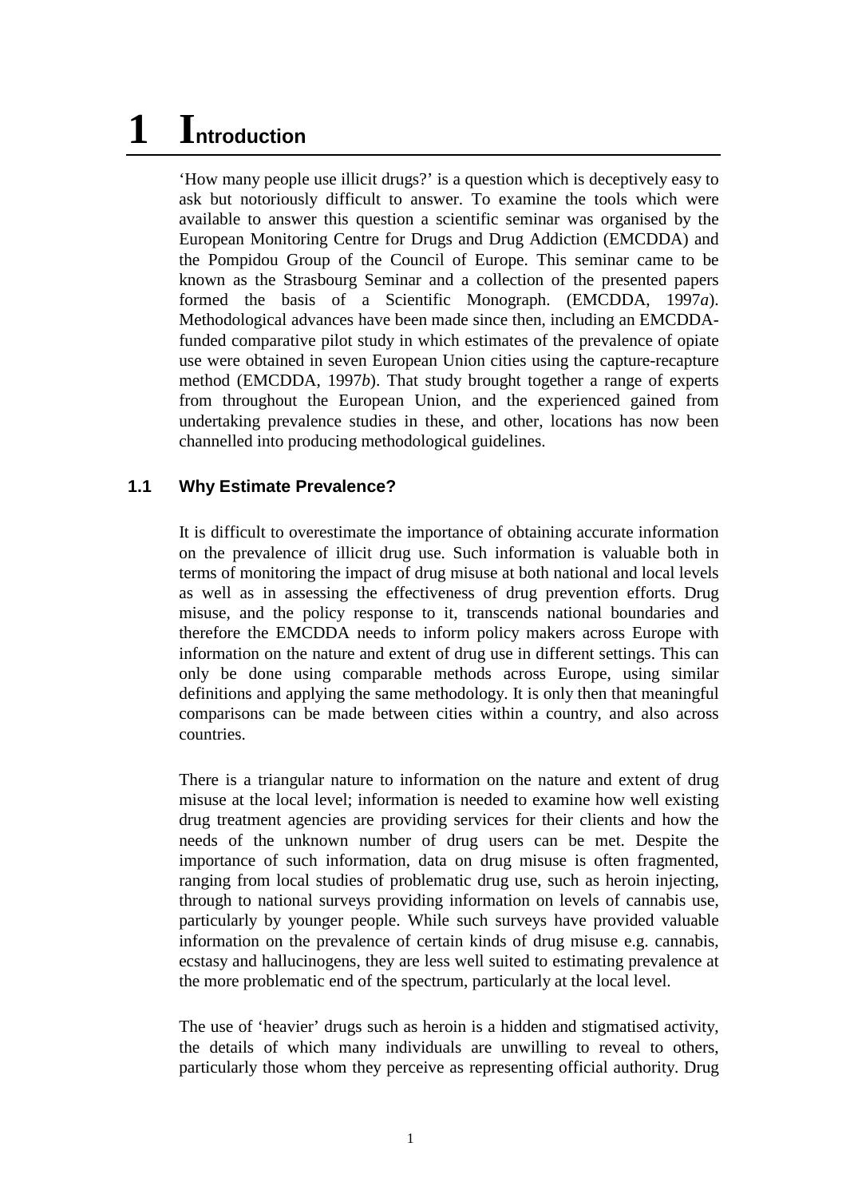# 1 Introduction

'How many people use illicit drugs?' is a question which is deceptively easy to ask but notoriously difficult to answer. To examine the tools which were available to answer this question a scientific seminar was organised by the European Monitoring Centre for Drugs and Drug Addiction (EMCDDA) and the Pompidou Group of the Council of Europe. This seminar came to be known as the Strasbourg Seminar and a collection of the presented papers formed the basis of a Scientific Monograph. (EMCDDA, 1997*a*). Methodological advances have been made since then, including an EMCDDA-funded comparative pilot study in which estimates of the prevalence of opiate use were obtained in seven European Union cities using the capture-recapture method (EMCDDA, 1997*b*). That study brought together a range of experts from throughout the European Union, and the experienced gained from undertaking prevalence studies in these, and other, locations has now been channelled into producing methodological guidelines.

## 1.1 Why Estimate Prevalence?

It is difficult to overestimate the importance of obtaining accurate information on the prevalence of illicit drug use. Such information is valuable both in terms of monitoring the impact of drug misuse at both national and local levels as well as in assessing the effectiveness of drug prevention efforts. Drug misuse, and the policy response to it, transcends national boundaries and therefore the EMCDDA needs to inform policy makers across Europe with information on the nature and extent of drug use in different settings. This can only be done using comparable methods across Europe, using similar definitions and applying the same methodology. It is only then that meaningful comparisons can be made between cities within a country, and also across countries.

There is a triangular nature to information on the nature and extent of drug misuse at the local level; information is needed to examine how well existing drug treatment agencies are providing services for their clients and how the needs of the unknown number of drug users can be met. Despite the importance of such information, data on drug misuse is often fragmented, ranging from local studies of problematic drug use, such as heroin injecting, through to national surveys providing information on levels of cannabis use, particularly by younger people. While such surveys have provided valuable information on the prevalence of certain kinds of drug misuse e.g. cannabis, ecstasy and hallucinogens, they are less well suited to estimating prevalence at the more problematic end of the spectrum, particularly at the local level.

The use of 'heavier' drugs such as heroin is a hidden and stigmatised activity, the details of which many individuals are unwilling to reveal to others, particularly those whom they perceive as representing official authority. Drug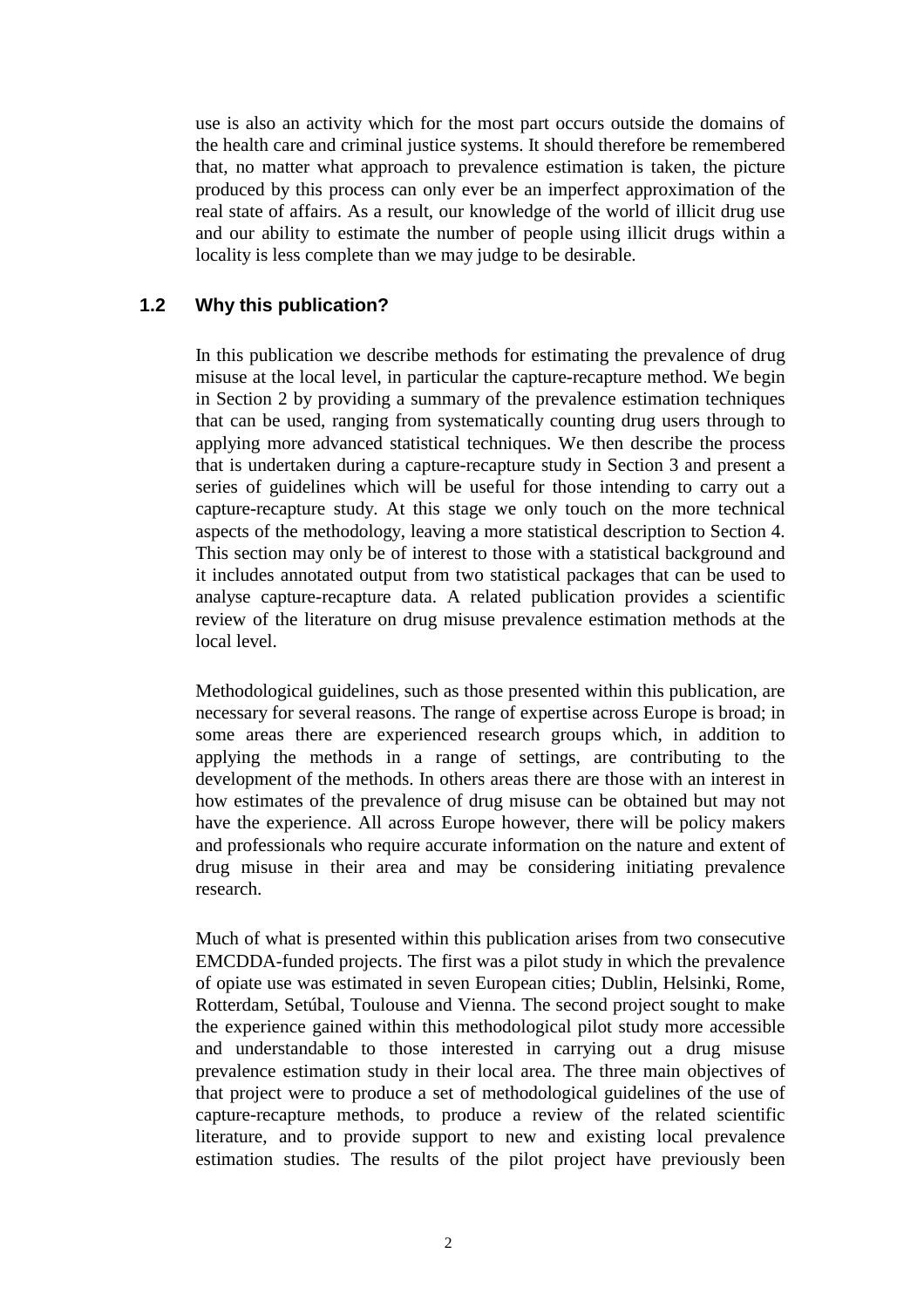use is also an activity which for the most part occurs outside the domains of the health care and criminal justice systems. It should therefore be remembered that, no matter what approach to prevalence estimation is taken, the picture produced by this process can only ever be an imperfect approximation of the real state of affairs. As a result, our knowledge of the world of illicit drug use and our ability to estimate the number of people using illicit drugs within a locality is less complete than we may judge to be desirable.

## 1.2 Why this publication?

In this publication we describe methods for estimating the prevalence of drug misuse at the local level, in particular the capture-recapture method. We begin in Section 2 by providing a summary of the prevalence estimation techniques that can be used, ranging from systematically counting drug users through to applying more advanced statistical techniques. We then describe the process that is undertaken during a capture-recapture study in Section 3 and present a series of guidelines which will be useful for those intending to carry out a capture-recapture study. At this stage we only touch on the more technical aspects of the methodology, leaving a more statistical description to Section 4. This section may only be of interest to those with a statistical background and it includes annotated output from two statistical packages that can be used to analyse capture-recapture data. A related publication provides a scientific review of the literature on drug misuse prevalence estimation methods at the local level.

Methodological guidelines, such as those presented within this publication, are necessary for several reasons. The range of expertise across Europe is broad; in some areas there are experienced research groups which, in addition to applying the methods in a range of settings, are contributing to the development of the methods. In others areas there are those with an interest in how estimates of the prevalence of drug misuse can be obtained but may not have the experience. All across Europe however, there will be policy makers and professionals who require accurate information on the nature and extent of drug misuse in their area and may be considering initiating prevalence research.

Much of what is presented within this publication arises from two consecutive EMCDDA-funded projects. The first was a pilot study in which the prevalence of opiate use was estimated in seven European cities; Dublin, Helsinki, Rome, Rotterdam, Setúbal, Toulouse and Vienna. The second project sought to make the experience gained within this methodological pilot study more accessible and understandable to those interested in carrying out a drug misuse prevalence estimation study in their local area. The three main objectives of that project were to produce a set of methodological guidelines of the use of capture-recapture methods, to produce a review of the related scientific literature, and to provide support to new and existing local prevalence estimation studies. The results of the pilot project have previously been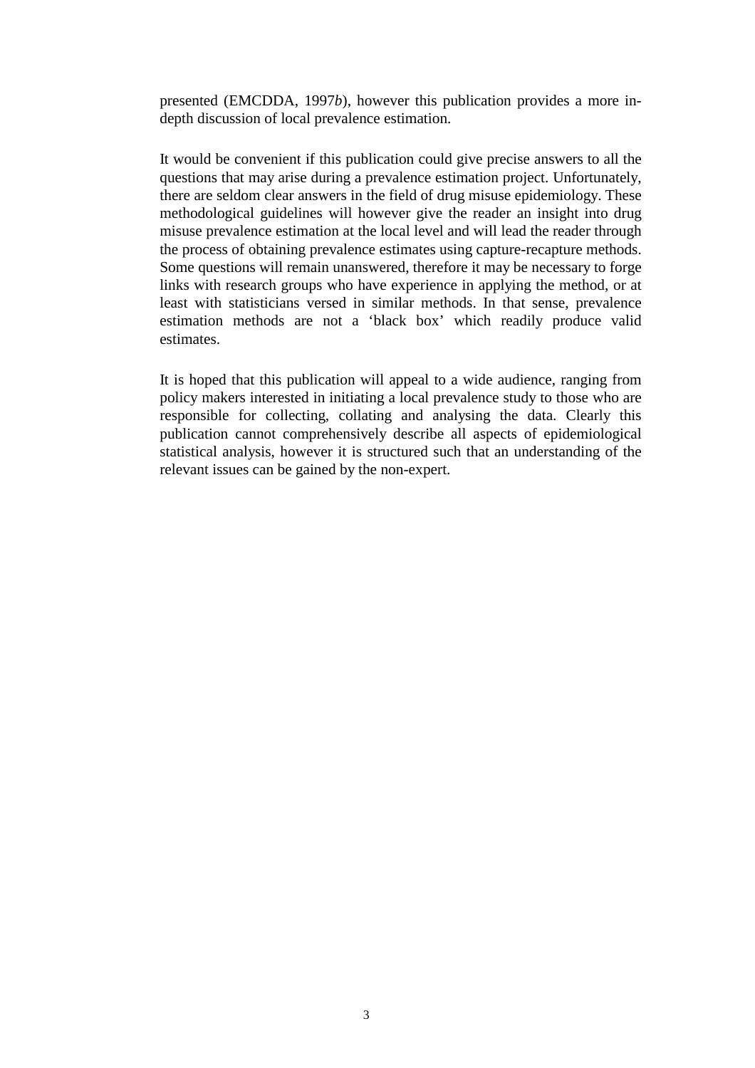presented (EMCDDA, 1997*b*), however this publication provides a more in-depth discussion of local prevalence estimation.

It would be convenient if this publication could give precise answers to all the questions that may arise during a prevalence estimation project. Unfortunately, there are seldom clear answers in the field of drug misuse epidemiology. These methodological guidelines will however give the reader an insight into drug misuse prevalence estimation at the local level and will lead the reader through the process of obtaining prevalence estimates using capture-recapture methods. Some questions will remain unanswered, therefore it may be necessary to forge links with research groups who have experience in applying the method, or at least with statisticians versed in similar methods. In that sense, prevalence estimation methods are not a 'black box' which readily produce valid estimates.

It is hoped that this publication will appeal to a wide audience, ranging from policy makers interested in initiating a local prevalence study to those who are responsible for collecting, collating and analysing the data. Clearly this publication cannot comprehensively describe all aspects of epidemiological statistical analysis, however it is structured such that an understanding of the relevant issues can be gained by the non-expert.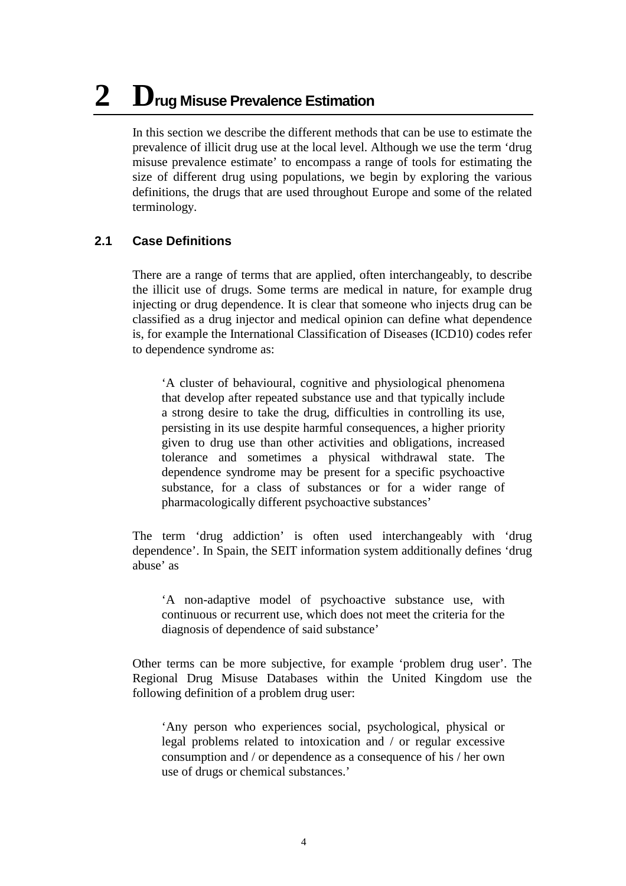# 2 Drug Misuse Prevalence Estimation

In this section we describe the different methods that can be use to estimate the prevalence of illicit drug use at the local level. Although we use the term 'drug misuse prevalence estimate' to encompass a range of tools for estimating the size of different drug using populations, we begin by exploring the various definitions, the drugs that are used throughout Europe and some of the related terminology.

## 2.1 Case Definitions

There are a range of terms that are applied, often interchangeably, to describe the illicit use of drugs. Some terms are medical in nature, for example drug injecting or drug dependence. It is clear that someone who injects drug can be classified as a drug injector and medical opinion can define what dependence is, for example the International Classification of Diseases (ICD10) codes refer to dependence syndrome as:

> 'A cluster of behavioural, cognitive and physiological phenomena that develop after repeated substance use and that typically include a strong desire to take the drug, difficulties in controlling its use, persisting in its use despite harmful consequences, a higher priority given to drug use than other activities and obligations, increased tolerance and sometimes a physical withdrawal state. The dependence syndrome may be present for a specific psychoactive substance, for a class of substances or for a wider range of pharmacologically different psychoactive substances'

The term 'drug addiction' is often used interchangeably with 'drug dependence'. In Spain, the SEIT information system additionally defines 'drug abuse' as

> 'A non-adaptive model of psychoactive substance use, with continuous or recurrent use, which does not meet the criteria for the diagnosis of dependence of said substance'

Other terms can be more subjective, for example 'problem drug user'. The Regional Drug Misuse Databases within the United Kingdom use the following definition of a problem drug user:

> 'Any person who experiences social, psychological, physical or legal problems related to intoxication and / or regular excessive consumption and / or dependence as a consequence of his / her own use of drugs or chemical substances.'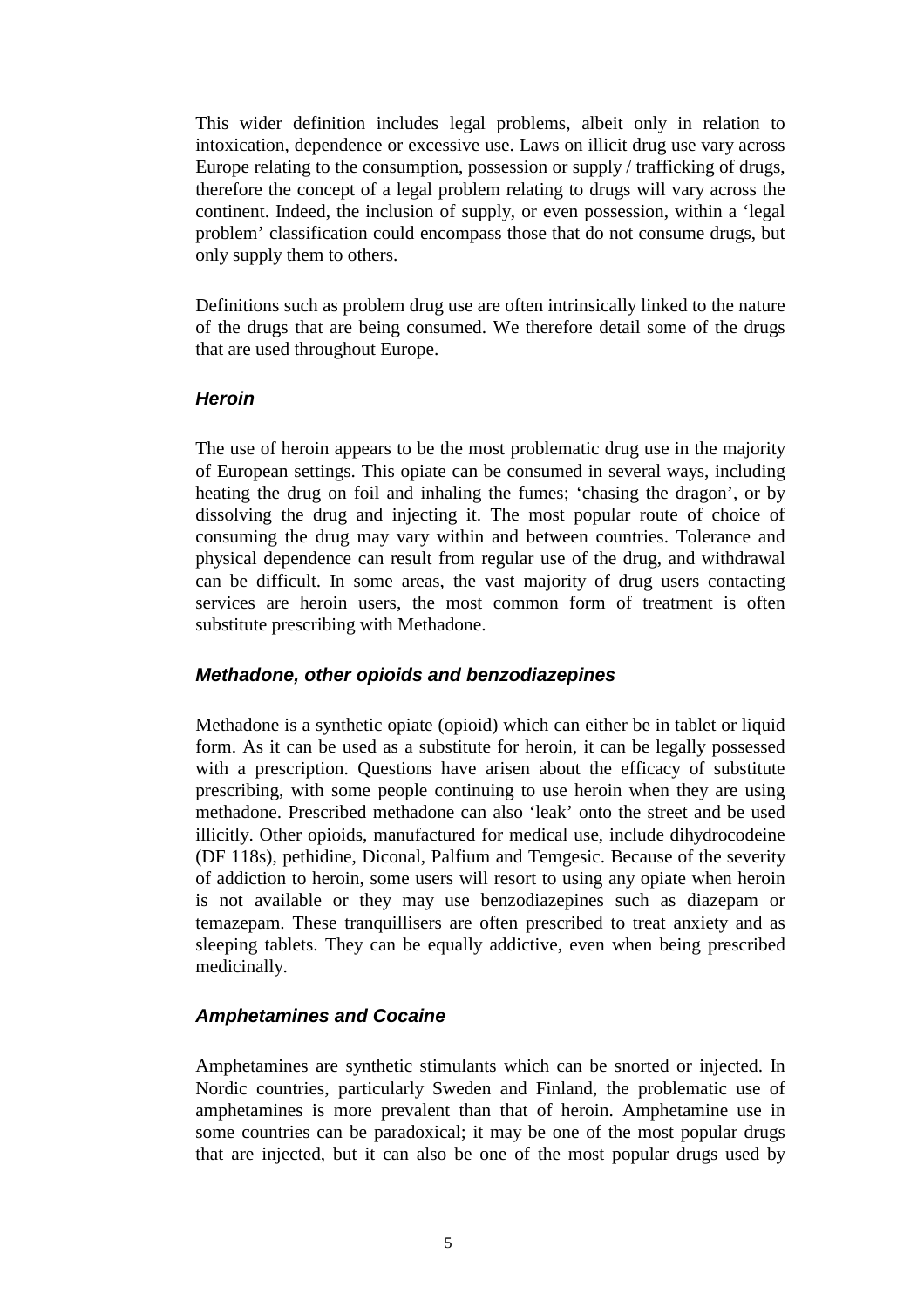This wider definition includes legal problems, albeit only in relation to intoxication, dependence or excessive use. Laws on illicit drug use vary across Europe relating to the consumption, possession or supply / trafficking of drugs, therefore the concept of a legal problem relating to drugs will vary across the continent. Indeed, the inclusion of supply, or even possession, within a 'legal problem' classification could encompass those that do not consume drugs, but only supply them to others.

Definitions such as problem drug use are often intrinsically linked to the nature of the drugs that are being consumed. We therefore detail some of the drugs that are used throughout Europe.

### *Heroin*

The use of heroin appears to be the most problematic drug use in the majority of European settings. This opiate can be consumed in several ways, including heating the drug on foil and inhaling the fumes; 'chasing the dragon', or by dissolving the drug and injecting it. The most popular route of choice of consuming the drug may vary within and between countries. Tolerance and physical dependence can result from regular use of the drug, and withdrawal can be difficult. In some areas, the vast majority of drug users contacting services are heroin users, the most common form of treatment is often substitute prescribing with Methadone.

### *Methadone, other opioids and benzodiazepines*

Methadone is a synthetic opiate (opioid) which can either be in tablet or liquid form. As it can be used as a substitute for heroin, it can be legally possessed with a prescription. Questions have arisen about the efficacy of substitute prescribing, with some people continuing to use heroin when they are using methadone. Prescribed methadone can also 'leak' onto the street and be used illicitly. Other opioids, manufactured for medical use, include dihydrocodeine (DF 118s), pethidine, Diconal, Palfium and Temgesic. Because of the severity of addiction to heroin, some users will resort to using any opiate when heroin is not available or they may use benzodiazepines such as diazepam or temazepam. These tranquillisers are often prescribed to treat anxiety and as sleeping tablets. They can be equally addictive, even when being prescribed medicinally.

### *Amphetamines and Cocaine*

Amphetamines are synthetic stimulants which can be snorted or injected. In Nordic countries, particularly Sweden and Finland, the problematic use of amphetamines is more prevalent than that of heroin. Amphetamine use in some countries can be paradoxical; it may be one of the most popular drugs that are injected, but it can also be one of the most popular drugs used by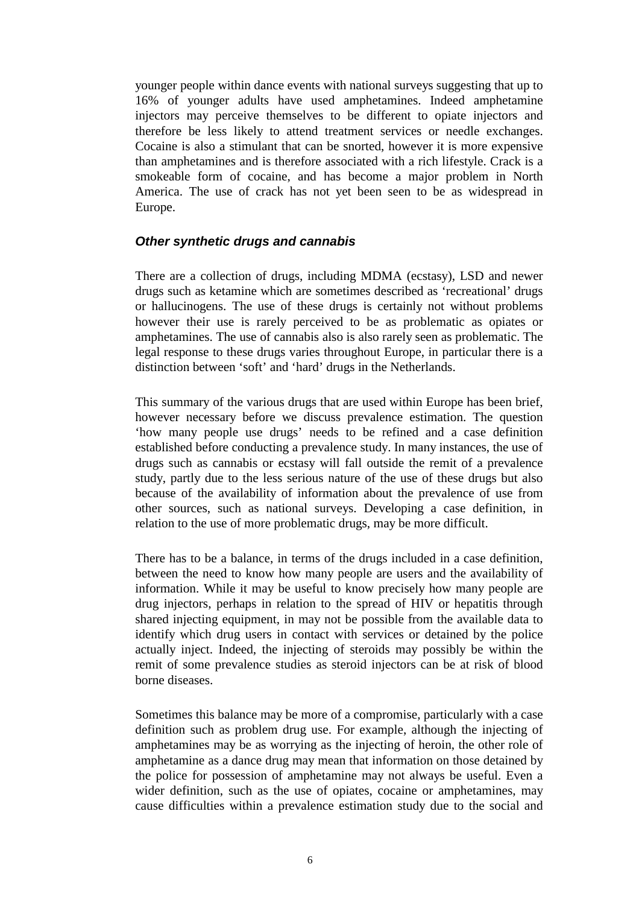younger people within dance events with national surveys suggesting that up to 16% of younger adults have used amphetamines. Indeed amphetamine injectors may perceive themselves to be different to opiate injectors and therefore be less likely to attend treatment services or needle exchanges. Cocaine is also a stimulant that can be snorted, however it is more expensive than amphetamines and is therefore associated with a rich lifestyle. Crack is a smokeable form of cocaine, and has become a major problem in North America. The use of crack has not yet been seen to be as widespread in Europe.

### *Other synthetic drugs and cannabis*

There are a collection of drugs, including MDMA (ecstasy), LSD and newer drugs such as ketamine which are sometimes described as 'recreational' drugs or hallucinogens. The use of these drugs is certainly not without problems however their use is rarely perceived to be as problematic as opiates or amphetamines. The use of cannabis also is also rarely seen as problematic. The legal response to these drugs varies throughout Europe, in particular there is a distinction between 'soft' and 'hard' drugs in the Netherlands.

This summary of the various drugs that are used within Europe has been brief, however necessary before we discuss prevalence estimation. The question 'how many people use drugs' needs to be refined and a case definition established before conducting a prevalence study. In many instances, the use of drugs such as cannabis or ecstasy will fall outside the remit of a prevalence study, partly due to the less serious nature of the use of these drugs but also because of the availability of information about the prevalence of use from other sources, such as national surveys. Developing a case definition, in relation to the use of more problematic drugs, may be more difficult.

There has to be a balance, in terms of the drugs included in a case definition, between the need to know how many people are users and the availability of information. While it may be useful to know precisely how many people are drug injectors, perhaps in relation to the spread of HIV or hepatitis through shared injecting equipment, in may not be possible from the available data to identify which drug users in contact with services or detained by the police actually inject. Indeed, the injecting of steroids may possibly be within the remit of some prevalence studies as steroid injectors can be at risk of blood borne diseases.

Sometimes this balance may be more of a compromise, particularly with a case definition such as problem drug use. For example, although the injecting of amphetamines may be as worrying as the injecting of heroin, the other role of amphetamine as a dance drug may mean that information on those detained by the police for possession of amphetamine may not always be useful. Even a wider definition, such as the use of opiates, cocaine or amphetamines, may cause difficulties within a prevalence estimation study due to the social and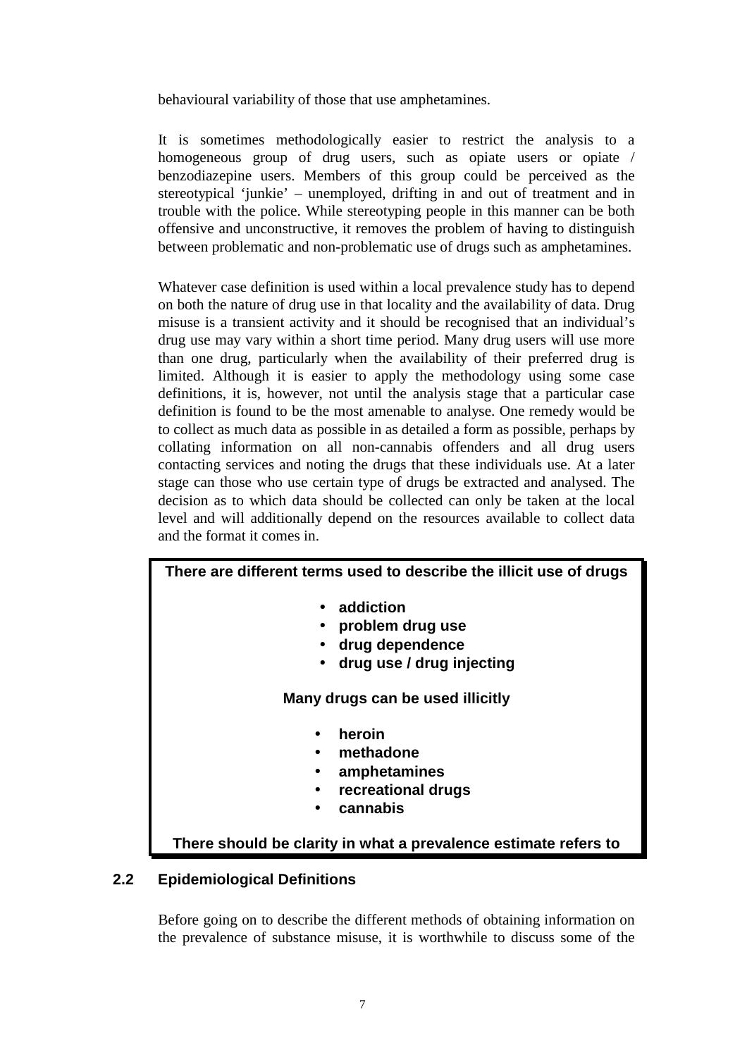behavioural variability of those that use amphetamines.

It is sometimes methodologically easier to restrict the analysis to a homogeneous group of drug users, such as opiate users or opiate / benzodiazepine users. Members of this group could be perceived as the stereotypical 'junkie' – unemployed, drifting in and out of treatment and in trouble with the police. While stereotyping people in this manner can be both offensive and unconstructive, it removes the problem of having to distinguish between problematic and non-problematic use of drugs such as amphetamines.

Whatever case definition is used within a local prevalence study has to depend on both the nature of drug use in that locality and the availability of data. Drug misuse is a transient activity and it should be recognised that an individual's drug use may vary within a short time period. Many drug users will use more than one drug, particularly when the availability of their preferred drug is limited. Although it is easier to apply the methodology using some case definitions, it is, however, not until the analysis stage that a particular case definition is found to be the most amenable to analyse. One remedy would be to collect as much data as possible in as detailed a form as possible, perhaps by collating information on all non-cannabis offenders and all drug users contacting services and noting the drugs that these individuals use. At a later stage can those who use certain type of drugs be extracted and analysed. The decision as to which data should be collected can only be taken at the local level and will additionally depend on the resources available to collect data and the format it comes in.

**There are different terms used to describe the illicit use of drugs**

- **addiction**
- **problem drug use**
- **drug dependence**
- **drug use / drug injecting**

**Many drugs can be used illicitly**

- **heroin**
- **methadone**
- **amphetamines**
- **recreational drugs**
- **cannabis**

**There should be clarity in what a prevalence estimate refers to**

## 2.2 Epidemiological Definitions

Before going on to describe the different methods of obtaining information on the prevalence of substance misuse, it is worthwhile to discuss some of the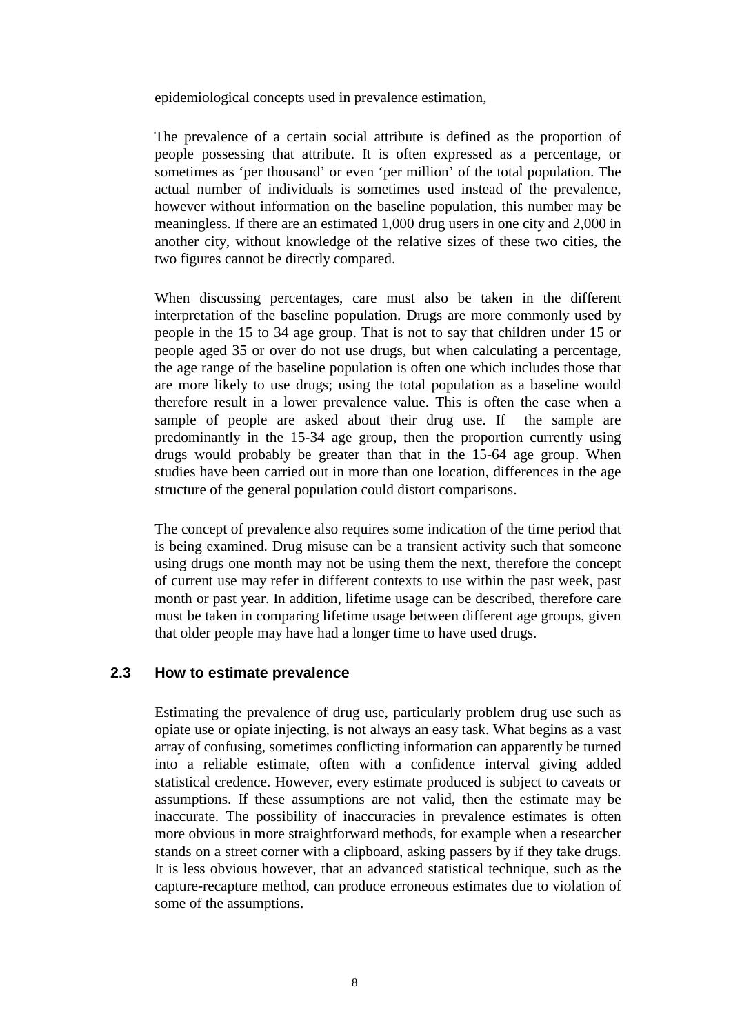epidemiological concepts used in prevalence estimation,

The prevalence of a certain social attribute is defined as the proportion of people possessing that attribute. It is often expressed as a percentage, or sometimes as 'per thousand' or even 'per million' of the total population. The actual number of individuals is sometimes used instead of the prevalence, however without information on the baseline population, this number may be meaningless. If there are an estimated 1,000 drug users in one city and 2,000 in another city, without knowledge of the relative sizes of these two cities, the two figures cannot be directly compared.

When discussing percentages, care must also be taken in the different interpretation of the baseline population. Drugs are more commonly used by people in the 15 to 34 age group. That is not to say that children under 15 or people aged 35 or over do not use drugs, but when calculating a percentage, the age range of the baseline population is often one which includes those that are more likely to use drugs; using the total population as a baseline would therefore result in a lower prevalence value. This is often the case when a sample of people are asked about their drug use. If the sample are predominantly in the 15-34 age group, then the proportion currently using drugs would probably be greater than that in the 15-64 age group. When studies have been carried out in more than one location, differences in the age structure of the general population could distort comparisons.

The concept of prevalence also requires some indication of the time period that is being examined. Drug misuse can be a transient activity such that someone using drugs one month may not be using them the next, therefore the concept of current use may refer in different contexts to use within the past week, past month or past year. In addition, lifetime usage can be described, therefore care must be taken in comparing lifetime usage between different age groups, given that older people may have had a longer time to have used drugs.

## 2.3 How to estimate prevalence

Estimating the prevalence of drug use, particularly problem drug use such as opiate use or opiate injecting, is not always an easy task. What begins as a vast array of confusing, sometimes conflicting information can apparently be turned into a reliable estimate, often with a confidence interval giving added statistical credence. However, every estimate produced is subject to caveats or assumptions. If these assumptions are not valid, then the estimate may be inaccurate. The possibility of inaccuracies in prevalence estimates is often more obvious in more straightforward methods, for example when a researcher stands on a street corner with a clipboard, asking passers by if they take drugs. It is less obvious however, that an advanced statistical technique, such as the capture-recapture method, can produce erroneous estimates due to violation of some of the assumptions.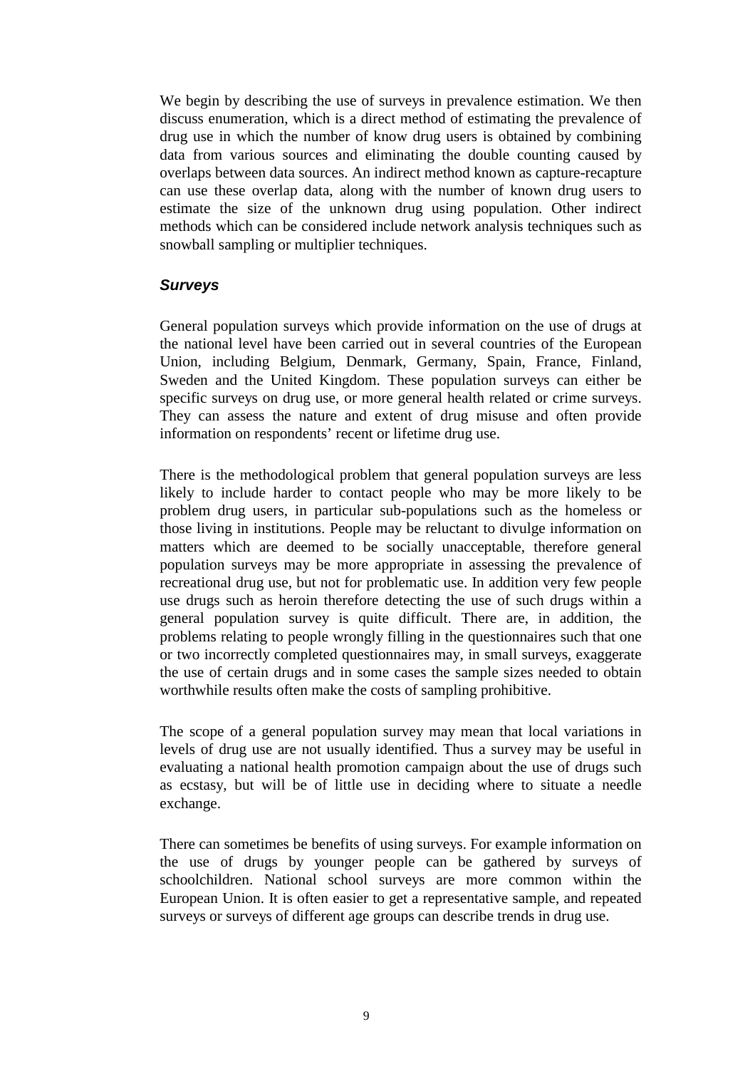We begin by describing the use of surveys in prevalence estimation. We then discuss enumeration, which is a direct method of estimating the prevalence of drug use in which the number of know drug users is obtained by combining data from various sources and eliminating the double counting caused by overlaps between data sources. An indirect method known as capture-recapture can use these overlap data, along with the number of known drug users to estimate the size of the unknown drug using population. Other indirect methods which can be considered include network analysis techniques such as snowball sampling or multiplier techniques.

### *Surveys*

General population surveys which provide information on the use of drugs at the national level have been carried out in several countries of the European Union, including Belgium, Denmark, Germany, Spain, France, Finland, Sweden and the United Kingdom. These population surveys can either be specific surveys on drug use, or more general health related or crime surveys. They can assess the nature and extent of drug misuse and often provide information on respondents' recent or lifetime drug use.

There is the methodological problem that general population surveys are less likely to include harder to contact people who may be more likely to be problem drug users, in particular sub-populations such as the homeless or those living in institutions. People may be reluctant to divulge information on matters which are deemed to be socially unacceptable, therefore general population surveys may be more appropriate in assessing the prevalence of recreational drug use, but not for problematic use. In addition very few people use drugs such as heroin therefore detecting the use of such drugs within a general population survey is quite difficult. There are, in addition, the problems relating to people wrongly filling in the questionnaires such that one or two incorrectly completed questionnaires may, in small surveys, exaggerate the use of certain drugs and in some cases the sample sizes needed to obtain worthwhile results often make the costs of sampling prohibitive.

The scope of a general population survey may mean that local variations in levels of drug use are not usually identified. Thus a survey may be useful in evaluating a national health promotion campaign about the use of drugs such as ecstasy, but will be of little use in deciding where to situate a needle exchange.

There can sometimes be benefits of using surveys. For example information on the use of drugs by younger people can be gathered by surveys of schoolchildren. National school surveys are more common within the European Union. It is often easier to get a representative sample, and repeated surveys or surveys of different age groups can describe trends in drug use.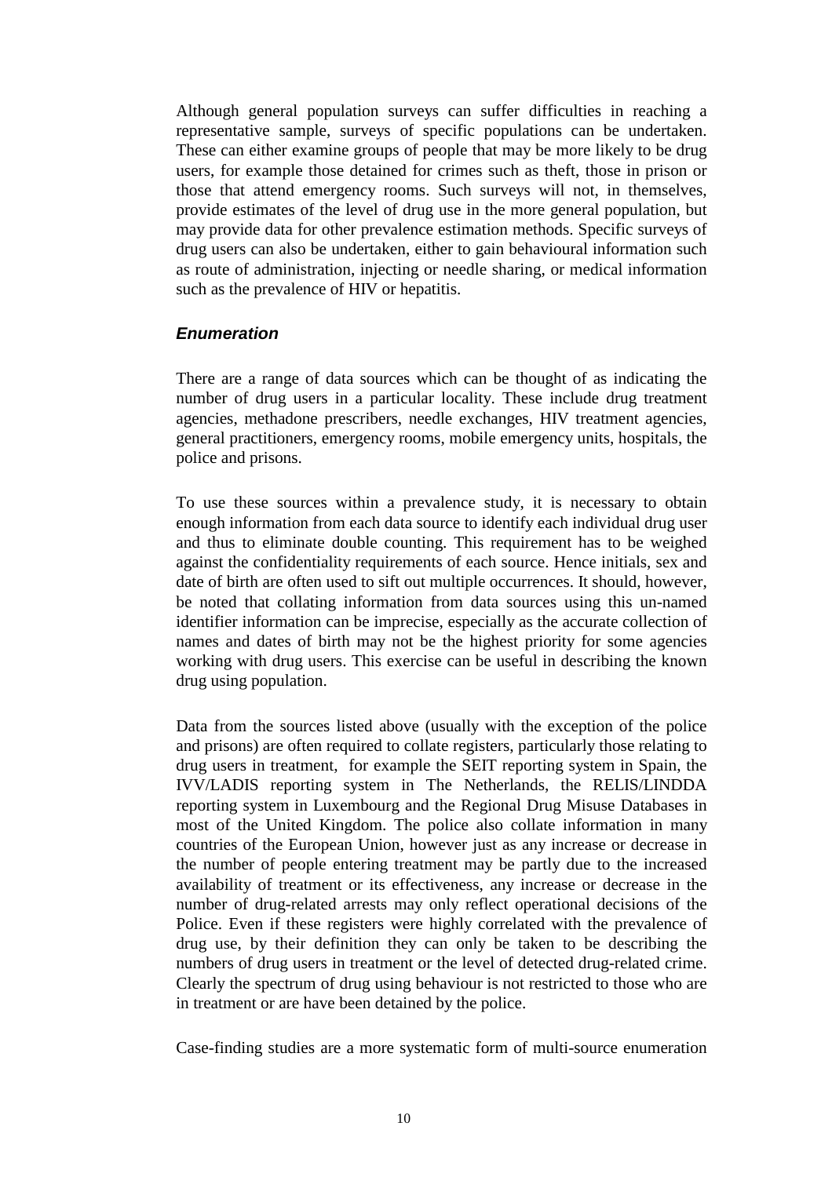Although general population surveys can suffer difficulties in reaching a representative sample, surveys of specific populations can be undertaken. These can either examine groups of people that may be more likely to be drug users, for example those detained for crimes such as theft, those in prison or those that attend emergency rooms. Such surveys will not, in themselves, provide estimates of the level of drug use in the more general population, but may provide data for other prevalence estimation methods. Specific surveys of drug users can also be undertaken, either to gain behavioural information such as route of administration, injecting or needle sharing, or medical information such as the prevalence of HIV or hepatitis.

### *Enumeration*

There are a range of data sources which can be thought of as indicating the number of drug users in a particular locality. These include drug treatment agencies, methadone prescribers, needle exchanges, HIV treatment agencies, general practitioners, emergency rooms, mobile emergency units, hospitals, the police and prisons.

To use these sources within a prevalence study, it is necessary to obtain enough information from each data source to identify each individual drug user and thus to eliminate double counting. This requirement has to be weighed against the confidentiality requirements of each source. Hence initials, sex and date of birth are often used to sift out multiple occurrences. It should, however, be noted that collating information from data sources using this un-named identifier information can be imprecise, especially as the accurate collection of names and dates of birth may not be the highest priority for some agencies working with drug users. This exercise can be useful in describing the known drug using population.

Data from the sources listed above (usually with the exception of the police and prisons) are often required to collate registers, particularly those relating to drug users in treatment, for example the SEIT reporting system in Spain, the IVV/LADIS reporting system in The Netherlands, the RELIS/LINDDA reporting system in Luxembourg and the Regional Drug Misuse Databases in most of the United Kingdom. The police also collate information in many countries of the European Union, however just as any increase or decrease in the number of people entering treatment may be partly due to the increased availability of treatment or its effectiveness, any increase or decrease in the number of drug-related arrests may only reflect operational decisions of the Police. Even if these registers were highly correlated with the prevalence of drug use, by their definition they can only be taken to be describing the numbers of drug users in treatment or the level of detected drug-related crime. Clearly the spectrum of drug using behaviour is not restricted to those who are in treatment or are have been detained by the police.

Case-finding studies are a more systematic form of multi-source enumeration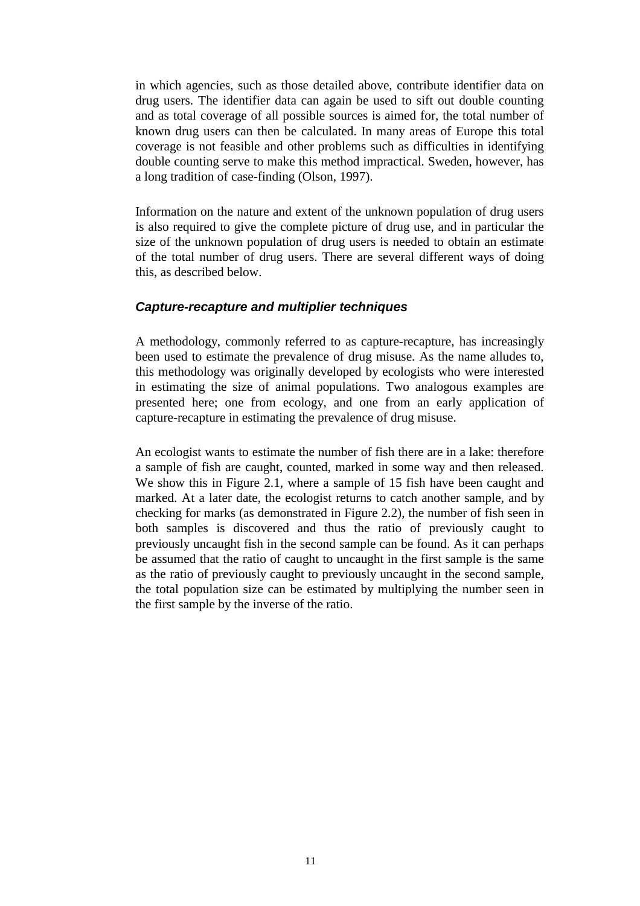in which agencies, such as those detailed above, contribute identifier data on drug users. The identifier data can again be used to sift out double counting and as total coverage of all possible sources is aimed for, the total number of known drug users can then be calculated. In many areas of Europe this total coverage is not feasible and other problems such as difficulties in identifying double counting serve to make this method impractical. Sweden, however, has a long tradition of case-finding (Olson, 1997).

Information on the nature and extent of the unknown population of drug users is also required to give the complete picture of drug use, and in particular the size of the unknown population of drug users is needed to obtain an estimate of the total number of drug users. There are several different ways of doing this, as described below.

### *Capture-recapture and multiplier techniques*

A methodology, commonly referred to as capture-recapture, has increasingly been used to estimate the prevalence of drug misuse. As the name alludes to, this methodology was originally developed by ecologists who were interested in estimating the size of animal populations. Two analogous examples are presented here; one from ecology, and one from an early application of capture-recapture in estimating the prevalence of drug misuse.

An ecologist wants to estimate the number of fish there are in a lake: therefore a sample of fish are caught, counted, marked in some way and then released. We show this in Figure 2.1, where a sample of 15 fish have been caught and marked. At a later date, the ecologist returns to catch another sample, and by checking for marks (as demonstrated in Figure 2.2), the number of fish seen in both samples is discovered and thus the ratio of previously caught to previously uncaught fish in the second sample can be found. As it can perhaps be assumed that the ratio of caught to uncaught in the first sample is the same as the ratio of previously caught to previously uncaught in the second sample, the total population size can be estimated by multiplying the number seen in the first sample by the inverse of the ratio.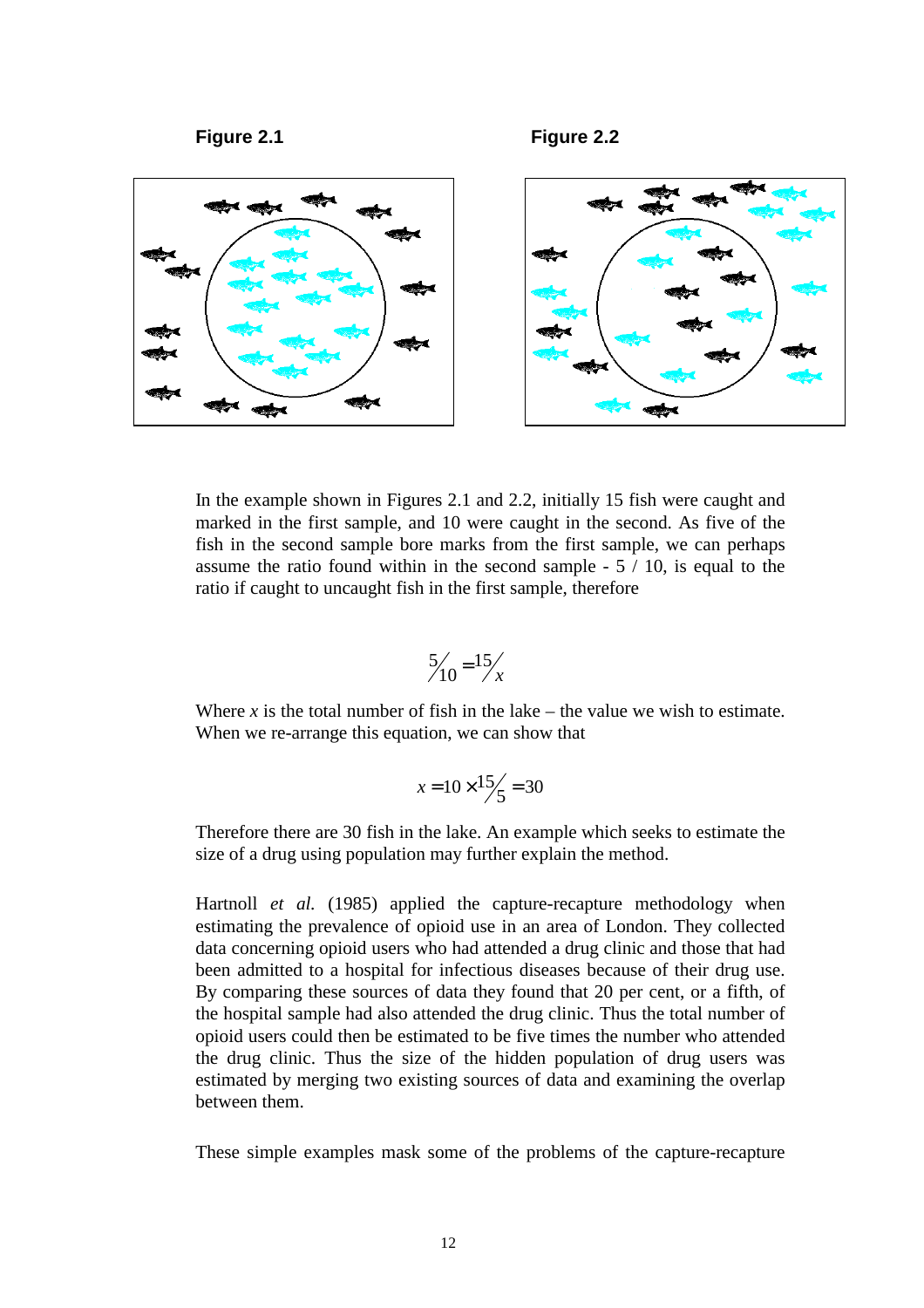**Figure 2.1**

**Figure 2.2**

In the example shown in Figures 2.1 and 2.2, initially 15 fish were caught and marked in the first sample, and 10 were caught in the second. As five of the fish in the second sample bore marks from the first sample, we can perhaps assume the ratio found within in the second sample - 5 / 10, is equal to the ratio if caught to uncaught fish in the first sample, therefore

$$\frac{5}{10} = \frac{15}{x}$$

Where $x$ is the total number of fish in the lake – the value we wish to estimate. When we re-arrange this equation, we can show that

$$x = 10 \times \frac{15}{5} = 30$$

Therefore there are 30 fish in the lake. An example which seeks to estimate the size of a drug using population may further explain the method.

Hartnoll *et al.* (1985) applied the capture-recapture methodology when estimating the prevalence of opioid use in an area of London. They collected data concerning opioid users who had attended a drug clinic and those that had been admitted to a hospital for infectious diseases because of their drug use. By comparing these sources of data they found that 20 per cent, or a fifth, of the hospital sample had also attended the drug clinic. Thus the total number of opioid users could then be estimated to be five times the number who attended the drug clinic. Thus the size of the hidden population of drug users was estimated by merging two existing sources of data and examining the overlap between them.

These simple examples mask some of the problems of the capture-recapture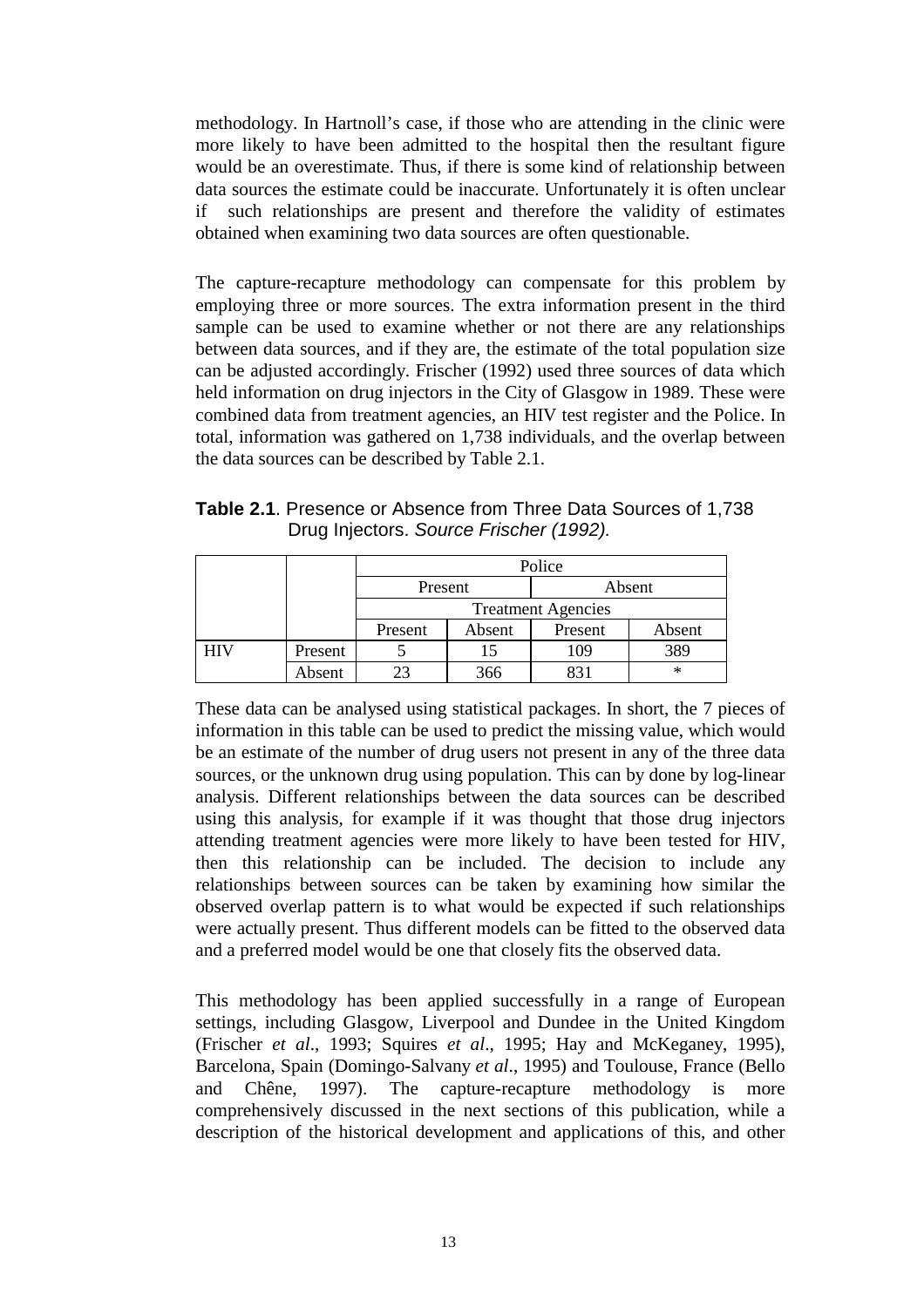methodology. In Hartnoll's case, if those who are attending in the clinic were more likely to have been admitted to the hospital then the resultant figure would be an overestimate. Thus, if there is some kind of relationship between data sources the estimate could be inaccurate. Unfortunately it is often unclear if such relationships are present and therefore the validity of estimates obtained when examining two data sources are often questionable.

The capture-recapture methodology can compensate for this problem by employing three or more sources. The extra information present in the third sample can be used to examine whether or not there are any relationships between data sources, and if they are, the estimate of the total population size can be adjusted accordingly. Frischer (1992) used three sources of data which held information on drug injectors in the City of Glasgow in 1989. These were combined data from treatment agencies, an HIV test register and the Police. In total, information was gathered on 1,738 individuals, and the overlap between the data sources can be described by Table 2.1.

**Table 2.1**. Presence or Absence from Three Data Sources of 1,738 Drug Injectors. *Source Frischer (1992).*

| | | Police | | | |
|---|---|---|---|---|---|
| | | Present | | Absent | |
| | | Treatment Agencies | | | |
| | | Present | Absent | Present | Absent |
| HIV | Present | 5 | 15 | 109 | 389 |
| | Absent | 23 | 366 | 831 | * |

These data can be analysed using statistical packages. In short, the 7 pieces of information in this table can be used to predict the missing value, which would be an estimate of the number of drug users not present in any of the three data sources, or the unknown drug using population. This can by done by log-linear analysis. Different relationships between the data sources can be described using this analysis, for example if it was thought that those drug injectors attending treatment agencies were more likely to have been tested for HIV, then this relationship can be included. The decision to include any relationships between sources can be taken by examining how similar the observed overlap pattern is to what would be expected if such relationships were actually present. Thus different models can be fitted to the observed data and a preferred model would be one that closely fits the observed data.

This methodology has been applied successfully in a range of European settings, including Glasgow, Liverpool and Dundee in the United Kingdom (Frischer *et al*., 1993; Squires *et al*., 1995; Hay and McKeganey, 1995), Barcelona, Spain (Domingo-Salvany *et al*., 1995) and Toulouse, France (Bello and Chêne, 1997). The capture-recapture methodology is more comprehensively discussed in the next sections of this publication, while a description of the historical development and applications of this, and other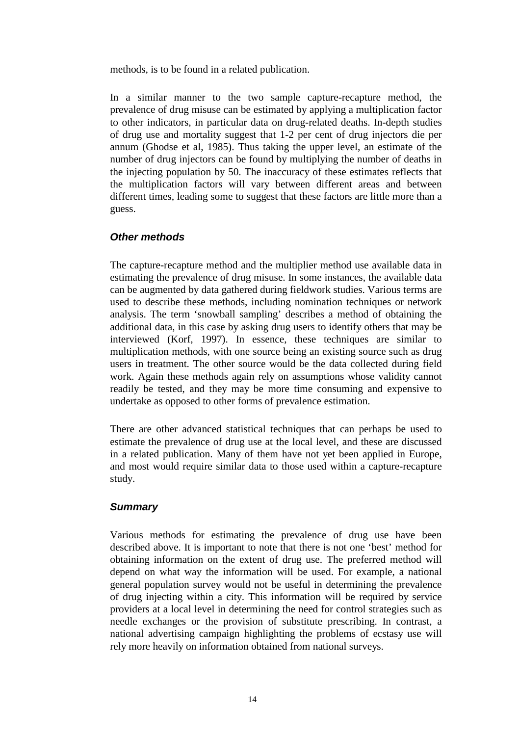methods, is to be found in a related publication.

In a similar manner to the two sample capture-recapture method, the prevalence of drug misuse can be estimated by applying a multiplication factor to other indicators, in particular data on drug-related deaths. In-depth studies of drug use and mortality suggest that 1-2 per cent of drug injectors die per annum (Ghodse et al, 1985). Thus taking the upper level, an estimate of the number of drug injectors can be found by multiplying the number of deaths in the injecting population by 50. The inaccuracy of these estimates reflects that the multiplication factors will vary between different areas and between different times, leading some to suggest that these factors are little more than a guess.

### *Other methods*

The capture-recapture method and the multiplier method use available data in estimating the prevalence of drug misuse. In some instances, the available data can be augmented by data gathered during fieldwork studies. Various terms are used to describe these methods, including nomination techniques or network analysis. The term 'snowball sampling' describes a method of obtaining the additional data, in this case by asking drug users to identify others that may be interviewed (Korf, 1997). In essence, these techniques are similar to multiplication methods, with one source being an existing source such as drug users in treatment. The other source would be the data collected during field work. Again these methods again rely on assumptions whose validity cannot readily be tested, and they may be more time consuming and expensive to undertake as opposed to other forms of prevalence estimation.

There are other advanced statistical techniques that can perhaps be used to estimate the prevalence of drug use at the local level, and these are discussed in a related publication. Many of them have not yet been applied in Europe, and most would require similar data to those used within a capture-recapture study.

### *Summary*

Various methods for estimating the prevalence of drug use have been described above. It is important to note that there is not one 'best' method for obtaining information on the extent of drug use. The preferred method will depend on what way the information will be used. For example, a national general population survey would not be useful in determining the prevalence of drug injecting within a city. This information will be required by service providers at a local level in determining the need for control strategies such as needle exchanges or the provision of substitute prescribing. In contrast, a national advertising campaign highlighting the problems of ecstasy use will rely more heavily on information obtained from national surveys.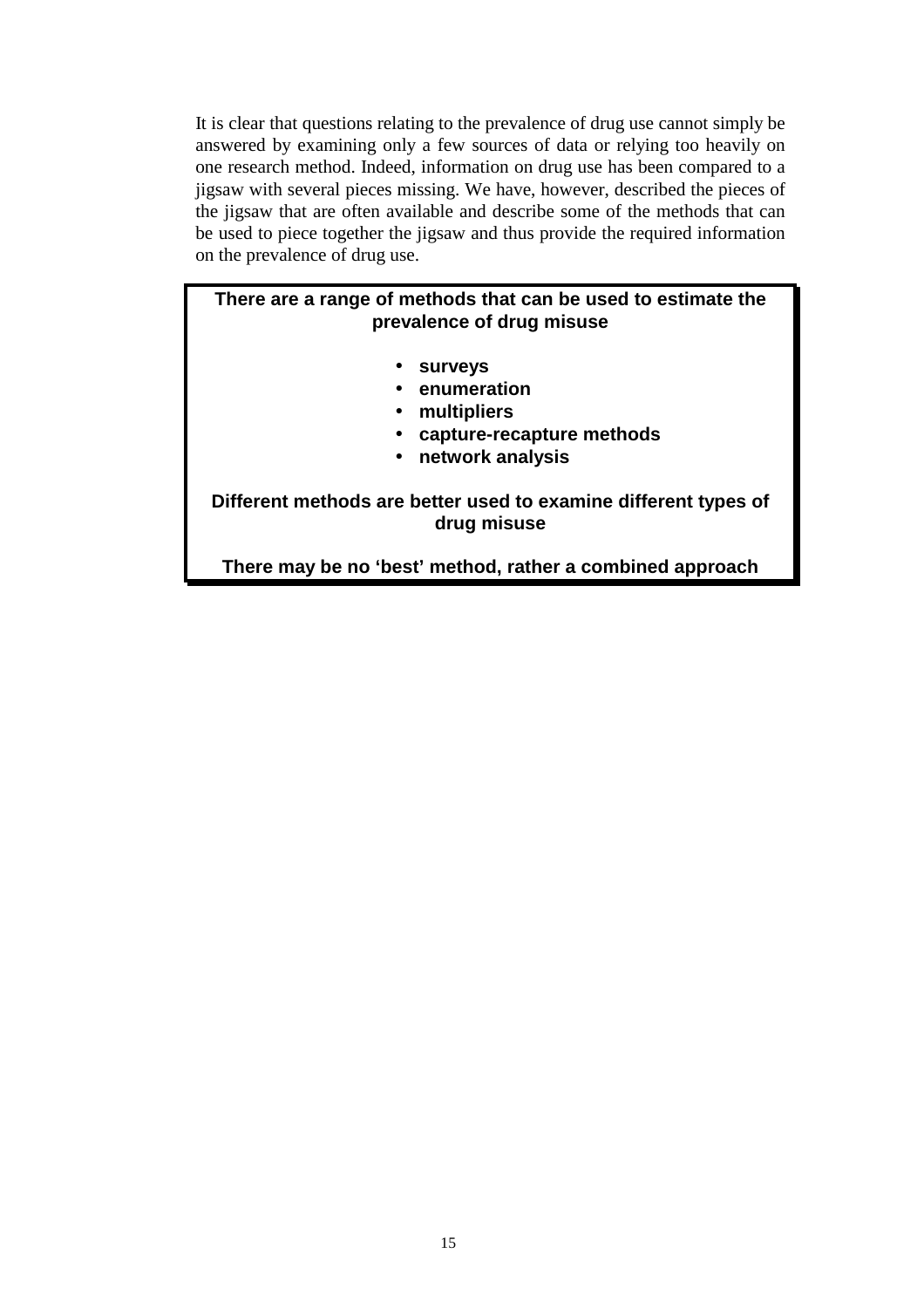It is clear that questions relating to the prevalence of drug use cannot simply be answered by examining only a few sources of data or relying too heavily on one research method. Indeed, information on drug use has been compared to a jigsaw with several pieces missing. We have, however, described the pieces of the jigsaw that are often available and describe some of the methods that can be used to piece together the jigsaw and thus provide the required information on the prevalence of drug use.

**There are a range of methods that can be used to estimate the prevalence of drug misuse**

- **surveys**
- **enumeration**
- **multipliers**
- **capture-recapture methods**
- **network analysis**

**Different methods are better used to examine different types of drug misuse**

**There may be no 'best' method, rather a combined approach**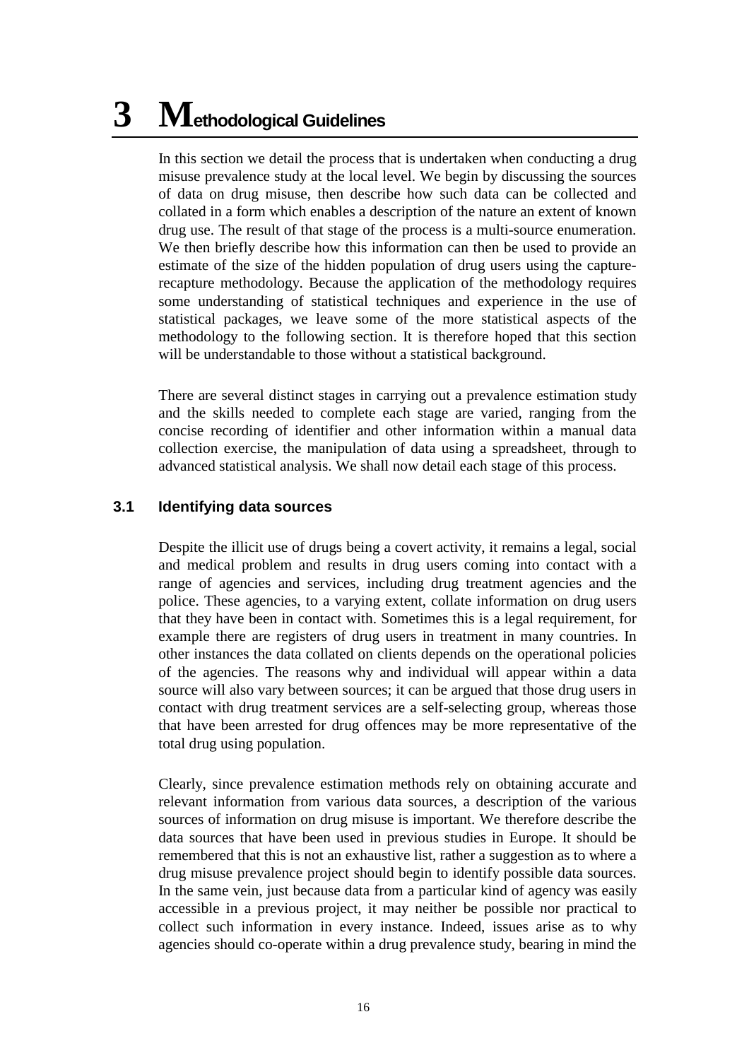# 3 Methodological Guidelines

In this section we detail the process that is undertaken when conducting a drug misuse prevalence study at the local level. We begin by discussing the sources of data on drug misuse, then describe how such data can be collected and collated in a form which enables a description of the nature an extent of known drug use. The result of that stage of the process is a multi-source enumeration. We then briefly describe how this information can then be used to provide an estimate of the size of the hidden population of drug users using the capture-recapture methodology. Because the application of the methodology requires some understanding of statistical techniques and experience in the use of statistical packages, we leave some of the more statistical aspects of the methodology to the following section. It is therefore hoped that this section will be understandable to those without a statistical background.

There are several distinct stages in carrying out a prevalence estimation study and the skills needed to complete each stage are varied, ranging from the concise recording of identifier and other information within a manual data collection exercise, the manipulation of data using a spreadsheet, through to advanced statistical analysis. We shall now detail each stage of this process.

## 3.1 Identifying data sources

Despite the illicit use of drugs being a covert activity, it remains a legal, social and medical problem and results in drug users coming into contact with a range of agencies and services, including drug treatment agencies and the police. These agencies, to a varying extent, collate information on drug users that they have been in contact with. Sometimes this is a legal requirement, for example there are registers of drug users in treatment in many countries. In other instances the data collated on clients depends on the operational policies of the agencies. The reasons why and individual will appear within a data source will also vary between sources; it can be argued that those drug users in contact with drug treatment services are a self-selecting group, whereas those that have been arrested for drug offences may be more representative of the total drug using population.

Clearly, since prevalence estimation methods rely on obtaining accurate and relevant information from various data sources, a description of the various sources of information on drug misuse is important. We therefore describe the data sources that have been used in previous studies in Europe. It should be remembered that this is not an exhaustive list, rather a suggestion as to where a drug misuse prevalence project should begin to identify possible data sources. In the same vein, just because data from a particular kind of agency was easily accessible in a previous project, it may neither be possible nor practical to collect such information in every instance. Indeed, issues arise as to why agencies should co-operate within a drug prevalence study, bearing in mind the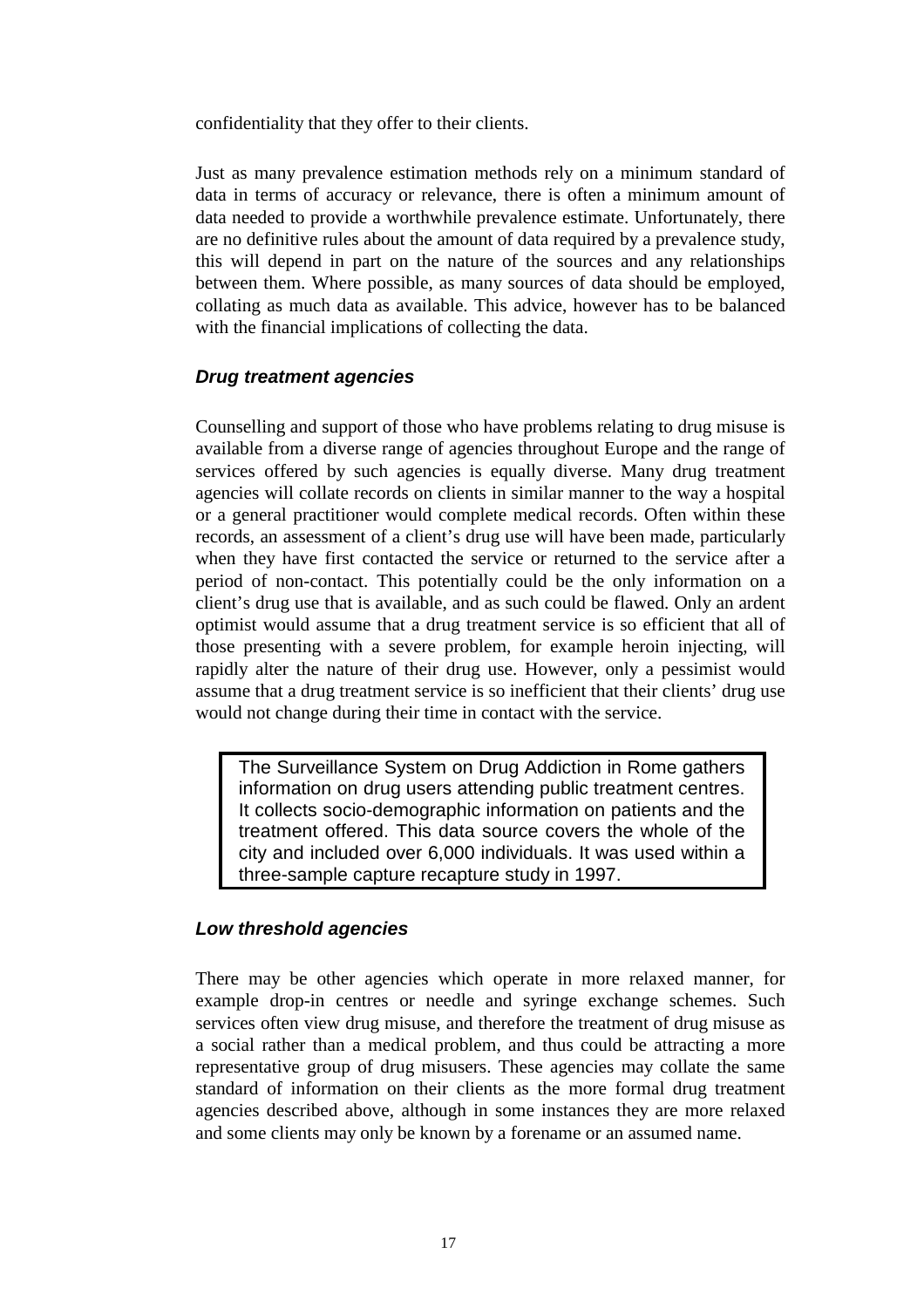confidentiality that they offer to their clients.

Just as many prevalence estimation methods rely on a minimum standard of data in terms of accuracy or relevance, there is often a minimum amount of data needed to provide a worthwhile prevalence estimate. Unfortunately, there are no definitive rules about the amount of data required by a prevalence study, this will depend in part on the nature of the sources and any relationships between them. Where possible, as many sources of data should be employed, collating as much data as available. This advice, however has to be balanced with the financial implications of collecting the data.

### *Drug treatment agencies*

Counselling and support of those who have problems relating to drug misuse is available from a diverse range of agencies throughout Europe and the range of services offered by such agencies is equally diverse. Many drug treatment agencies will collate records on clients in similar manner to the way a hospital or a general practitioner would complete medical records. Often within these records, an assessment of a client's drug use will have been made, particularly when they have first contacted the service or returned to the service after a period of non-contact. This potentially could be the only information on a client's drug use that is available, and as such could be flawed. Only an ardent optimist would assume that a drug treatment service is so efficient that all of those presenting with a severe problem, for example heroin injecting, will rapidly alter the nature of their drug use. However, only a pessimist would assume that a drug treatment service is so inefficient that their clients' drug use would not change during their time in contact with the service.

> The Surveillance System on Drug Addiction in Rome gathers information on drug users attending public treatment centres. It collects socio-demographic information on patients and the treatment offered. This data source covers the whole of the city and included over 6,000 individuals. It was used within a three-sample capture recapture study in 1997.

### *Low threshold agencies*

There may be other agencies which operate in more relaxed manner, for example drop-in centres or needle and syringe exchange schemes. Such services often view drug misuse, and therefore the treatment of drug misuse as a social rather than a medical problem, and thus could be attracting a more representative group of drug misusers. These agencies may collate the same standard of information on their clients as the more formal drug treatment agencies described above, although in some instances they are more relaxed and some clients may only be known by a forename or an assumed name.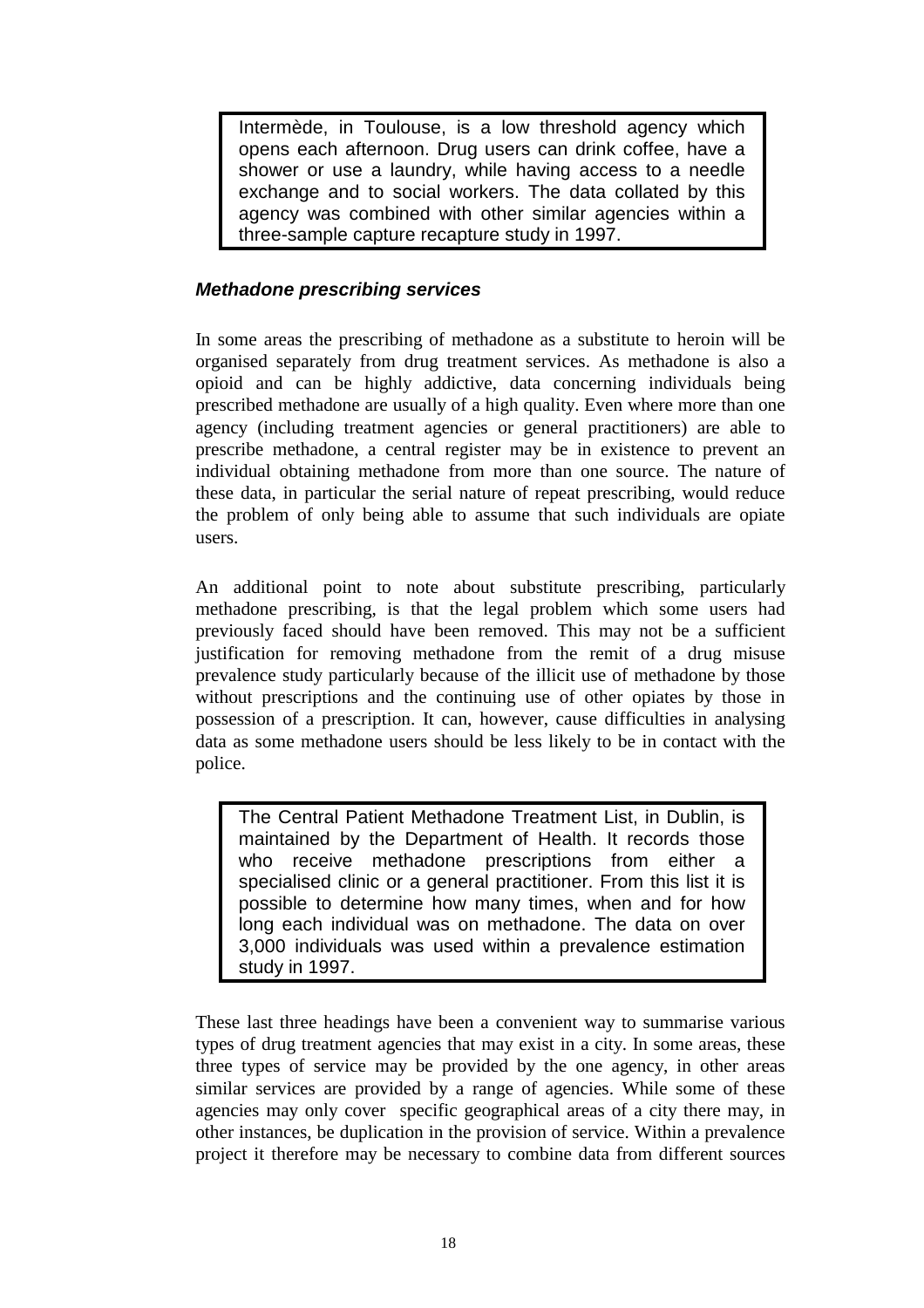> Intermède, in Toulouse, is a low threshold agency which opens each afternoon. Drug users can drink coffee, have a shower or use a laundry, while having access to a needle exchange and to social workers. The data collated by this agency was combined with other similar agencies within a three-sample capture recapture study in 1997.

### *Methadone prescribing services*

In some areas the prescribing of methadone as a substitute to heroin will be organised separately from drug treatment services. As methadone is also a opioid and can be highly addictive, data concerning individuals being prescribed methadone are usually of a high quality. Even where more than one agency (including treatment agencies or general practitioners) are able to prescribe methadone, a central register may be in existence to prevent an individual obtaining methadone from more than one source. The nature of these data, in particular the serial nature of repeat prescribing, would reduce the problem of only being able to assume that such individuals are opiate users.

An additional point to note about substitute prescribing, particularly methadone prescribing, is that the legal problem which some users had previously faced should have been removed. This may not be a sufficient justification for removing methadone from the remit of a drug misuse prevalence study particularly because of the illicit use of methadone by those without prescriptions and the continuing use of other opiates by those in possession of a prescription. It can, however, cause difficulties in analysing data as some methadone users should be less likely to be in contact with the police.

> The Central Patient Methadone Treatment List, in Dublin, is maintained by the Department of Health. It records those who receive methadone prescriptions from either a specialised clinic or a general practitioner. From this list it is possible to determine how many times, when and for how long each individual was on methadone. The data on over 3,000 individuals was used within a prevalence estimation study in 1997.

These last three headings have been a convenient way to summarise various types of drug treatment agencies that may exist in a city. In some areas, these three types of service may be provided by the one agency, in other areas similar services are provided by a range of agencies. While some of these agencies may only cover specific geographical areas of a city there may, in other instances, be duplication in the provision of service. Within a prevalence project it therefore may be necessary to combine data from different sources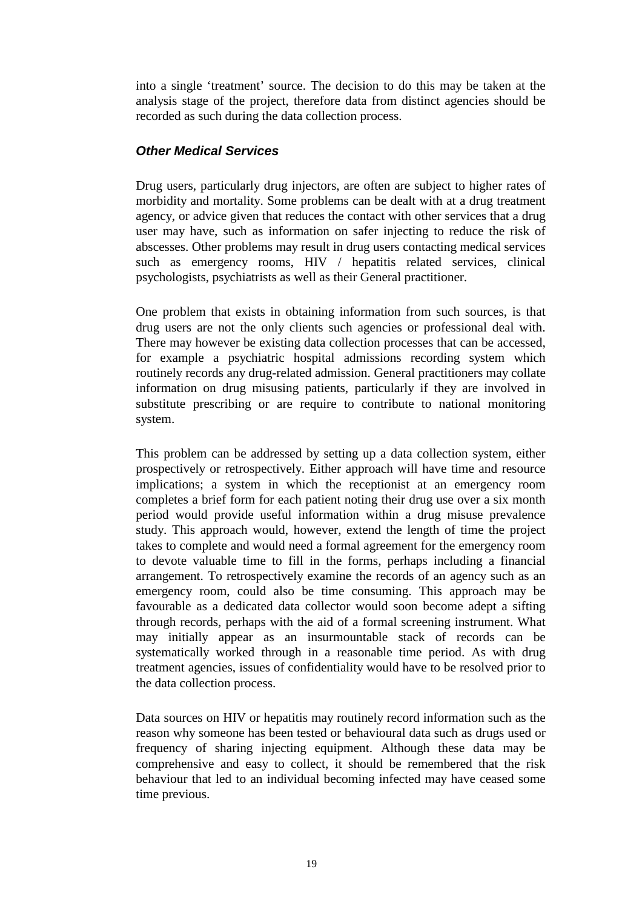into a single 'treatment' source. The decision to do this may be taken at the analysis stage of the project, therefore data from distinct agencies should be recorded as such during the data collection process.

### *Other Medical Services*

Drug users, particularly drug injectors, are often are subject to higher rates of morbidity and mortality. Some problems can be dealt with at a drug treatment agency, or advice given that reduces the contact with other services that a drug user may have, such as information on safer injecting to reduce the risk of abscesses. Other problems may result in drug users contacting medical services such as emergency rooms, HIV / hepatitis related services, clinical psychologists, psychiatrists as well as their General practitioner.

One problem that exists in obtaining information from such sources, is that drug users are not the only clients such agencies or professional deal with. There may however be existing data collection processes that can be accessed, for example a psychiatric hospital admissions recording system which routinely records any drug-related admission. General practitioners may collate information on drug misusing patients, particularly if they are involved in substitute prescribing or are require to contribute to national monitoring system.

This problem can be addressed by setting up a data collection system, either prospectively or retrospectively. Either approach will have time and resource implications; a system in which the receptionist at an emergency room completes a brief form for each patient noting their drug use over a six month period would provide useful information within a drug misuse prevalence study. This approach would, however, extend the length of time the project takes to complete and would need a formal agreement for the emergency room to devote valuable time to fill in the forms, perhaps including a financial arrangement. To retrospectively examine the records of an agency such as an emergency room, could also be time consuming. This approach may be favourable as a dedicated data collector would soon become adept a sifting through records, perhaps with the aid of a formal screening instrument. What may initially appear as an insurmountable stack of records can be systematically worked through in a reasonable time period. As with drug treatment agencies, issues of confidentiality would have to be resolved prior to the data collection process.

Data sources on HIV or hepatitis may routinely record information such as the reason why someone has been tested or behavioural data such as drugs used or frequency of sharing injecting equipment. Although these data may be comprehensive and easy to collect, it should be remembered that the risk behaviour that led to an individual becoming infected may have ceased some time previous.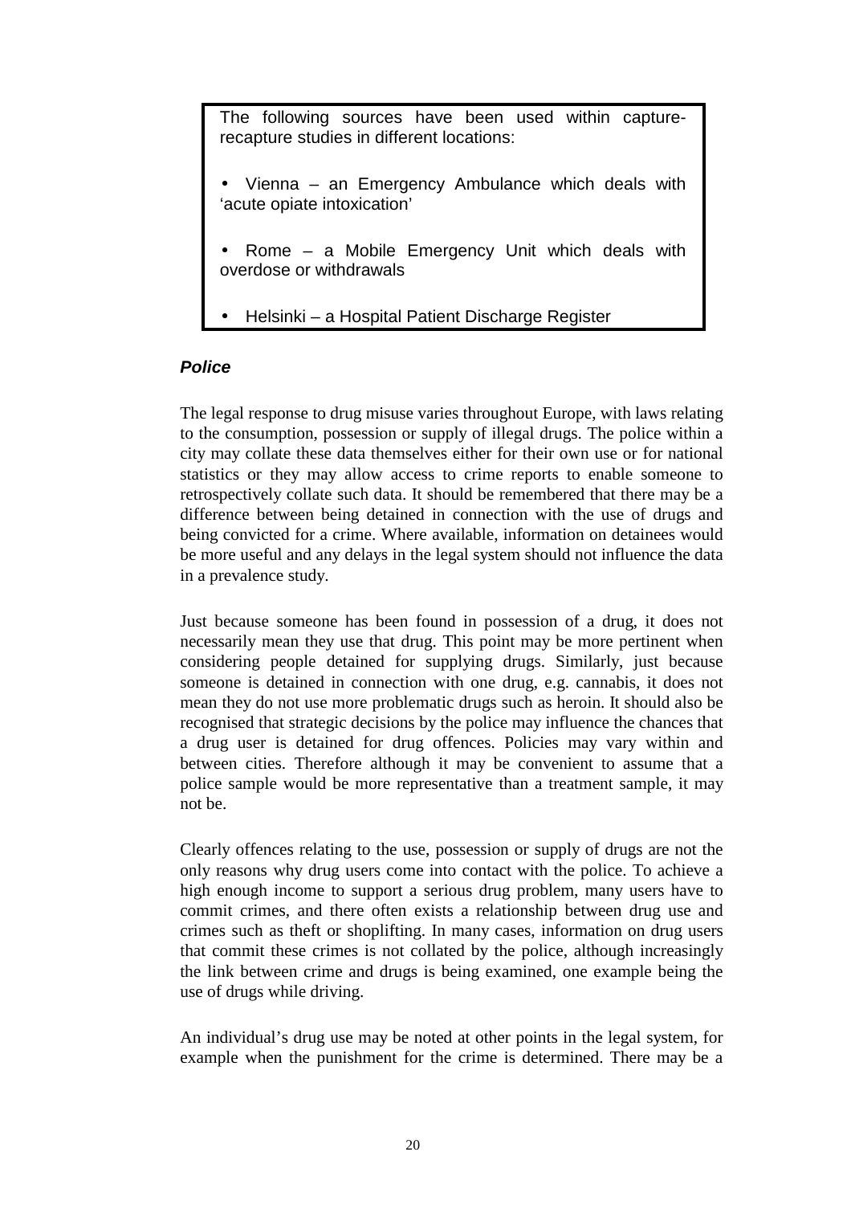> The following sources have been used within capture-recapture studies in different locations:
>
> - Vienna – an Emergency Ambulance which deals with 'acute opiate intoxication'
>
> - Rome – a Mobile Emergency Unit which deals with overdose or withdrawals
>
> - Helsinki – a Hospital Patient Discharge Register

### ***Police***

The legal response to drug misuse varies throughout Europe, with laws relating to the consumption, possession or supply of illegal drugs. The police within a city may collate these data themselves either for their own use or for national statistics or they may allow access to crime reports to enable someone to retrospectively collate such data. It should be remembered that there may be a difference between being detained in connection with the use of drugs and being convicted for a crime. Where available, information on detainees would be more useful and any delays in the legal system should not influence the data in a prevalence study.

Just because someone has been found in possession of a drug, it does not necessarily mean they use that drug. This point may be more pertinent when considering people detained for supplying drugs. Similarly, just because someone is detained in connection with one drug, e.g. cannabis, it does not mean they do not use more problematic drugs such as heroin. It should also be recognised that strategic decisions by the police may influence the chances that a drug user is detained for drug offences. Policies may vary within and between cities. Therefore although it may be convenient to assume that a police sample would be more representative than a treatment sample, it may not be.

Clearly offences relating to the use, possession or supply of drugs are not the only reasons why drug users come into contact with the police. To achieve a high enough income to support a serious drug problem, many users have to commit crimes, and there often exists a relationship between drug use and crimes such as theft or shoplifting. In many cases, information on drug users that commit these crimes is not collated by the police, although increasingly the link between crime and drugs is being examined, one example being the use of drugs while driving.

An individual's drug use may be noted at other points in the legal system, for example when the punishment for the crime is determined. There may be a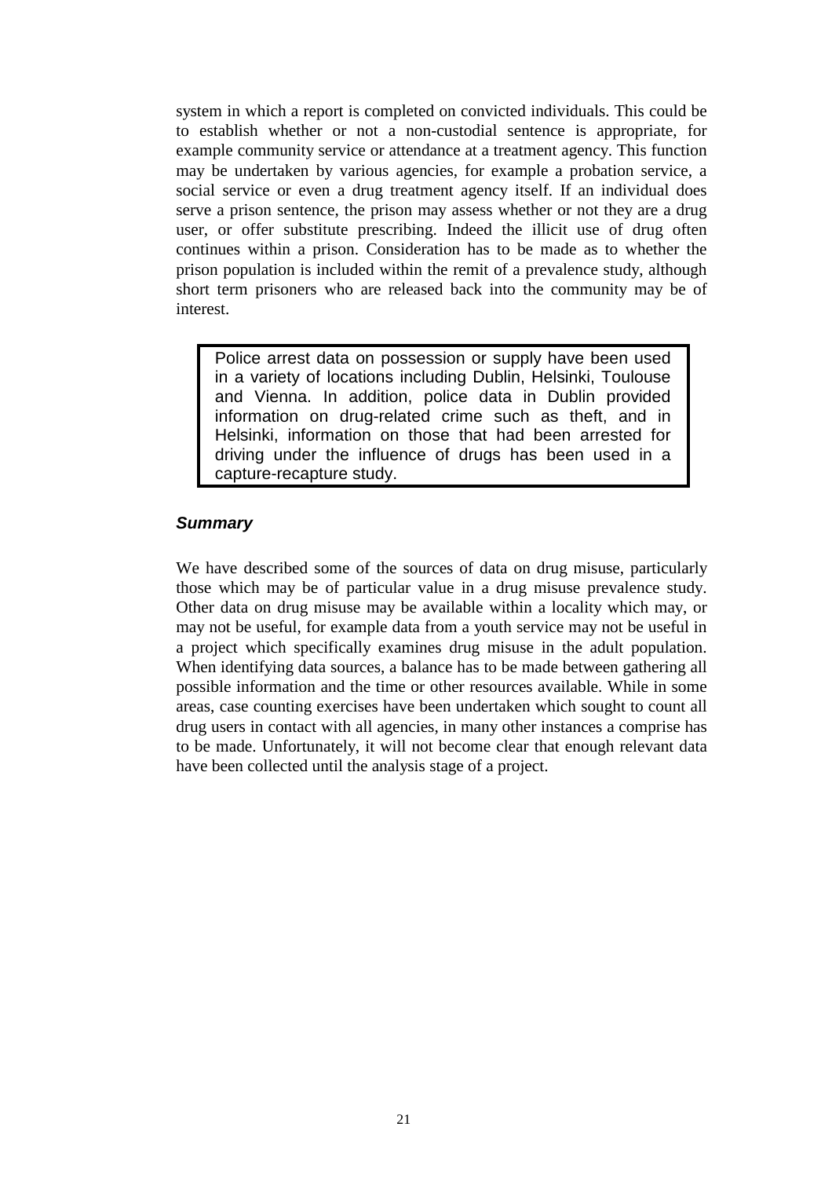system in which a report is completed on convicted individuals. This could be to establish whether or not a non-custodial sentence is appropriate, for example community service or attendance at a treatment agency. This function may be undertaken by various agencies, for example a probation service, a social service or even a drug treatment agency itself. If an individual does serve a prison sentence, the prison may assess whether or not they are a drug user, or offer substitute prescribing. Indeed the illicit use of drug often continues within a prison. Consideration has to be made as to whether the prison population is included within the remit of a prevalence study, although short term prisoners who are released back into the community may be of interest.

> Police arrest data on possession or supply have been used in a variety of locations including Dublin, Helsinki, Toulouse and Vienna. In addition, police data in Dublin provided information on drug-related crime such as theft, and in Helsinki, information on those that had been arrested for driving under the influence of drugs has been used in a capture-recapture study.

### *Summary*

We have described some of the sources of data on drug misuse, particularly those which may be of particular value in a drug misuse prevalence study. Other data on drug misuse may be available within a locality which may, or may not be useful, for example data from a youth service may not be useful in a project which specifically examines drug misuse in the adult population. When identifying data sources, a balance has to be made between gathering all possible information and the time or other resources available. While in some areas, case counting exercises have been undertaken which sought to count all drug users in contact with all agencies, in many other instances a comprise has to be made. Unfortunately, it will not become clear that enough relevant data have been collected until the analysis stage of a project.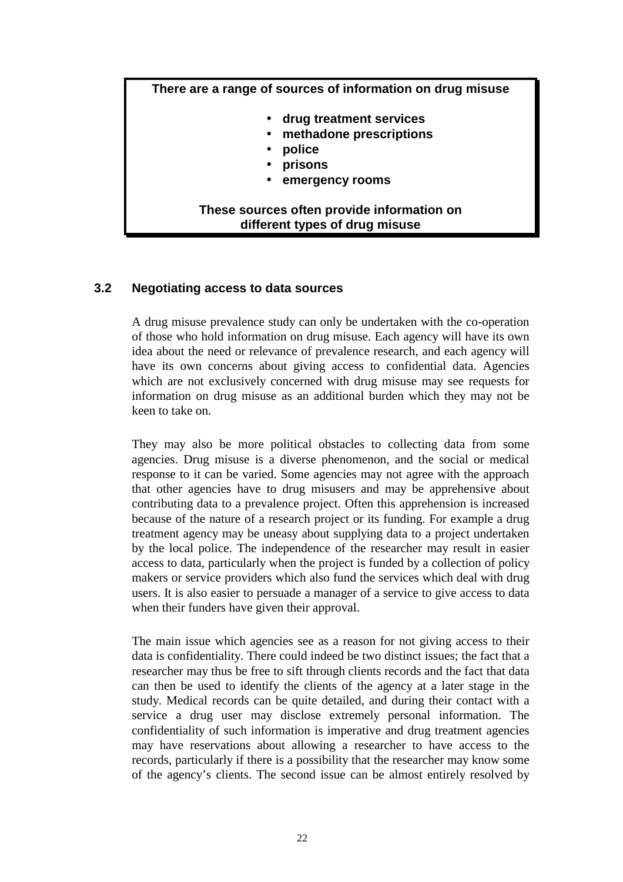**There are a range of sources of information on drug misuse**

- **drug treatment services**
- **methadone prescriptions**
- **police**
- **prisons**
- **emergency rooms**

**These sources often provide information on different types of drug misuse**

### 3.2 Negotiating access to data sources

A drug misuse prevalence study can only be undertaken with the co-operation of those who hold information on drug misuse. Each agency will have its own idea about the need or relevance of prevalence research, and each agency will have its own concerns about giving access to confidential data. Agencies which are not exclusively concerned with drug misuse may see requests for information on drug misuse as an additional burden which they may not be keen to take on.

They may also be more political obstacles to collecting data from some agencies. Drug misuse is a diverse phenomenon, and the social or medical response to it can be varied. Some agencies may not agree with the approach that other agencies have to drug misusers and may be apprehensive about contributing data to a prevalence project. Often this apprehension is increased because of the nature of a research project or its funding. For example a drug treatment agency may be uneasy about supplying data to a project undertaken by the local police. The independence of the researcher may result in easier access to data, particularly when the project is funded by a collection of policy makers or service providers which also fund the services which deal with drug users. It is also easier to persuade a manager of a service to give access to data when their funders have given their approval.

The main issue which agencies see as a reason for not giving access to their data is confidentiality. There could indeed be two distinct issues; the fact that a researcher may thus be free to sift through clients records and the fact that data can then be used to identify the clients of the agency at a later stage in the study. Medical records can be quite detailed, and during their contact with a service a drug user may disclose extremely personal information. The confidentiality of such information is imperative and drug treatment agencies may have reservations about allowing a researcher to have access to the records, particularly if there is a possibility that the researcher may know some of the agency's clients. The second issue can be almost entirely resolved by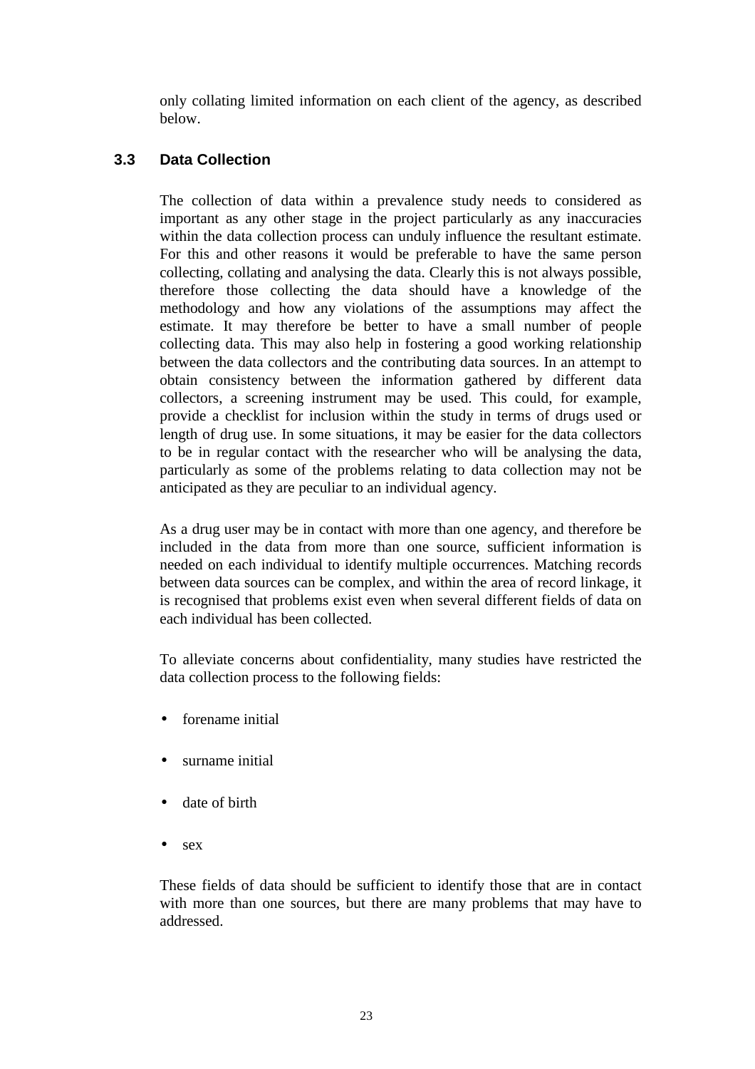only collating limited information on each client of the agency, as described below.

### 3.3 Data Collection

The collection of data within a prevalence study needs to considered as important as any other stage in the project particularly as any inaccuracies within the data collection process can unduly influence the resultant estimate. For this and other reasons it would be preferable to have the same person collecting, collating and analysing the data. Clearly this is not always possible, therefore those collecting the data should have a knowledge of the methodology and how any violations of the assumptions may affect the estimate. It may therefore be better to have a small number of people collecting data. This may also help in fostering a good working relationship between the data collectors and the contributing data sources. In an attempt to obtain consistency between the information gathered by different data collectors, a screening instrument may be used. This could, for example, provide a checklist for inclusion within the study in terms of drugs used or length of drug use. In some situations, it may be easier for the data collectors to be in regular contact with the researcher who will be analysing the data, particularly as some of the problems relating to data collection may not be anticipated as they are peculiar to an individual agency.

As a drug user may be in contact with more than one agency, and therefore be included in the data from more than one source, sufficient information is needed on each individual to identify multiple occurrences. Matching records between data sources can be complex, and within the area of record linkage, it is recognised that problems exist even when several different fields of data on each individual has been collected.

To alleviate concerns about confidentiality, many studies have restricted the data collection process to the following fields:

- forename initial
- surname initial
- date of birth
- sex

These fields of data should be sufficient to identify those that are in contact with more than one sources, but there are many problems that may have to addressed.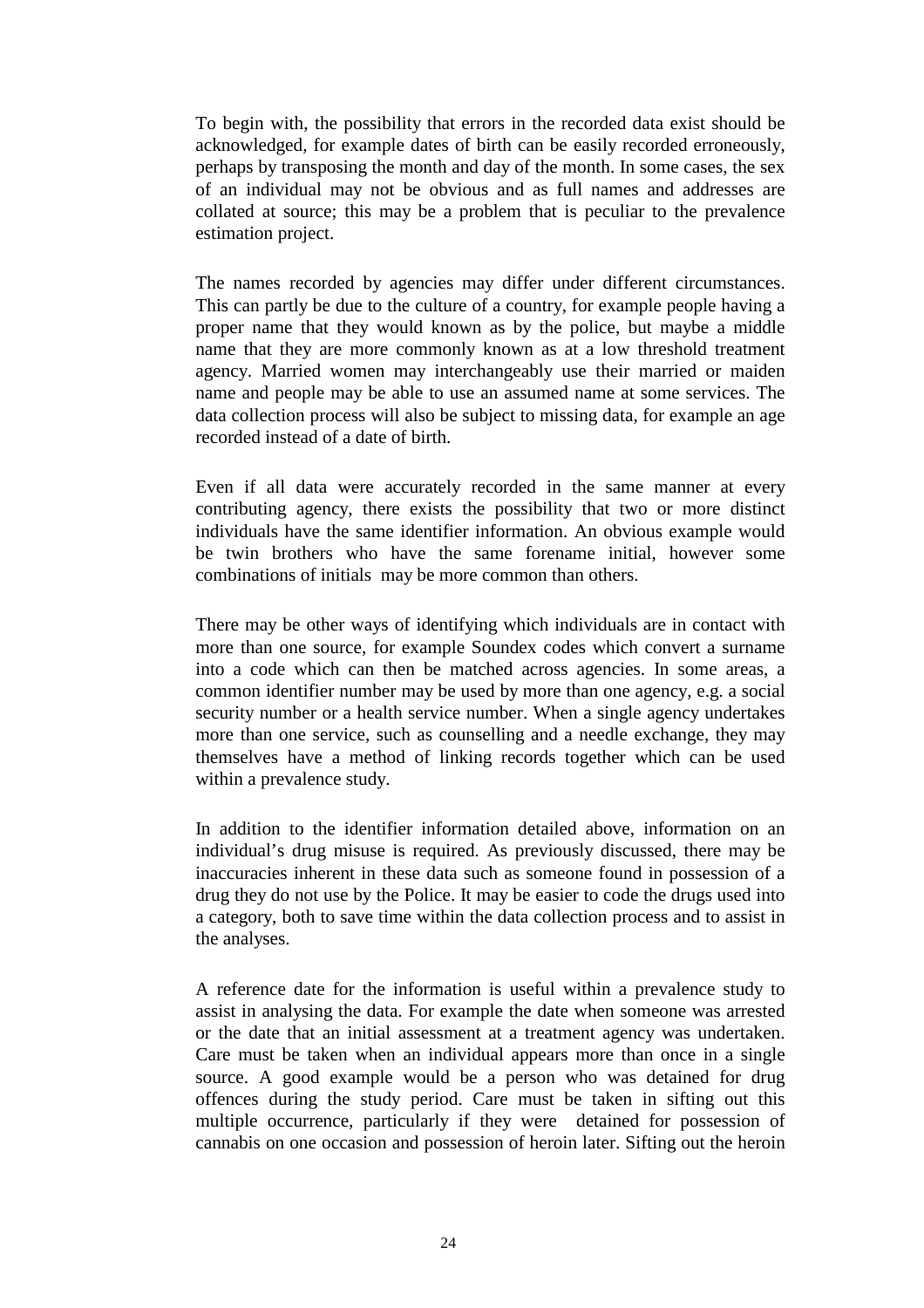To begin with, the possibility that errors in the recorded data exist should be acknowledged, for example dates of birth can be easily recorded erroneously, perhaps by transposing the month and day of the month. In some cases, the sex of an individual may not be obvious and as full names and addresses are collated at source; this may be a problem that is peculiar to the prevalence estimation project.

The names recorded by agencies may differ under different circumstances. This can partly be due to the culture of a country, for example people having a proper name that they would known as by the police, but maybe a middle name that they are more commonly known as at a low threshold treatment agency. Married women may interchangeably use their married or maiden name and people may be able to use an assumed name at some services. The data collection process will also be subject to missing data, for example an age recorded instead of a date of birth.

Even if all data were accurately recorded in the same manner at every contributing agency, there exists the possibility that two or more distinct individuals have the same identifier information. An obvious example would be twin brothers who have the same forename initial, however some combinations of initials may be more common than others.

There may be other ways of identifying which individuals are in contact with more than one source, for example Soundex codes which convert a surname into a code which can then be matched across agencies. In some areas, a common identifier number may be used by more than one agency, e.g. a social security number or a health service number. When a single agency undertakes more than one service, such as counselling and a needle exchange, they may themselves have a method of linking records together which can be used within a prevalence study.

In addition to the identifier information detailed above, information on an individual's drug misuse is required. As previously discussed, there may be inaccuracies inherent in these data such as someone found in possession of a drug they do not use by the Police. It may be easier to code the drugs used into a category, both to save time within the data collection process and to assist in the analyses.

A reference date for the information is useful within a prevalence study to assist in analysing the data. For example the date when someone was arrested or the date that an initial assessment at a treatment agency was undertaken. Care must be taken when an individual appears more than once in a single source. A good example would be a person who was detained for drug offences during the study period. Care must be taken in sifting out this multiple occurrence, particularly if they were detained for possession of cannabis on one occasion and possession of heroin later. Sifting out the heroin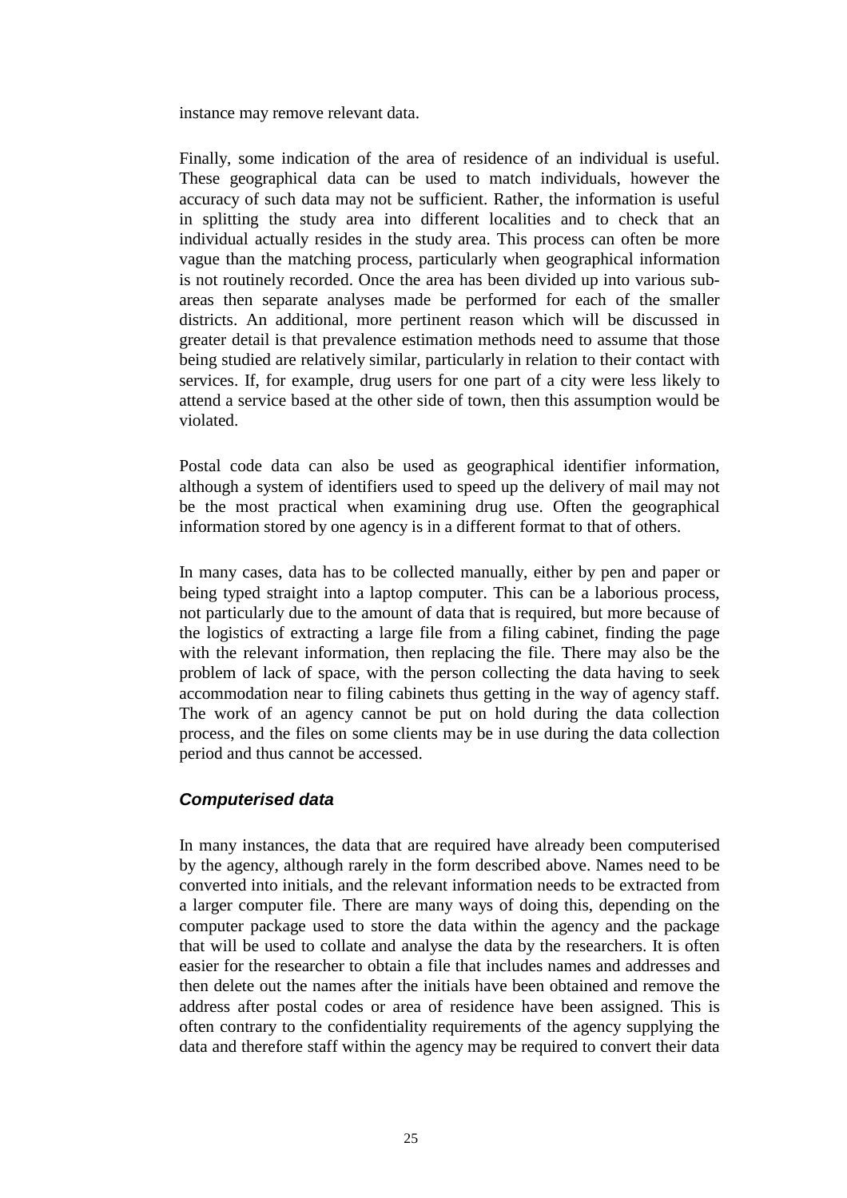instance may remove relevant data.

Finally, some indication of the area of residence of an individual is useful. These geographical data can be used to match individuals, however the accuracy of such data may not be sufficient. Rather, the information is useful in splitting the study area into different localities and to check that an individual actually resides in the study area. This process can often be more vague than the matching process, particularly when geographical information is not routinely recorded. Once the area has been divided up into various sub-areas then separate analyses made be performed for each of the smaller districts. An additional, more pertinent reason which will be discussed in greater detail is that prevalence estimation methods need to assume that those being studied are relatively similar, particularly in relation to their contact with services. If, for example, drug users for one part of a city were less likely to attend a service based at the other side of town, then this assumption would be violated.

Postal code data can also be used as geographical identifier information, although a system of identifiers used to speed up the delivery of mail may not be the most practical when examining drug use. Often the geographical information stored by one agency is in a different format to that of others.

In many cases, data has to be collected manually, either by pen and paper or being typed straight into a laptop computer. This can be a laborious process, not particularly due to the amount of data that is required, but more because of the logistics of extracting a large file from a filing cabinet, finding the page with the relevant information, then replacing the file. There may also be the problem of lack of space, with the person collecting the data having to seek accommodation near to filing cabinets thus getting in the way of agency staff. The work of an agency cannot be put on hold during the data collection process, and the files on some clients may be in use during the data collection period and thus cannot be accessed.

### *Computerised data*

In many instances, the data that are required have already been computerised by the agency, although rarely in the form described above. Names need to be converted into initials, and the relevant information needs to be extracted from a larger computer file. There are many ways of doing this, depending on the computer package used to store the data within the agency and the package that will be used to collate and analyse the data by the researchers. It is often easier for the researcher to obtain a file that includes names and addresses and then delete out the names after the initials have been obtained and remove the address after postal codes or area of residence have been assigned. This is often contrary to the confidentiality requirements of the agency supplying the data and therefore staff within the agency may be required to convert their data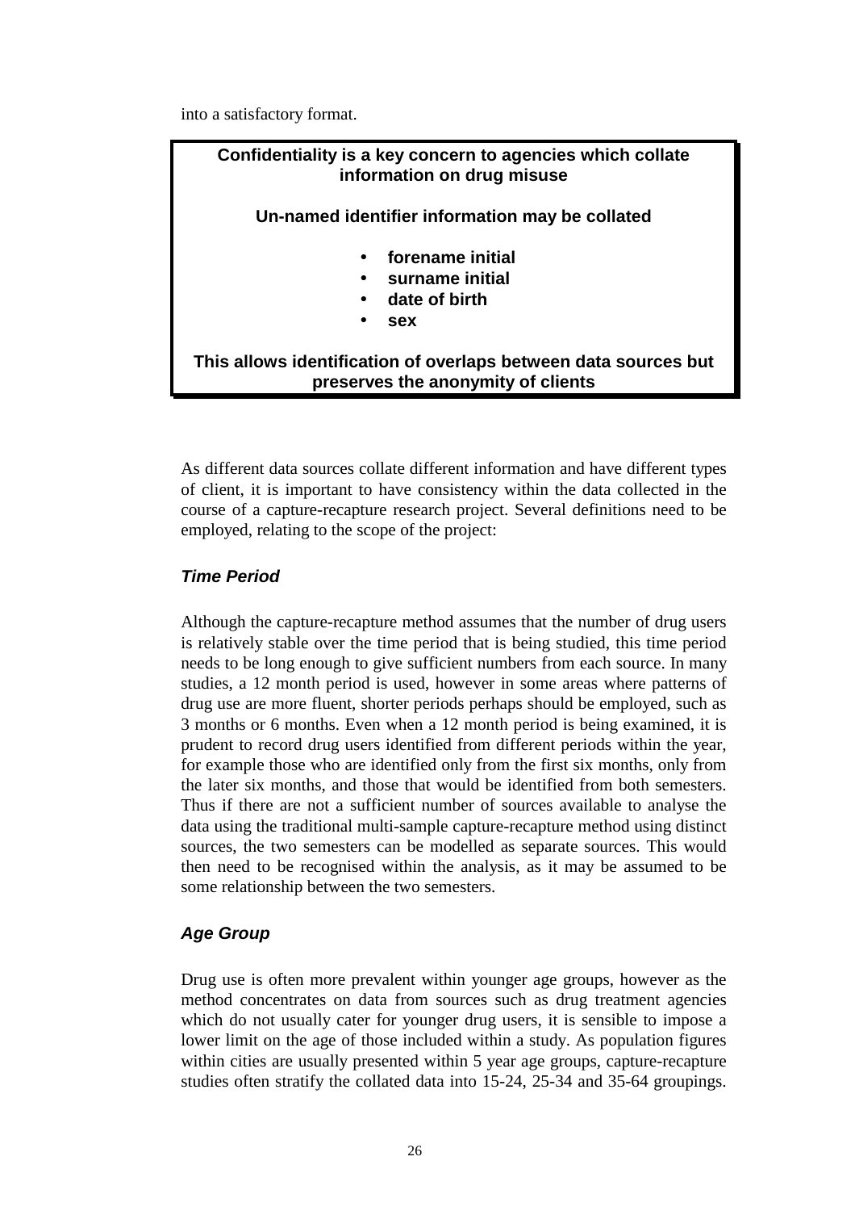into a satisfactory format.

> **Confidentiality is a key concern to agencies which collate information on drug misuse**
>
> **Un-named identifier information may be collated**
>
> - **forename initial**
> - **surname initial**
> - **date of birth**
> - **sex**
>
> **This allows identification of overlaps between data sources but preserves the anonymity of clients**

As different data sources collate different information and have different types of client, it is important to have consistency within the data collected in the course of a capture-recapture research project. Several definitions need to be employed, relating to the scope of the project:

### *Time Period*

Although the capture-recapture method assumes that the number of drug users is relatively stable over the time period that is being studied, this time period needs to be long enough to give sufficient numbers from each source. In many studies, a 12 month period is used, however in some areas where patterns of drug use are more fluent, shorter periods perhaps should be employed, such as 3 months or 6 months. Even when a 12 month period is being examined, it is prudent to record drug users identified from different periods within the year, for example those who are identified only from the first six months, only from the later six months, and those that would be identified from both semesters. Thus if there are not a sufficient number of sources available to analyse the data using the traditional multi-sample capture-recapture method using distinct sources, the two semesters can be modelled as separate sources. This would then need to be recognised within the analysis, as it may be assumed to be some relationship between the two semesters.

### *Age Group*

Drug use is often more prevalent within younger age groups, however as the method concentrates on data from sources such as drug treatment agencies which do not usually cater for younger drug users, it is sensible to impose a lower limit on the age of those included within a study. As population figures within cities are usually presented within 5 year age groups, capture-recapture studies often stratify the collated data into 15-24, 25-34 and 35-64 groupings.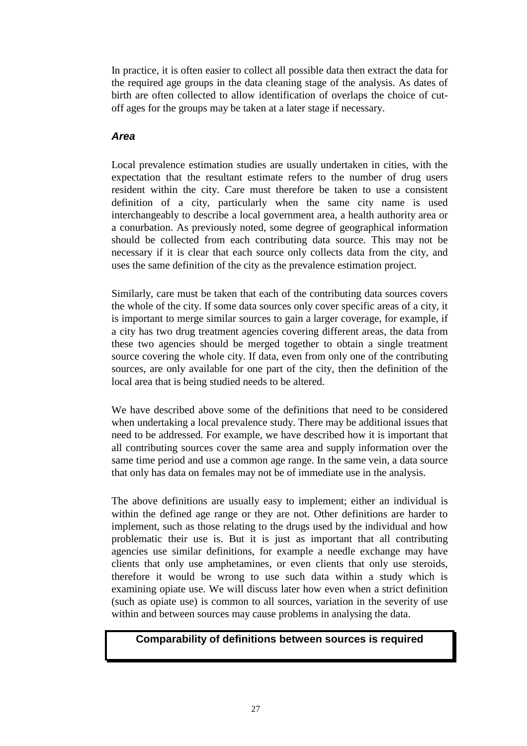In practice, it is often easier to collect all possible data then extract the data for the required age groups in the data cleaning stage of the analysis. As dates of birth are often collected to allow identification of overlaps the choice of cut-off ages for the groups may be taken at a later stage if necessary.

### *Area*

Local prevalence estimation studies are usually undertaken in cities, with the expectation that the resultant estimate refers to the number of drug users resident within the city. Care must therefore be taken to use a consistent definition of a city, particularly when the same city name is used interchangeably to describe a local government area, a health authority area or a conurbation. As previously noted, some degree of geographical information should be collected from each contributing data source. This may not be necessary if it is clear that each source only collects data from the city, and uses the same definition of the city as the prevalence estimation project.

Similarly, care must be taken that each of the contributing data sources covers the whole of the city. If some data sources only cover specific areas of a city, it is important to merge similar sources to gain a larger coverage, for example, if a city has two drug treatment agencies covering different areas, the data from these two agencies should be merged together to obtain a single treatment source covering the whole city. If data, even from only one of the contributing sources, are only available for one part of the city, then the definition of the local area that is being studied needs to be altered.

We have described above some of the definitions that need to be considered when undertaking a local prevalence study. There may be additional issues that need to be addressed. For example, we have described how it is important that all contributing sources cover the same area and supply information over the same time period and use a common age range. In the same vein, a data source that only has data on females may not be of immediate use in the analysis.

The above definitions are usually easy to implement; either an individual is within the defined age range or they are not. Other definitions are harder to implement, such as those relating to the drugs used by the individual and how problematic their use is. But it is just as important that all contributing agencies use similar definitions, for example a needle exchange may have clients that only use amphetamines, or even clients that only use steroids, therefore it would be wrong to use such data within a study which is examining opiate use. We will discuss later how even when a strict definition (such as opiate use) is common to all sources, variation in the severity of use within and between sources may cause problems in analysing the data.

**Comparability of definitions between sources is required**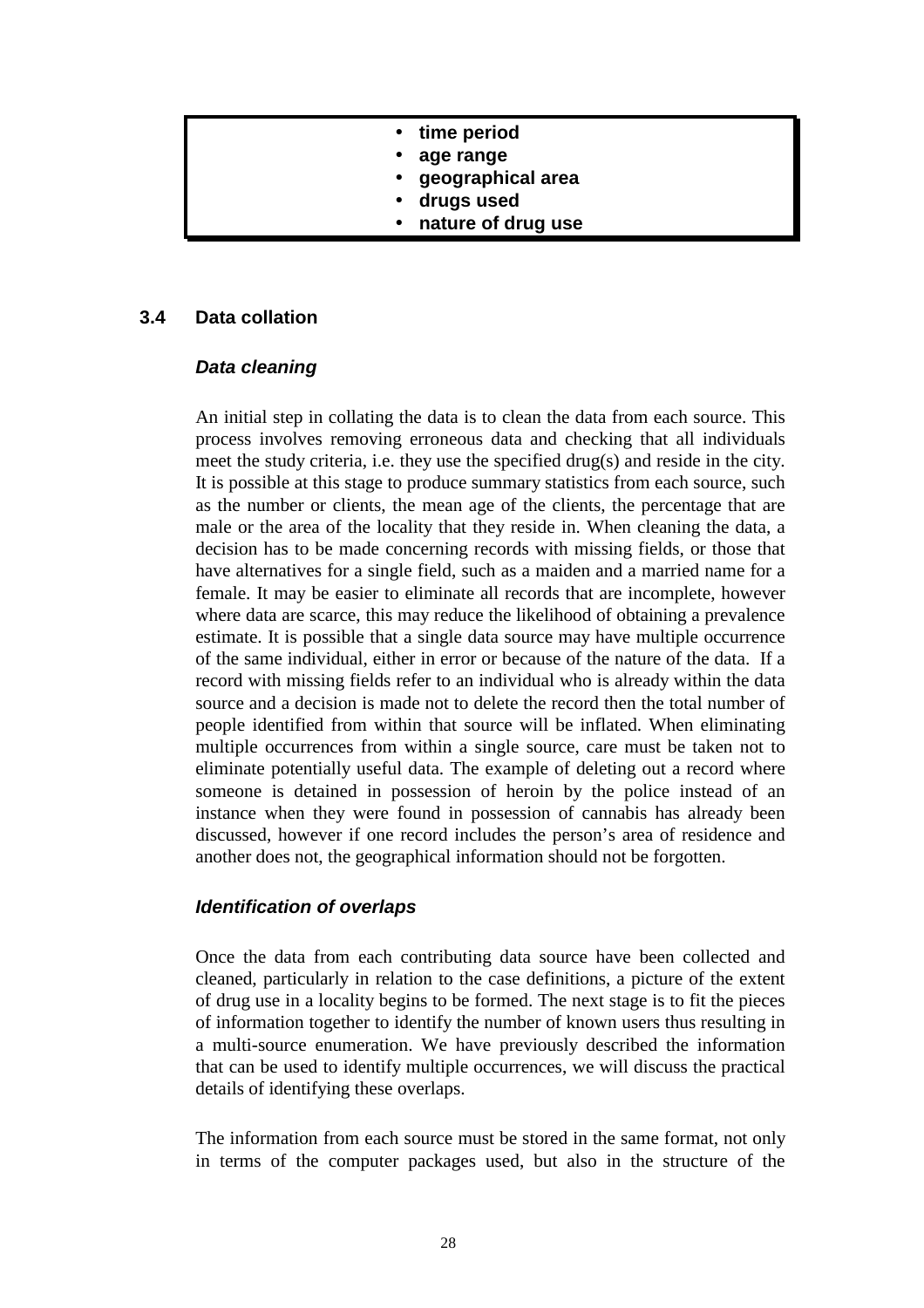- **time period**
- **age range**
- **geographical area**
- **drugs used**
- **nature of drug use**

## 3.4 Data collation

### *Data cleaning*

An initial step in collating the data is to clean the data from each source. This process involves removing erroneous data and checking that all individuals meet the study criteria, i.e. they use the specified drug(s) and reside in the city. It is possible at this stage to produce summary statistics from each source, such as the number or clients, the mean age of the clients, the percentage that are male or the area of the locality that they reside in. When cleaning the data, a decision has to be made concerning records with missing fields, or those that have alternatives for a single field, such as a maiden and a married name for a female. It may be easier to eliminate all records that are incomplete, however where data are scarce, this may reduce the likelihood of obtaining a prevalence estimate. It is possible that a single data source may have multiple occurrence of the same individual, either in error or because of the nature of the data. If a record with missing fields refer to an individual who is already within the data source and a decision is made not to delete the record then the total number of people identified from within that source will be inflated. When eliminating multiple occurrences from within a single source, care must be taken not to eliminate potentially useful data. The example of deleting out a record where someone is detained in possession of heroin by the police instead of an instance when they were found in possession of cannabis has already been discussed, however if one record includes the person's area of residence and another does not, the geographical information should not be forgotten.

### *Identification of overlaps*

Once the data from each contributing data source have been collected and cleaned, particularly in relation to the case definitions, a picture of the extent of drug use in a locality begins to be formed. The next stage is to fit the pieces of information together to identify the number of known users thus resulting in a multi-source enumeration. We have previously described the information that can be used to identify multiple occurrences, we will discuss the practical details of identifying these overlaps.

The information from each source must be stored in the same format, not only in terms of the computer packages used, but also in the structure of the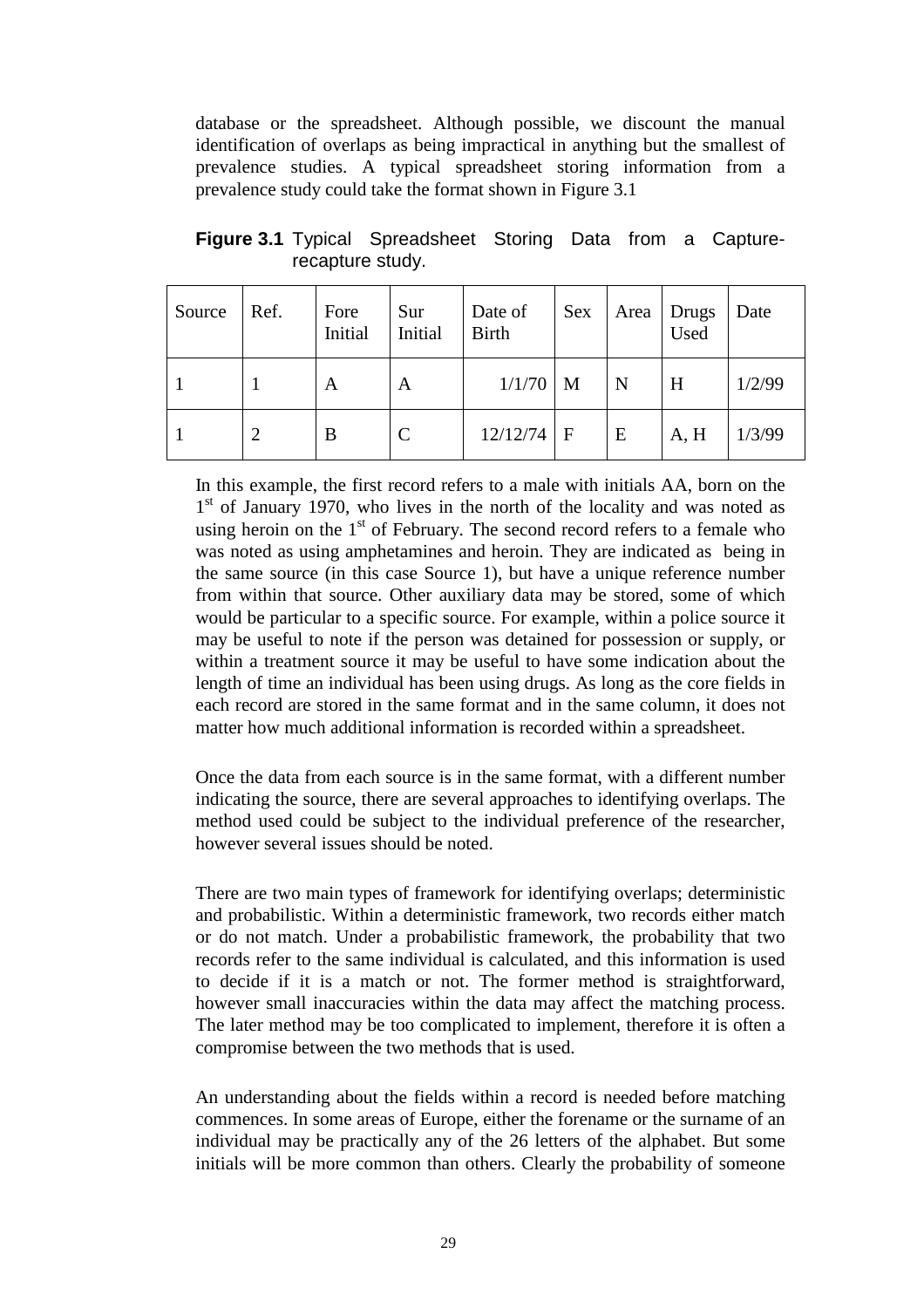database or the spreadsheet. Although possible, we discount the manual identification of overlaps as being impractical in anything but the smallest of prevalence studies. A typical spreadsheet storing information from a prevalence study could take the format shown in Figure 3.1

**Figure 3.1** Typical Spreadsheet Storing Data from a Capture-recapture study.

| Source | Ref. | Fore Initial | Sur Initial | Date of Birth | Sex | Area | Drugs Used | Date |
|---|---|---|---|---|---|---|---|---|
| 1 | 1 | A | A | 1/1/70 | M | N | H | 1/2/99 |
| 1 | 2 | B | C | 12/12/74 | F | E | A, H | 1/3/99 |

In this example, the first record refers to a male with initials AA, born on the 1st of January 1970, who lives in the north of the locality and was noted as using heroin on the 1st of February. The second record refers to a female who was noted as using amphetamines and heroin. They are indicated as being in the same source (in this case Source 1), but have a unique reference number from within that source. Other auxiliary data may be stored, some of which would be particular to a specific source. For example, within a police source it may be useful to note if the person was detained for possession or supply, or within a treatment source it may be useful to have some indication about the length of time an individual has been using drugs. As long as the core fields in each record are stored in the same format and in the same column, it does not matter how much additional information is recorded within a spreadsheet.

Once the data from each source is in the same format, with a different number indicating the source, there are several approaches to identifying overlaps. The method used could be subject to the individual preference of the researcher, however several issues should be noted.

There are two main types of framework for identifying overlaps; deterministic and probabilistic. Within a deterministic framework, two records either match or do not match. Under a probabilistic framework, the probability that two records refer to the same individual is calculated, and this information is used to decide if it is a match or not. The former method is straightforward, however small inaccuracies within the data may affect the matching process. The later method may be too complicated to implement, therefore it is often a compromise between the two methods that is used.

An understanding about the fields within a record is needed before matching commences. In some areas of Europe, either the forename or the surname of an individual may be practically any of the 26 letters of the alphabet. But some initials will be more common than others. Clearly the probability of someone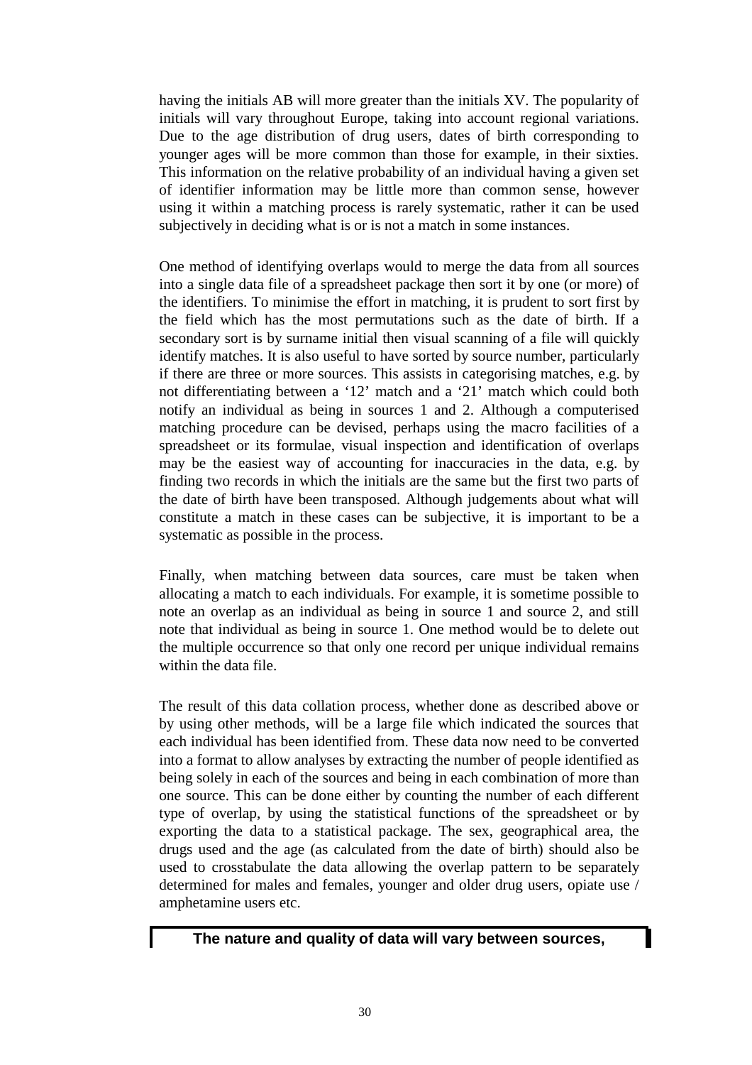having the initials AB will more greater than the initials XV. The popularity of initials will vary throughout Europe, taking into account regional variations. Due to the age distribution of drug users, dates of birth corresponding to younger ages will be more common than those for example, in their sixties. This information on the relative probability of an individual having a given set of identifier information may be little more than common sense, however using it within a matching process is rarely systematic, rather it can be used subjectively in deciding what is or is not a match in some instances.

One method of identifying overlaps would to merge the data from all sources into a single data file of a spreadsheet package then sort it by one (or more) of the identifiers. To minimise the effort in matching, it is prudent to sort first by the field which has the most permutations such as the date of birth. If a secondary sort is by surname initial then visual scanning of a file will quickly identify matches. It is also useful to have sorted by source number, particularly if there are three or more sources. This assists in categorising matches, e.g. by not differentiating between a '12' match and a '21' match which could both notify an individual as being in sources 1 and 2. Although a computerised matching procedure can be devised, perhaps using the macro facilities of a spreadsheet or its formulae, visual inspection and identification of overlaps may be the easiest way of accounting for inaccuracies in the data, e.g. by finding two records in which the initials are the same but the first two parts of the date of birth have been transposed. Although judgements about what will constitute a match in these cases can be subjective, it is important to be a systematic as possible in the process.

Finally, when matching between data sources, care must be taken when allocating a match to each individuals. For example, it is sometime possible to note an overlap as an individual as being in source 1 and source 2, and still note that individual as being in source 1. One method would be to delete out the multiple occurrence so that only one record per unique individual remains within the data file.

The result of this data collation process, whether done as described above or by using other methods, will be a large file which indicated the sources that each individual has been identified from. These data now need to be converted into a format to allow analyses by extracting the number of people identified as being solely in each of the sources and being in each combination of more than one source. This can be done either by counting the number of each different type of overlap, by using the statistical functions of the spreadsheet or by exporting the data to a statistical package. The sex, geographical area, the drugs used and the age (as calculated from the date of birth) should also be used to crosstabulate the data allowing the overlap pattern to be separately determined for males and females, younger and older drug users, opiate use / amphetamine users etc.

**The nature and quality of data will vary between sources,**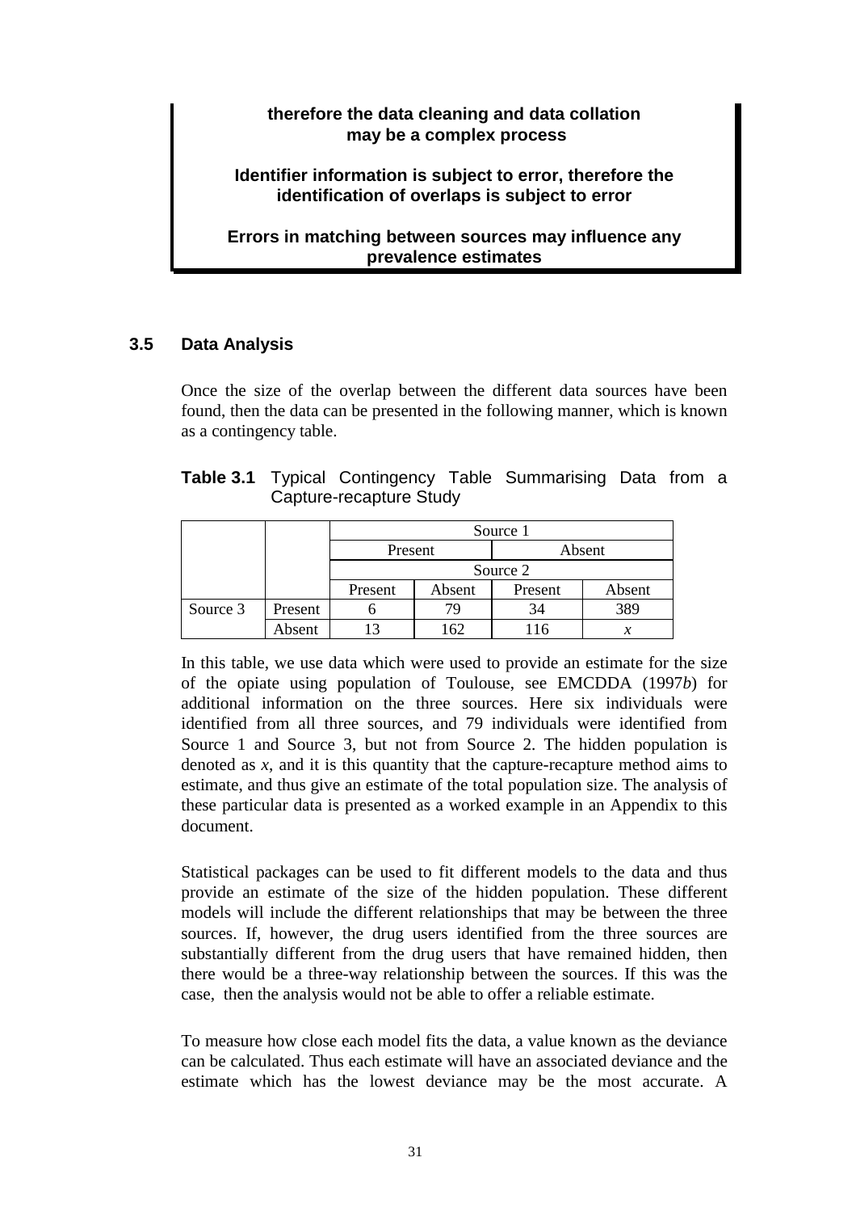**therefore the data cleaning and data collation may be a complex process**

**Identifier information is subject to error, therefore the identification of overlaps is subject to error**

**Errors in matching between sources may influence any prevalence estimates**

### 3.5 Data Analysis

Once the size of the overlap between the different data sources have been found, then the data can be presented in the following manner, which is known as a contingency table.

**Table 3.1** Typical Contingency Table Summarising Data from a Capture-recapture Study

| | | Source 1 | | | |
|---|---|---|---|---|---|
| | | Present | | Absent | |
| | | Source 2 | | | |
| | | Present | Absent | Present | Absent |
| Source 3 | Present | 6 | 79 | 34 | 389 |
| | Absent | 13 | 162 | 116 | $x$ |

In this table, we use data which were used to provide an estimate for the size of the opiate using population of Toulouse, see EMCDDA (1997*b*) for additional information on the three sources. Here six individuals were identified from all three sources, and 79 individuals were identified from Source 1 and Source 3, but not from Source 2. The hidden population is denoted as $x$, and it is this quantity that the capture-recapture method aims to estimate, and thus give an estimate of the total population size. The analysis of these particular data is presented as a worked example in an Appendix to this document.

Statistical packages can be used to fit different models to the data and thus provide an estimate of the size of the hidden population. These different models will include the different relationships that may be between the three sources. If, however, the drug users identified from the three sources are substantially different from the drug users that have remained hidden, then there would be a three-way relationship between the sources. If this was the case, then the analysis would not be able to offer a reliable estimate.

To measure how close each model fits the data, a value known as the deviance can be calculated. Thus each estimate will have an associated deviance and the estimate which has the lowest deviance may be the most accurate. A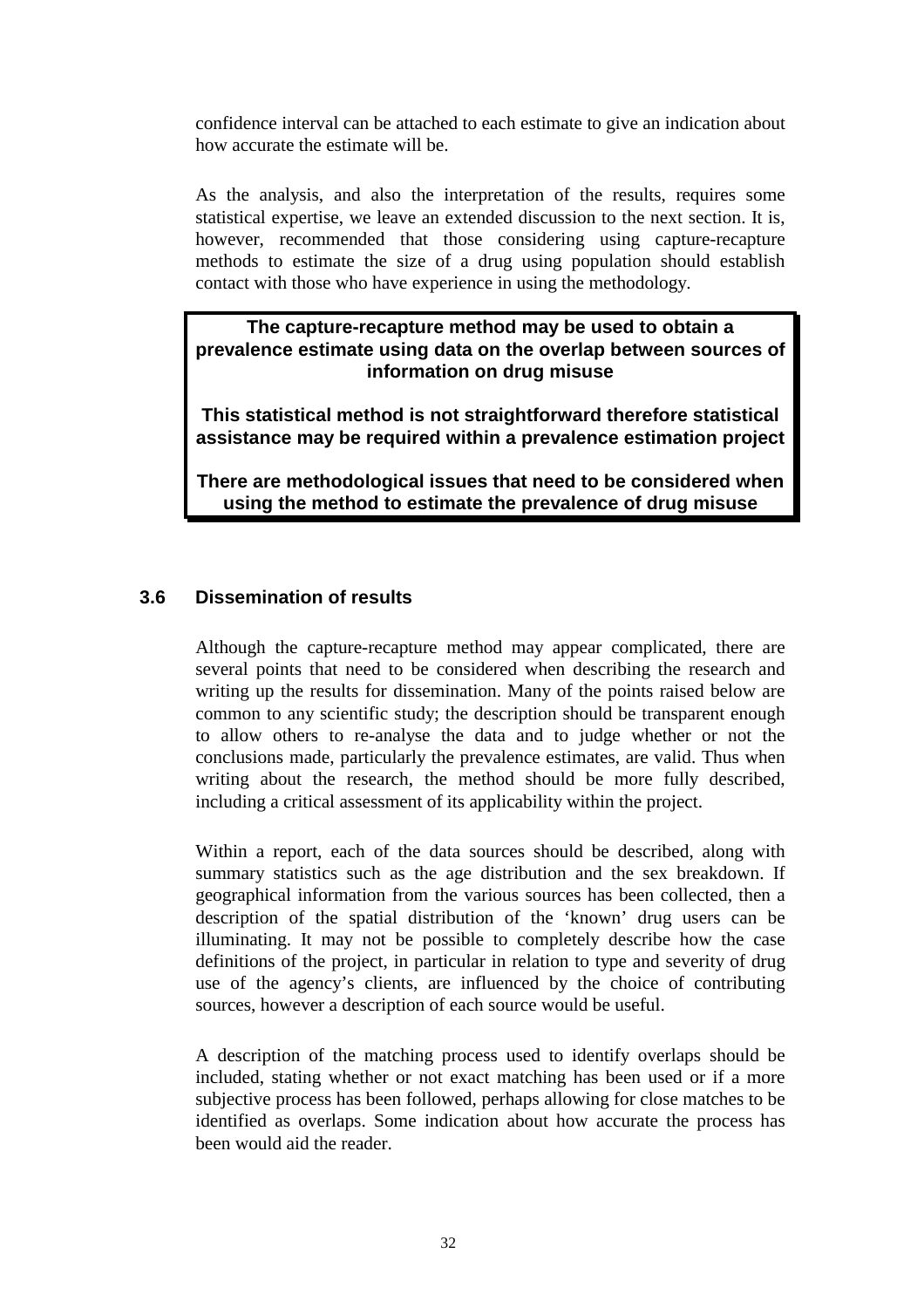confidence interval can be attached to each estimate to give an indication about how accurate the estimate will be.

As the analysis, and also the interpretation of the results, requires some statistical expertise, we leave an extended discussion to the next section. It is, however, recommended that those considering using capture-recapture methods to estimate the size of a drug using population should establish contact with those who have experience in using the methodology.

> **The capture-recapture method may be used to obtain a prevalence estimate using data on the overlap between sources of information on drug misuse**
>
> **This statistical method is not straightforward therefore statistical assistance may be required within a prevalence estimation project**
>
> **There are methodological issues that need to be considered when using the method to estimate the prevalence of drug misuse**

### 3.6 Dissemination of results

Although the capture-recapture method may appear complicated, there are several points that need to be considered when describing the research and writing up the results for dissemination. Many of the points raised below are common to any scientific study; the description should be transparent enough to allow others to re-analyse the data and to judge whether or not the conclusions made, particularly the prevalence estimates, are valid. Thus when writing about the research, the method should be more fully described, including a critical assessment of its applicability within the project.

Within a report, each of the data sources should be described, along with summary statistics such as the age distribution and the sex breakdown. If geographical information from the various sources has been collected, then a description of the spatial distribution of the 'known' drug users can be illuminating. It may not be possible to completely describe how the case definitions of the project, in particular in relation to type and severity of drug use of the agency's clients, are influenced by the choice of contributing sources, however a description of each source would be useful.

A description of the matching process used to identify overlaps should be included, stating whether or not exact matching has been used or if a more subjective process has been followed, perhaps allowing for close matches to be identified as overlaps. Some indication about how accurate the process has been would aid the reader.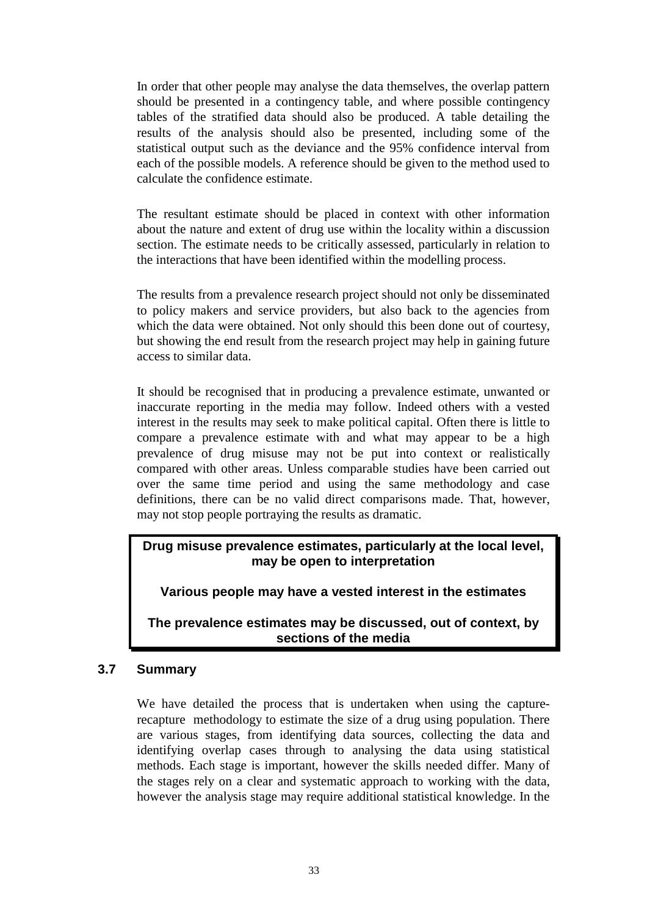In order that other people may analyse the data themselves, the overlap pattern should be presented in a contingency table, and where possible contingency tables of the stratified data should also be produced. A table detailing the results of the analysis should also be presented, including some of the statistical output such as the deviance and the 95% confidence interval from each of the possible models. A reference should be given to the method used to calculate the confidence estimate.

The resultant estimate should be placed in context with other information about the nature and extent of drug use within the locality within a discussion section. The estimate needs to be critically assessed, particularly in relation to the interactions that have been identified within the modelling process.

The results from a prevalence research project should not only be disseminated to policy makers and service providers, but also back to the agencies from which the data were obtained. Not only should this been done out of courtesy, but showing the end result from the research project may help in gaining future access to similar data.

It should be recognised that in producing a prevalence estimate, unwanted or inaccurate reporting in the media may follow. Indeed others with a vested interest in the results may seek to make political capital. Often there is little to compare a prevalence estimate with and what may appear to be a high prevalence of drug misuse may not be put into context or realistically compared with other areas. Unless comparable studies have been carried out over the same time period and using the same methodology and case definitions, there can be no valid direct comparisons made. That, however, may not stop people portraying the results as dramatic.

**Drug misuse prevalence estimates, particularly at the local level, may be open to interpretation**

**Various people may have a vested interest in the estimates**

**The prevalence estimates may be discussed, out of context, by sections of the media**

### 3.7 Summary

We have detailed the process that is undertaken when using the capture-recapture methodology to estimate the size of a drug using population. There are various stages, from identifying data sources, collecting the data and identifying overlap cases through to analysing the data using statistical methods. Each stage is important, however the skills needed differ. Many of the stages rely on a clear and systematic approach to working with the data, however the analysis stage may require additional statistical knowledge. In the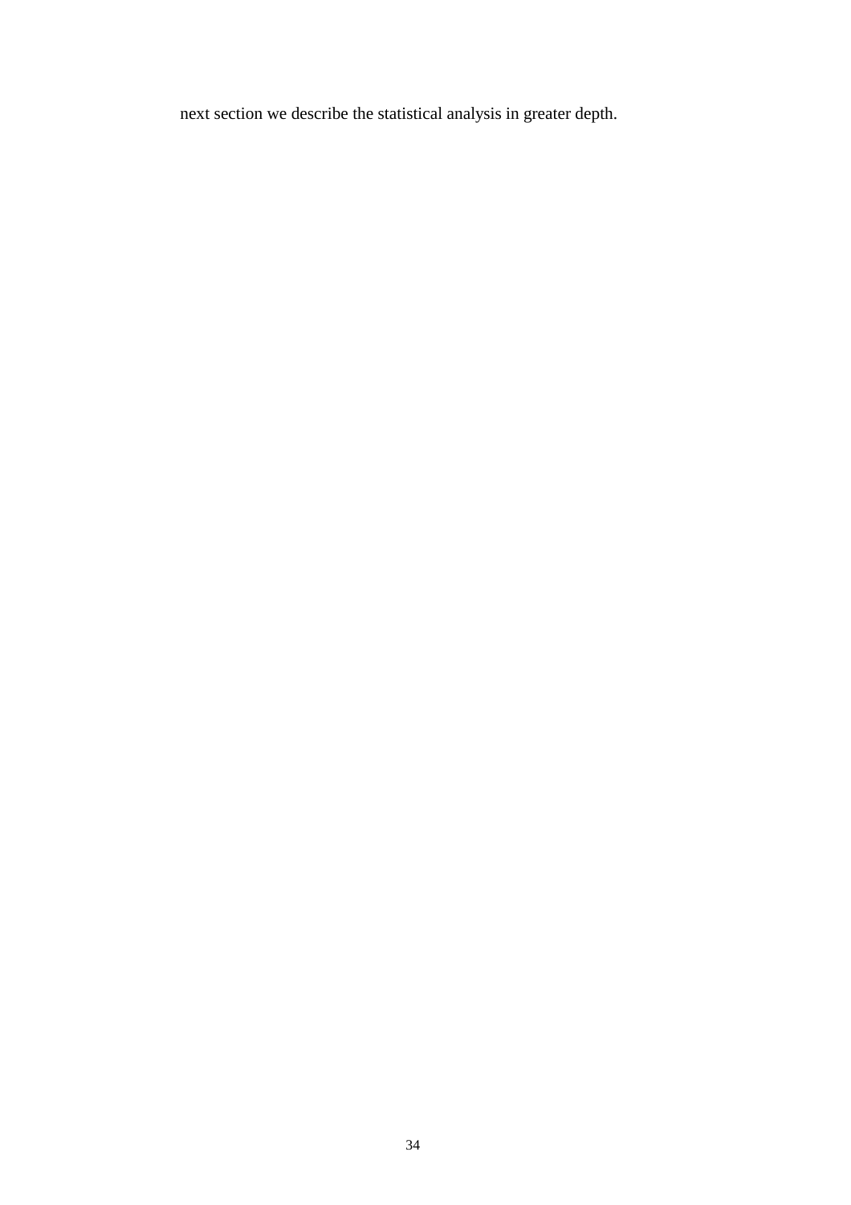next section we describe the statistical analysis in greater depth.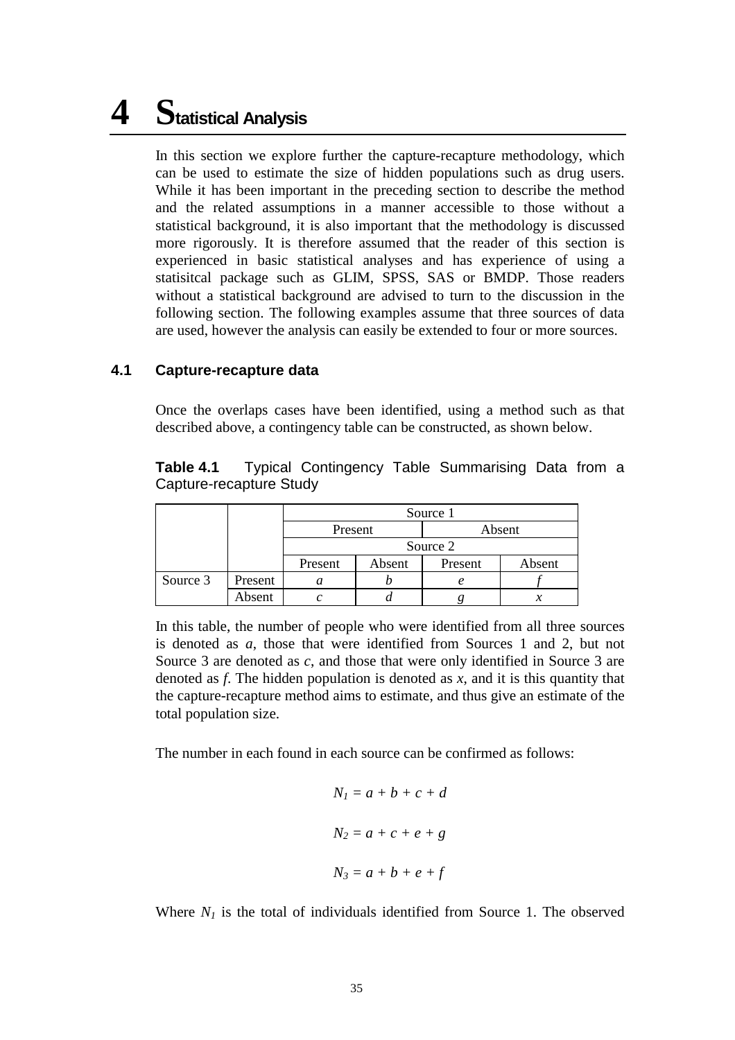# 4 Statistical Analysis

In this section we explore further the capture-recapture methodology, which can be used to estimate the size of hidden populations such as drug users. While it has been important in the preceding section to describe the method and the related assumptions in a manner accessible to those without a statistical background, it is also important that the methodology is discussed more rigorously. It is therefore assumed that the reader of this section is experienced in basic statistical analyses and has experience of using a statisitcal package such as GLIM, SPSS, SAS or BMDP. Those readers without a statistical background are advised to turn to the discussion in the following section. The following examples assume that three sources of data are used, however the analysis can easily be extended to four or more sources.

## 4.1 Capture-recapture data

Once the overlaps cases have been identified, using a method such as that described above, a contingency table can be constructed, as shown below.

**Table 4.1** Typical Contingency Table Summarising Data from a Capture-recapture Study

| | | Source 1 | | | |
|---|---|---|---|---|---|
| | | Present | | Absent | |
| | | Source 2 | | | |
| | | Present | Absent | Present | Absent |
| Source 3 | Present | *a* | *b* | *e* | *f* |
| | Absent | *c* | *d* | *g* | *x* |

In this table, the number of people who were identified from all three sources is denoted as *a*, those that were identified from Sources 1 and 2, but not Source 3 are denoted as *c*, and those that were only identified in Source 3 are denoted as *f*. The hidden population is denoted as *x*, and it is this quantity that the capture-recapture method aims to estimate, and thus give an estimate of the total population size.

The number in each found in each source can be confirmed as follows:

$$N_1 = a + b + c + d$$

$$N_2 = a + c + e + g$$

$$N_3 = a + b + e + f$$

Where $N_1$ is the total of individuals identified from Source 1. The observed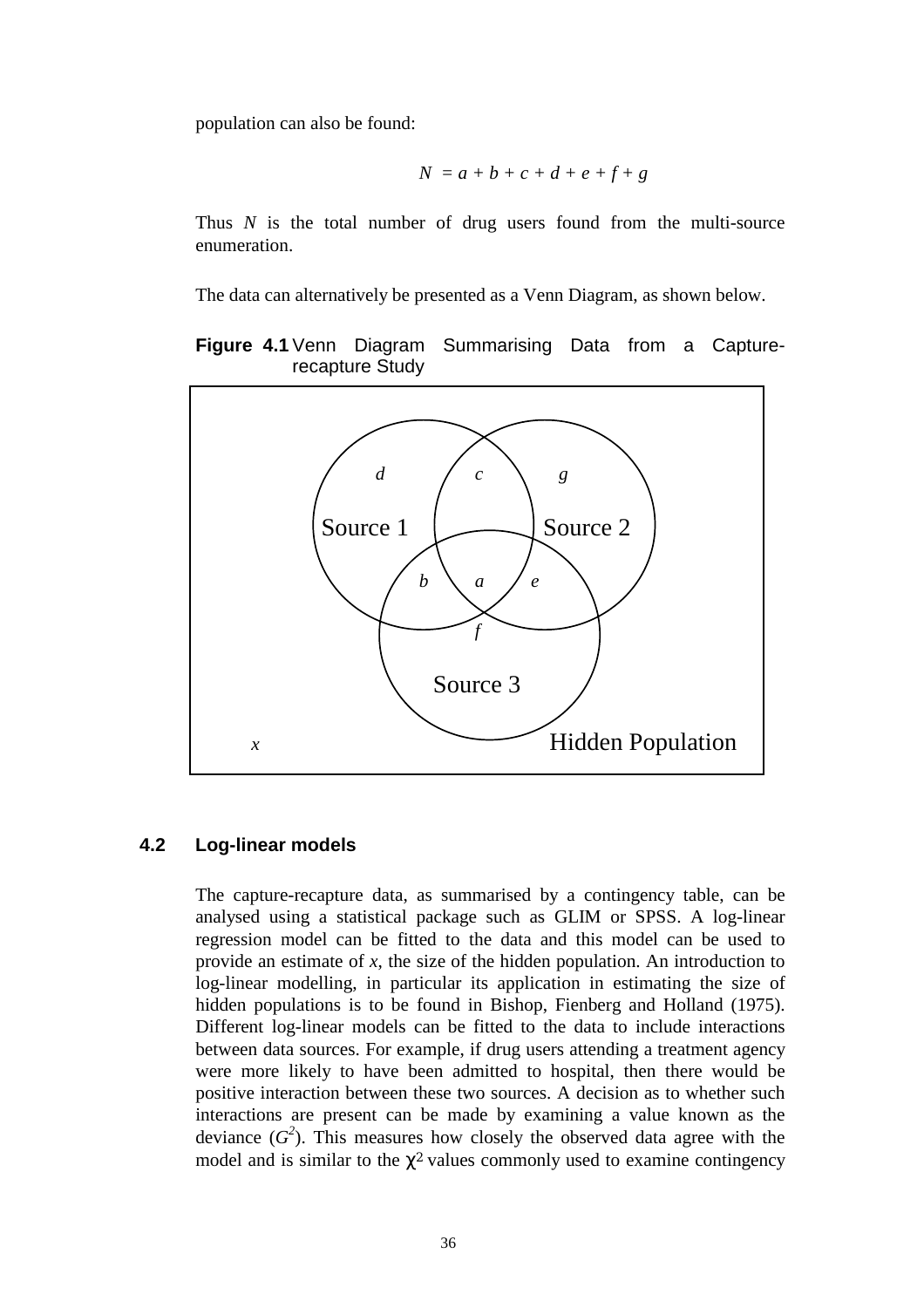population can also be found:

$$N = a + b + c + d + e + f + g$$

Thus $N$ is the total number of drug users found from the multi-source enumeration.

The data can alternatively be presented as a Venn Diagram, as shown below.

**Figure 4.1** Venn Diagram Summarising Data from a Capture-recapture Study

## 4.2 Log-linear models

The capture-recapture data, as summarised by a contingency table, can be analysed using a statistical package such as GLIM or SPSS. A log-linear regression model can be fitted to the data and this model can be used to provide an estimate of $x$, the size of the hidden population. An introduction to log-linear modelling, in particular its application in estimating the size of hidden populations is to be found in Bishop, Fienberg and Holland (1975). Different log-linear models can be fitted to the data to include interactions between data sources. For example, if drug users attending a treatment agency were more likely to have been admitted to hospital, then there would be positive interaction between these two sources. A decision as to whether such interactions are present can be made by examining a value known as the deviance ($G^2$). This measures how closely the observed data agree with the model and is similar to the $\chi^2$ values commonly used to examine contingency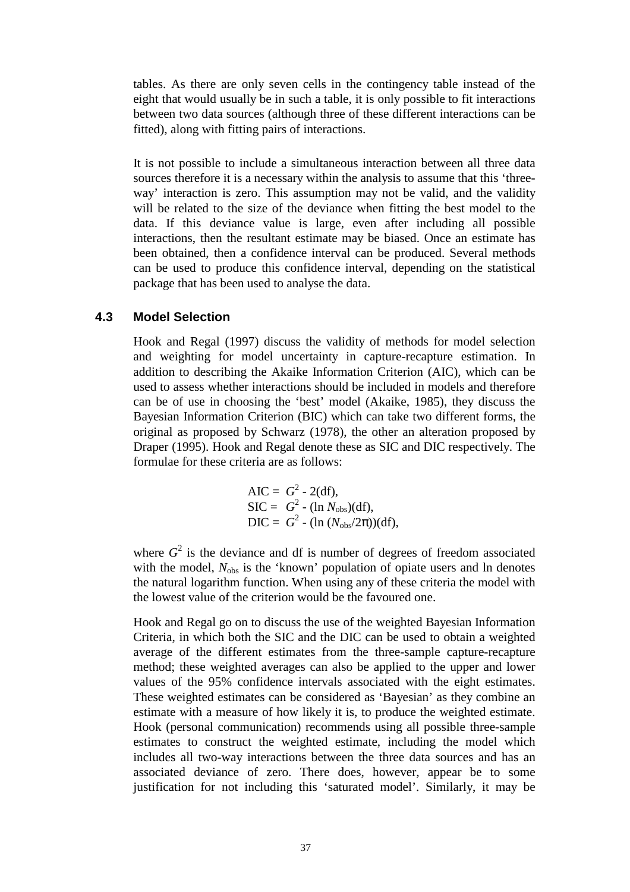tables. As there are only seven cells in the contingency table instead of the eight that would usually be in such a table, it is only possible to fit interactions between two data sources (although three of these different interactions can be fitted), along with fitting pairs of interactions.

It is not possible to include a simultaneous interaction between all three data sources therefore it is a necessary within the analysis to assume that this 'three-way' interaction is zero. This assumption may not be valid, and the validity will be related to the size of the deviance when fitting the best model to the data. If this deviance value is large, even after including all possible interactions, then the resultant estimate may be biased. Once an estimate has been obtained, then a confidence interval can be produced. Several methods can be used to produce this confidence interval, depending on the statistical package that has been used to analyse the data.

### 4.3 Model Selection

Hook and Regal (1997) discuss the validity of methods for model selection and weighting for model uncertainty in capture-recapture estimation. In addition to describing the Akaike Information Criterion (AIC), which can be used to assess whether interactions should be included in models and therefore can be of use in choosing the 'best' model (Akaike, 1985), they discuss the Bayesian Information Criterion (BIC) which can take two different forms, the original as proposed by Schwarz (1978), the other an alteration proposed by Draper (1995). Hook and Regal denote these as SIC and DIC respectively. The formulae for these criteria are as follows:

$$\text{AIC} = G^2 - 2(\text{df}),$$
$$\text{SIC} = G^2 - (\ln N_{\text{obs}})(\text{df}),$$
$$\text{DIC} = G^2 - (\ln (N_{\text{obs}}/2\pi))(\text{df}),$$

where $G^2$ is the deviance and df is number of degrees of freedom associated with the model, $N_{\text{obs}}$ is the 'known' population of opiate users and ln denotes the natural logarithm function. When using any of these criteria the model with the lowest value of the criterion would be the favoured one.

Hook and Regal go on to discuss the use of the weighted Bayesian Information Criteria, in which both the SIC and the DIC can be used to obtain a weighted average of the different estimates from the three-sample capture-recapture method; these weighted averages can also be applied to the upper and lower values of the 95% confidence intervals associated with the eight estimates. These weighted estimates can be considered as 'Bayesian' as they combine an estimate with a measure of how likely it is, to produce the weighted estimate. Hook (personal communication) recommends using all possible three-sample estimates to construct the weighted estimate, including the model which includes all two-way interactions between the three data sources and has an associated deviance of zero. There does, however, appear be to some justification for not including this 'saturated model'. Similarly, it may be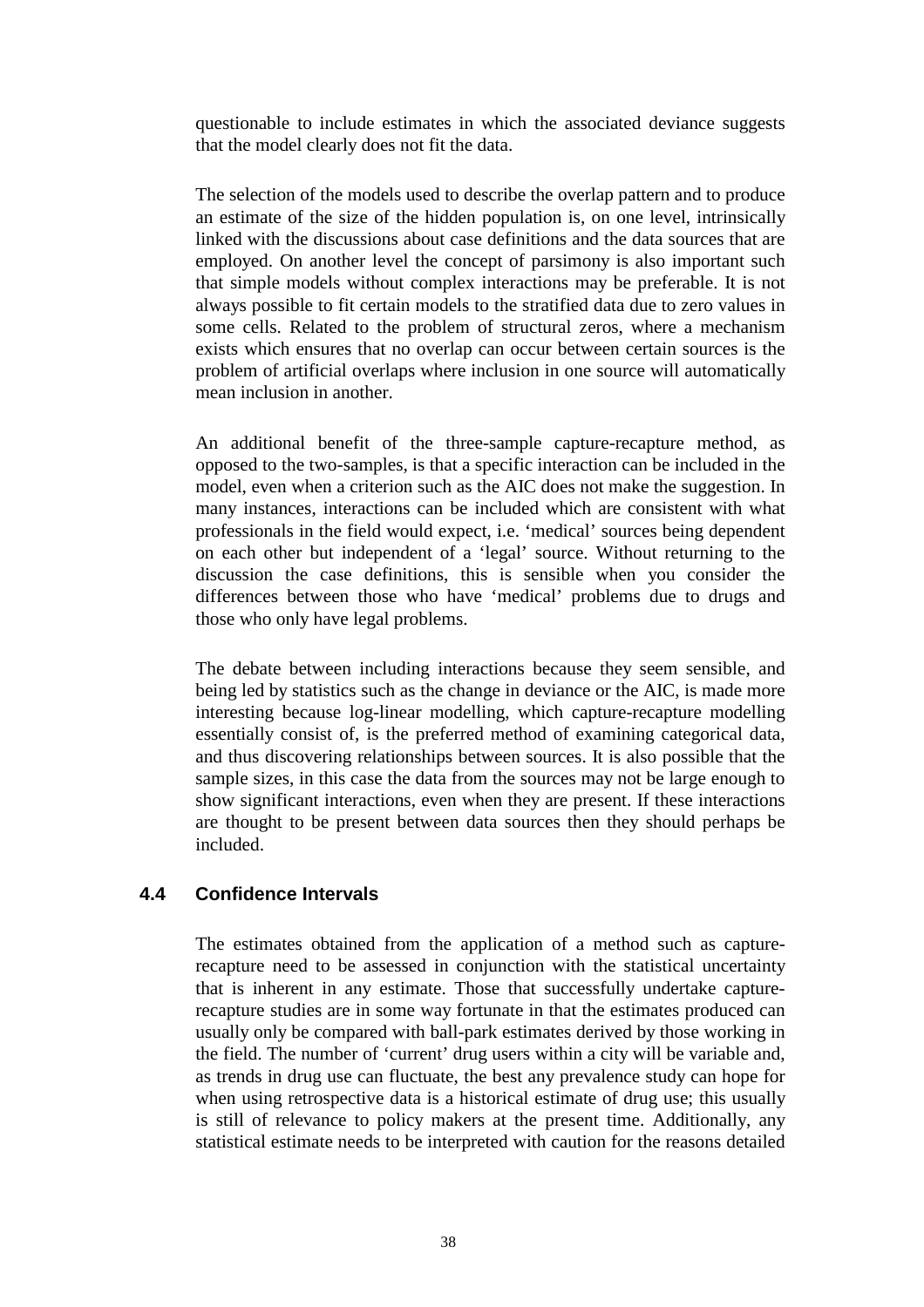questionable to include estimates in which the associated deviance suggests that the model clearly does not fit the data.

The selection of the models used to describe the overlap pattern and to produce an estimate of the size of the hidden population is, on one level, intrinsically linked with the discussions about case definitions and the data sources that are employed. On another level the concept of parsimony is also important such that simple models without complex interactions may be preferable. It is not always possible to fit certain models to the stratified data due to zero values in some cells. Related to the problem of structural zeros, where a mechanism exists which ensures that no overlap can occur between certain sources is the problem of artificial overlaps where inclusion in one source will automatically mean inclusion in another.

An additional benefit of the three-sample capture-recapture method, as opposed to the two-samples, is that a specific interaction can be included in the model, even when a criterion such as the AIC does not make the suggestion. In many instances, interactions can be included which are consistent with what professionals in the field would expect, i.e. 'medical' sources being dependent on each other but independent of a 'legal' source. Without returning to the discussion the case definitions, this is sensible when you consider the differences between those who have 'medical' problems due to drugs and those who only have legal problems.

The debate between including interactions because they seem sensible, and being led by statistics such as the change in deviance or the AIC, is made more interesting because log-linear modelling, which capture-recapture modelling essentially consist of, is the preferred method of examining categorical data, and thus discovering relationships between sources. It is also possible that the sample sizes, in this case the data from the sources may not be large enough to show significant interactions, even when they are present. If these interactions are thought to be present between data sources then they should perhaps be included.

## 4.4 Confidence Intervals

The estimates obtained from the application of a method such as capture-recapture need to be assessed in conjunction with the statistical uncertainty that is inherent in any estimate. Those that successfully undertake capture-recapture studies are in some way fortunate in that the estimates produced can usually only be compared with ball-park estimates derived by those working in the field. The number of 'current' drug users within a city will be variable and, as trends in drug use can fluctuate, the best any prevalence study can hope for when using retrospective data is a historical estimate of drug use; this usually is still of relevance to policy makers at the present time. Additionally, any statistical estimate needs to be interpreted with caution for the reasons detailed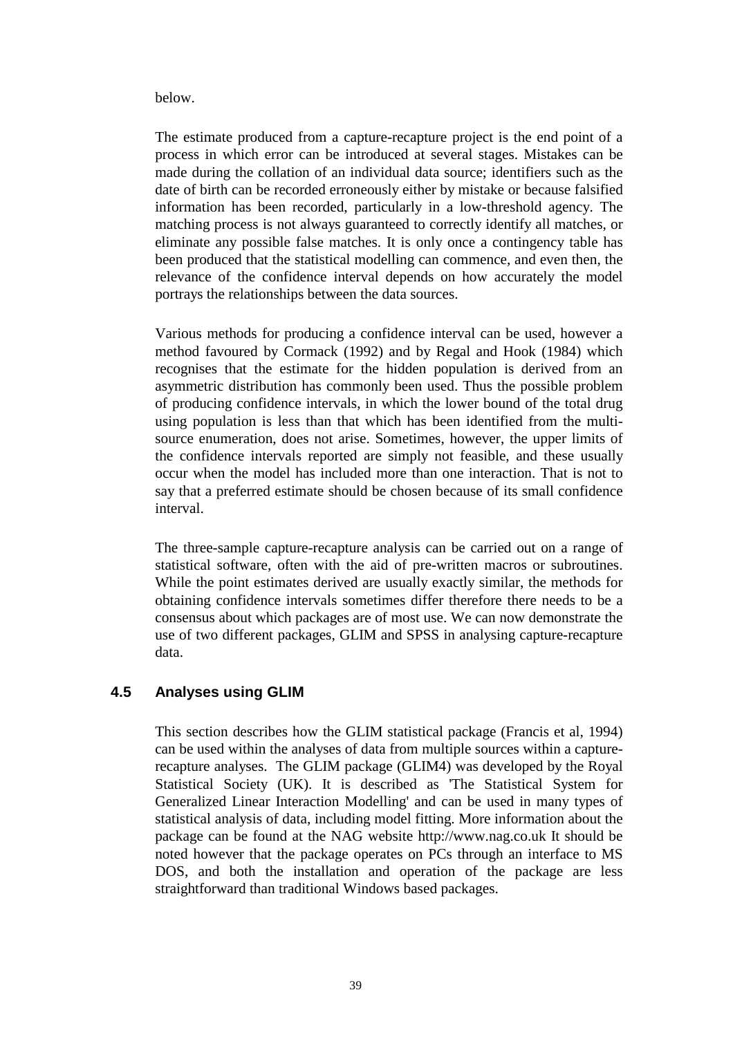below.

The estimate produced from a capture-recapture project is the end point of a process in which error can be introduced at several stages. Mistakes can be made during the collation of an individual data source; identifiers such as the date of birth can be recorded erroneously either by mistake or because falsified information has been recorded, particularly in a low-threshold agency. The matching process is not always guaranteed to correctly identify all matches, or eliminate any possible false matches. It is only once a contingency table has been produced that the statistical modelling can commence, and even then, the relevance of the confidence interval depends on how accurately the model portrays the relationships between the data sources.

Various methods for producing a confidence interval can be used, however a method favoured by Cormack (1992) and by Regal and Hook (1984) which recognises that the estimate for the hidden population is derived from an asymmetric distribution has commonly been used. Thus the possible problem of producing confidence intervals, in which the lower bound of the total drug using population is less than that which has been identified from the multi-source enumeration, does not arise. Sometimes, however, the upper limits of the confidence intervals reported are simply not feasible, and these usually occur when the model has included more than one interaction. That is not to say that a preferred estimate should be chosen because of its small confidence interval.

The three-sample capture-recapture analysis can be carried out on a range of statistical software, often with the aid of pre-written macros or subroutines. While the point estimates derived are usually exactly similar, the methods for obtaining confidence intervals sometimes differ therefore there needs to be a consensus about which packages are of most use. We can now demonstrate the use of two different packages, GLIM and SPSS in analysing capture-recapture data.

## 4.5 Analyses using GLIM

This section describes how the GLIM statistical package (Francis et al, 1994) can be used within the analyses of data from multiple sources within a capture-recapture analyses. The GLIM package (GLIM4) was developed by the Royal Statistical Society (UK). It is described as 'The Statistical System for Generalized Linear Interaction Modelling' and can be used in many types of statistical analysis of data, including model fitting. More information about the package can be found at the NAG website http://www.nag.co.uk It should be noted however that the package operates on PCs through an interface to MS DOS, and both the installation and operation of the package are less straightforward than traditional Windows based packages.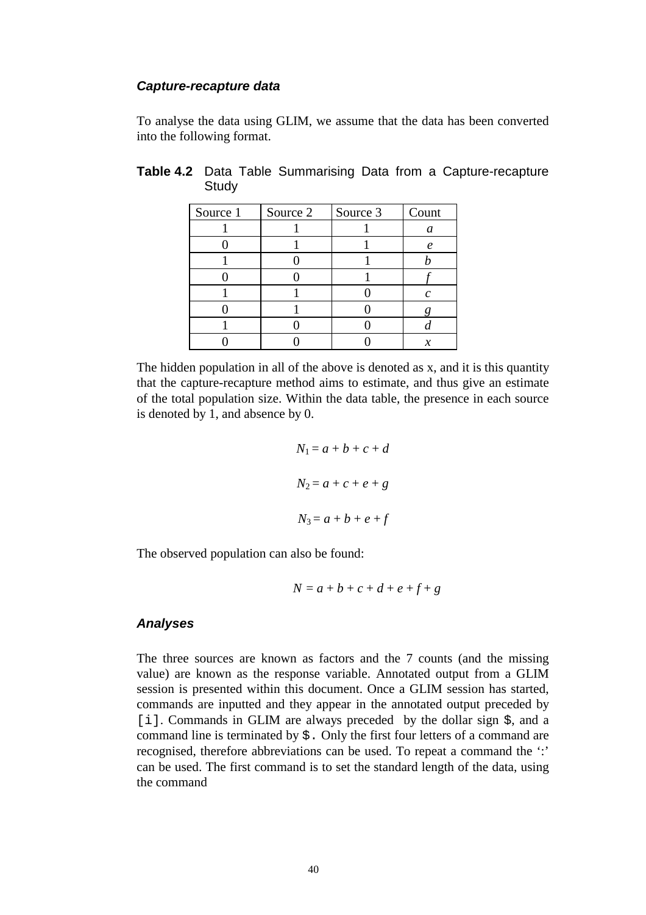### *Capture-recapture data*

To analyse the data using GLIM, we assume that the data has been converted into the following format.

**Table 4.2** Data Table Summarising Data from a Capture-recapture Study

| Source 1 | Source 2 | Source 3 | Count |
|---|---|---|---|
| 1 | 1 | 1 | $a$ |
| 0 | 1 | 1 | $e$ |
| 1 | 0 | 1 | $b$ |
| 0 | 0 | 1 | $f$ |
| 1 | 1 | 0 | $c$ |
| 0 | 1 | 0 | $g$ |
| 1 | 0 | 0 | $d$ |
| 0 | 0 | 0 | $x$ |

The hidden population in all of the above is denoted as x, and it is this quantity that the capture-recapture method aims to estimate, and thus give an estimate of the total population size. Within the data table, the presence in each source is denoted by 1, and absence by 0.

$$N_1 = a + b + c + d$$

$$N_2 = a + c + e + g$$

$$N_3 = a + b + e + f$$

The observed population can also be found:

$$N = a + b + c + d + e + f + g$$

### *Analyses*

The three sources are known as factors and the 7 counts (and the missing value) are known as the response variable. Annotated output from a GLIM session is presented within this document. Once a GLIM session has started, commands are inputted and they appear in the annotated output preceded by `[i]`. Commands in GLIM are always preceded by the dollar sign `$`, and a command line is terminated by `$.` Only the first four letters of a command are recognised, therefore abbreviations can be used. To repeat a command the ':' can be used. The first command is to set the standard length of the data, using the command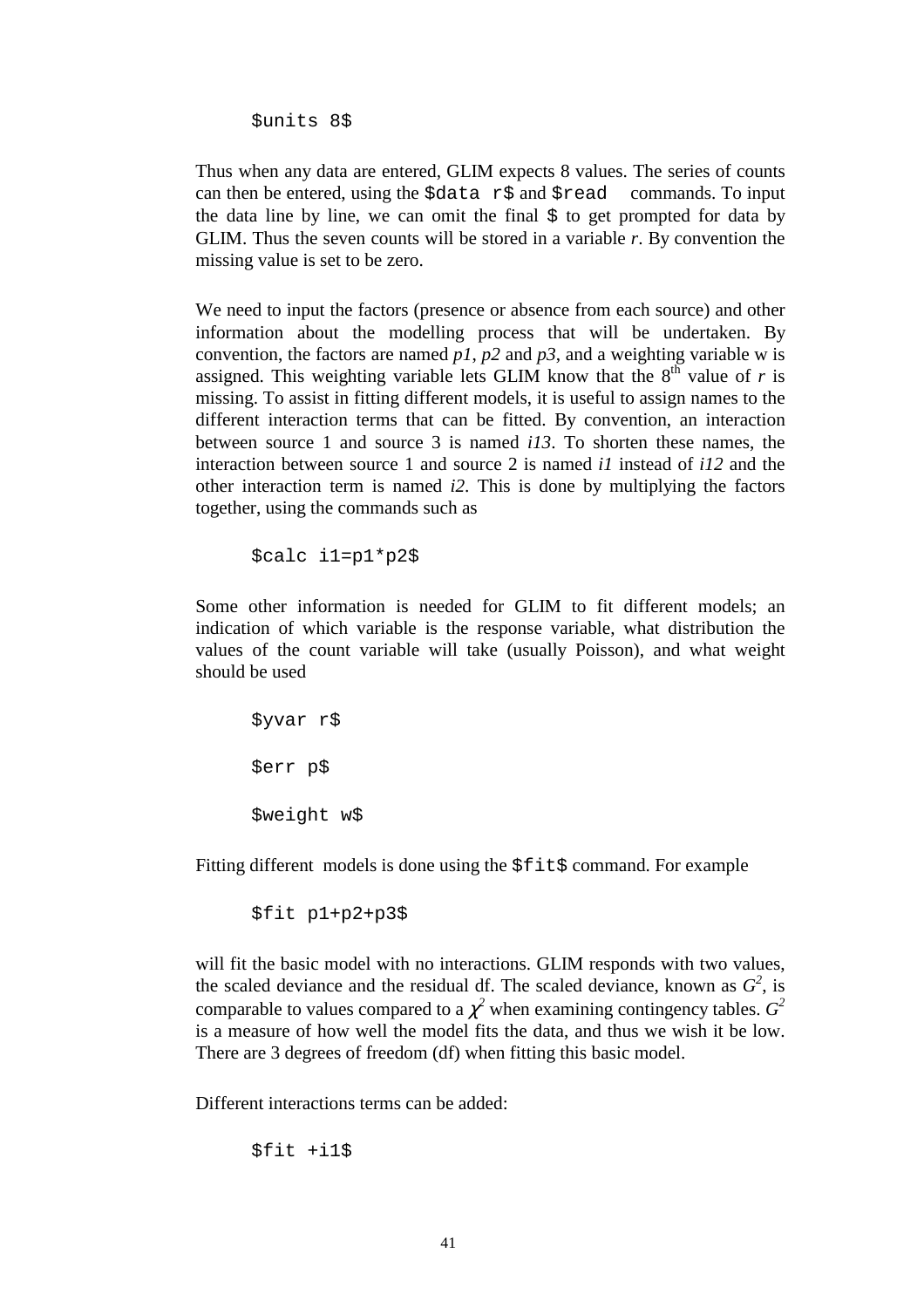```
$units 8$
```

Thus when any data are entered, GLIM expects 8 values. The series of counts can then be entered, using the `$data r$` and `$read` commands. To input the data line by line, we can omit the final `$` to get prompted for data by GLIM. Thus the seven counts will be stored in a variable *r*. By convention the missing value is set to be zero.

We need to input the factors (presence or absence from each source) and other information about the modelling process that will be undertaken. By convention, the factors are named *p1*, *p2* and *p3*, and a weighting variable w is assigned. This weighting variable lets GLIM know that the 8$^{th}$ value of *r* is missing. To assist in fitting different models, it is useful to assign names to the different interaction terms that can be fitted. By convention, an interaction between source 1 and source 3 is named *i13*. To shorten these names, the interaction between source 1 and source 2 is named *i1* instead of *i12* and the other interaction term is named *i2*. This is done by multiplying the factors together, using the commands such as

```
$calc i1=p1*p2$
```

Some other information is needed for GLIM to fit different models; an indication of which variable is the response variable, what distribution the values of the count variable will take (usually Poisson), and what weight should be used

```
$yvar r$

$err p$

$weight w$
```

Fitting different models is done using the `$fit$` command. For example

```
$fit p1+p2+p3$
```

will fit the basic model with no interactions. GLIM responds with two values, the scaled deviance and the residual df. The scaled deviance, known as $G^2$, is comparable to values compared to a $\chi^2$ when examining contingency tables. $G^2$ is a measure of how well the model fits the data, and thus we wish it be low. There are 3 degrees of freedom (df) when fitting this basic model.

Different interactions terms can be added:

```
$fit +i1$
```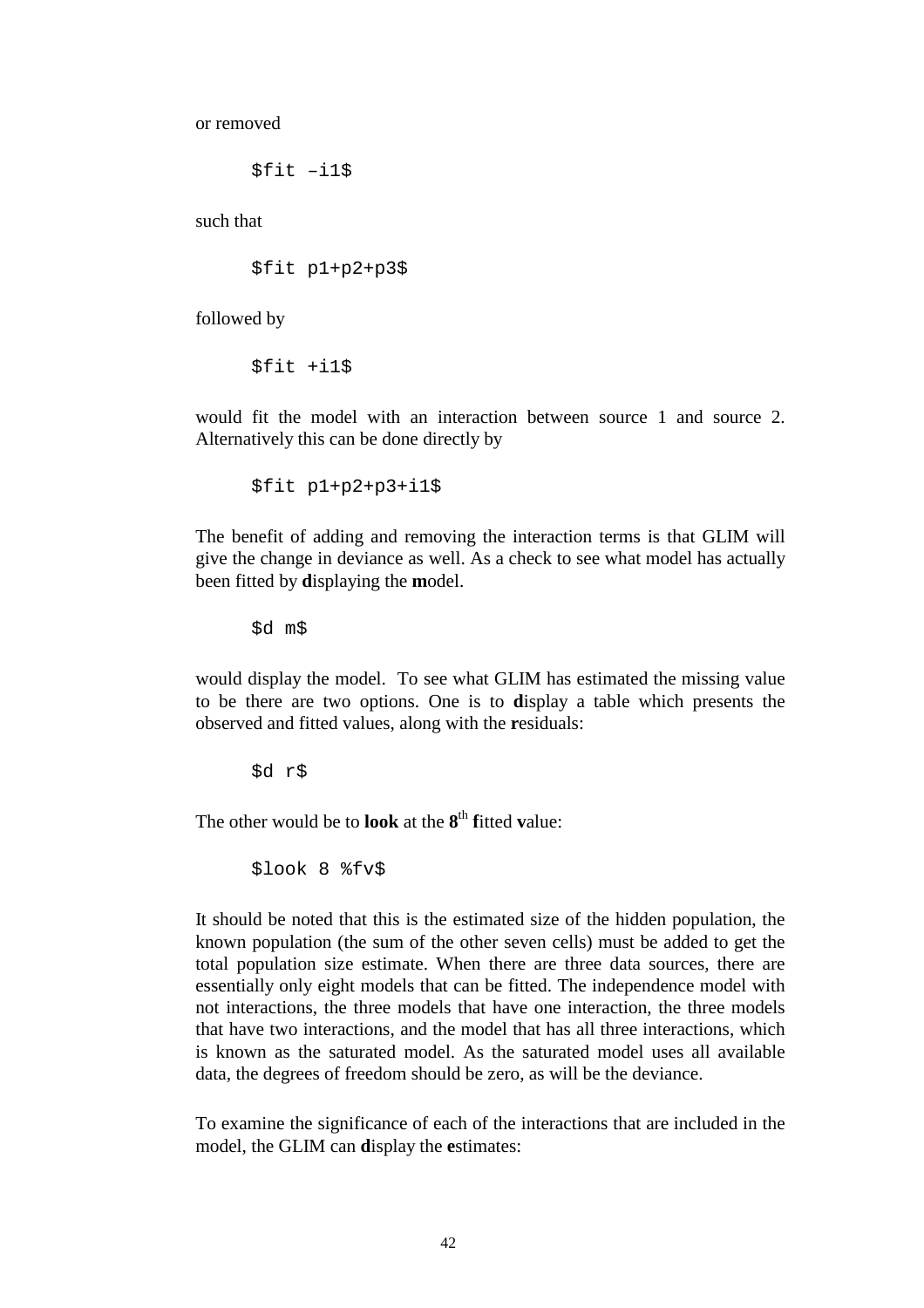or removed

```
$fit –i1$
```

such that

```
$fit p1+p2+p3$
```

followed by

```
$fit +i1$
```

would fit the model with an interaction between source 1 and source 2. Alternatively this can be done directly by

```
$fit p1+p2+p3+i1$
```

The benefit of adding and removing the interaction terms is that GLIM will give the change in deviance as well. As a check to see what model has actually been fitted by **d**isplaying the **m**odel.

```
$d m$
```

would display the model. To see what GLIM has estimated the missing value to be there are two options. One is to **d**isplay a table which presents the observed and fitted values, along with the **r**esiduals:

```
$d r$
```

The other would be to **look** at the **8**th **f**itted **v**alue:

```
$look 8 %fv$
```

It should be noted that this is the estimated size of the hidden population, the known population (the sum of the other seven cells) must be added to get the total population size estimate. When there are three data sources, there are essentially only eight models that can be fitted. The independence model with not interactions, the three models that have one interaction, the three models that have two interactions, and the model that has all three interactions, which is known as the saturated model. As the saturated model uses all available data, the degrees of freedom should be zero, as will be the deviance.

To examine the significance of each of the interactions that are included in the model, the GLIM can **d**isplay the **e**stimates: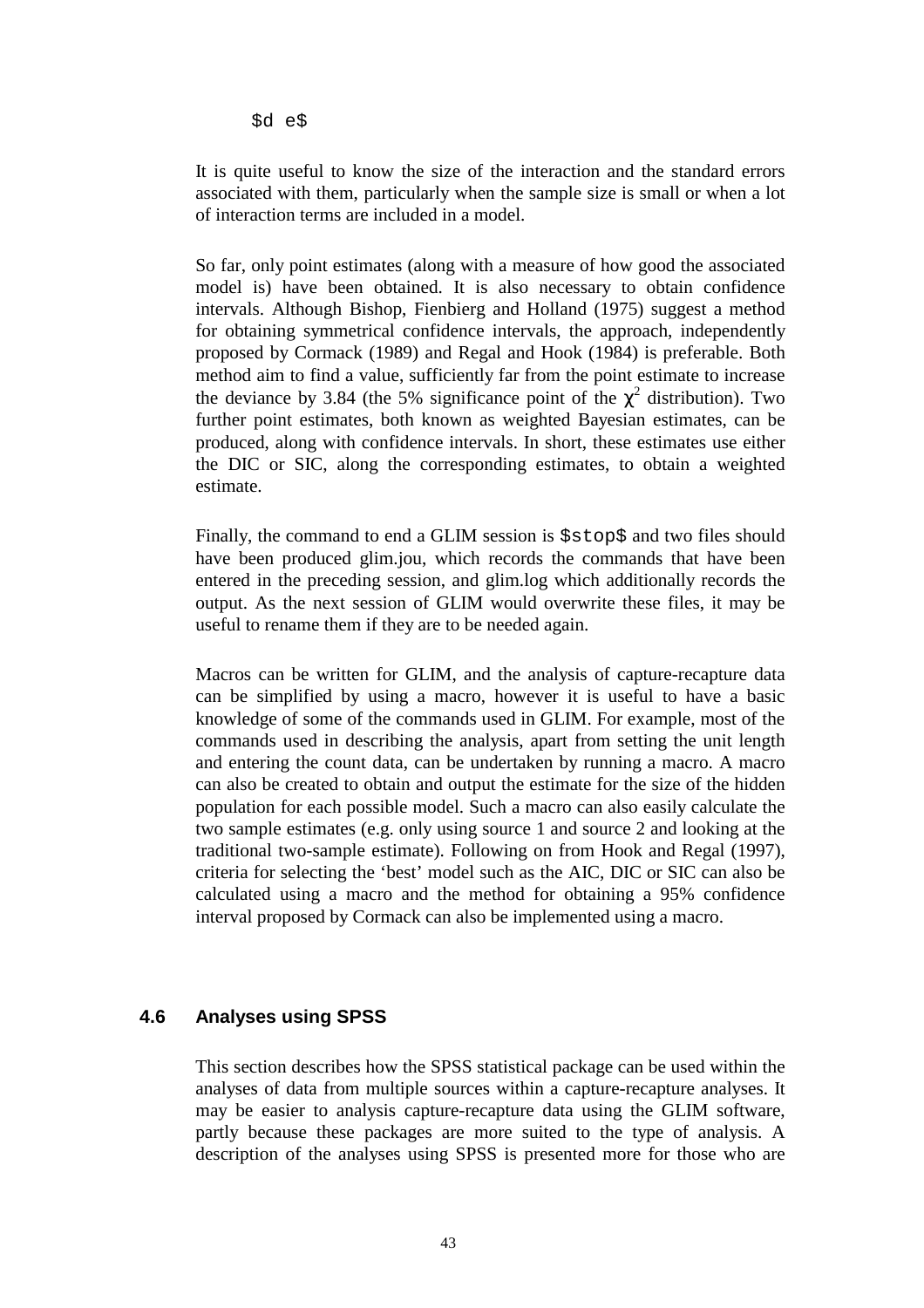```
$d e$
```

It is quite useful to know the size of the interaction and the standard errors associated with them, particularly when the sample size is small or when a lot of interaction terms are included in a model.

So far, only point estimates (along with a measure of how good the associated model is) have been obtained. It is also necessary to obtain confidence intervals. Although Bishop, Fienbierg and Holland (1975) suggest a method for obtaining symmetrical confidence intervals, the approach, independently proposed by Cormack (1989) and Regal and Hook (1984) is preferable. Both method aim to find a value, sufficiently far from the point estimate to increase the deviance by 3.84 (the 5% significance point of the $\chi^2$ distribution). Two further point estimates, both known as weighted Bayesian estimates, can be produced, along with confidence intervals. In short, these estimates use either the DIC or SIC, along the corresponding estimates, to obtain a weighted estimate.

Finally, the command to end a GLIM session is `$stop$` and two files should have been produced glim.jou, which records the commands that have been entered in the preceding session, and glim.log which additionally records the output. As the next session of GLIM would overwrite these files, it may be useful to rename them if they are to be needed again.

Macros can be written for GLIM, and the analysis of capture-recapture data can be simplified by using a macro, however it is useful to have a basic knowledge of some of the commands used in GLIM. For example, most of the commands used in describing the analysis, apart from setting the unit length and entering the count data, can be undertaken by running a macro. A macro can also be created to obtain and output the estimate for the size of the hidden population for each possible model. Such a macro can also easily calculate the two sample estimates (e.g. only using source 1 and source 2 and looking at the traditional two-sample estimate). Following on from Hook and Regal (1997), criteria for selecting the 'best' model such as the AIC, DIC or SIC can also be calculated using a macro and the method for obtaining a 95% confidence interval proposed by Cormack can also be implemented using a macro.

### 4.6 Analyses using SPSS

This section describes how the SPSS statistical package can be used within the analyses of data from multiple sources within a capture-recapture analyses. It may be easier to analysis capture-recapture data using the GLIM software, partly because these packages are more suited to the type of analysis. A description of the analyses using SPSS is presented more for those who are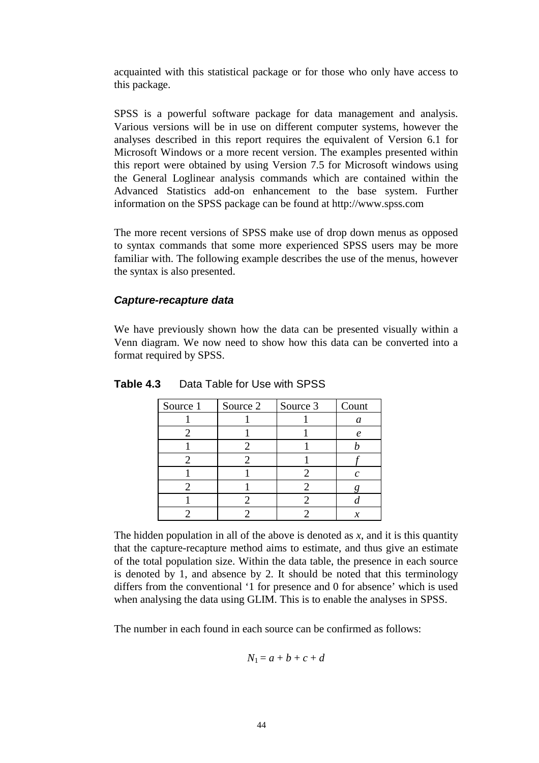acquainted with this statistical package or for those who only have access to this package.

SPSS is a powerful software package for data management and analysis. Various versions will be in use on different computer systems, however the analyses described in this report requires the equivalent of Version 6.1 for Microsoft Windows or a more recent version. The examples presented within this report were obtained by using Version 7.5 for Microsoft windows using the General Loglinear analysis commands which are contained within the Advanced Statistics add-on enhancement to the base system. Further information on the SPSS package can be found at http://www.spss.com

The more recent versions of SPSS make use of drop down menus as opposed to syntax commands that some more experienced SPSS users may be more familiar with. The following example describes the use of the menus, however the syntax is also presented.

### *Capture-recapture data*

We have previously shown how the data can be presented visually within a Venn diagram. We now need to show how this data can be converted into a format required by SPSS.

**Table 4.3** Data Table for Use with SPSS

| Source 1 | Source 2 | Source 3 | Count |
|---|---|---|---|
| 1 | 1 | 1 | *a* |
| 2 | 1 | 1 | *e* |
| 1 | 2 | 1 | *b* |
| 2 | 2 | 1 | *f* |
| 1 | 1 | 2 | *c* |
| 2 | 1 | 2 | *g* |
| 1 | 2 | 2 | *d* |
| 2 | 2 | 2 | *x* |

The hidden population in all of the above is denoted as $x$, and it is this quantity that the capture-recapture method aims to estimate, and thus give an estimate of the total population size. Within the data table, the presence in each source is denoted by 1, and absence by 2. It should be noted that this terminology differs from the conventional '1 for presence and 0 for absence' which is used when analysing the data using GLIM. This is to enable the analyses in SPSS.

The number in each found in each source can be confirmed as follows:

$$N_1 = a + b + c + d$$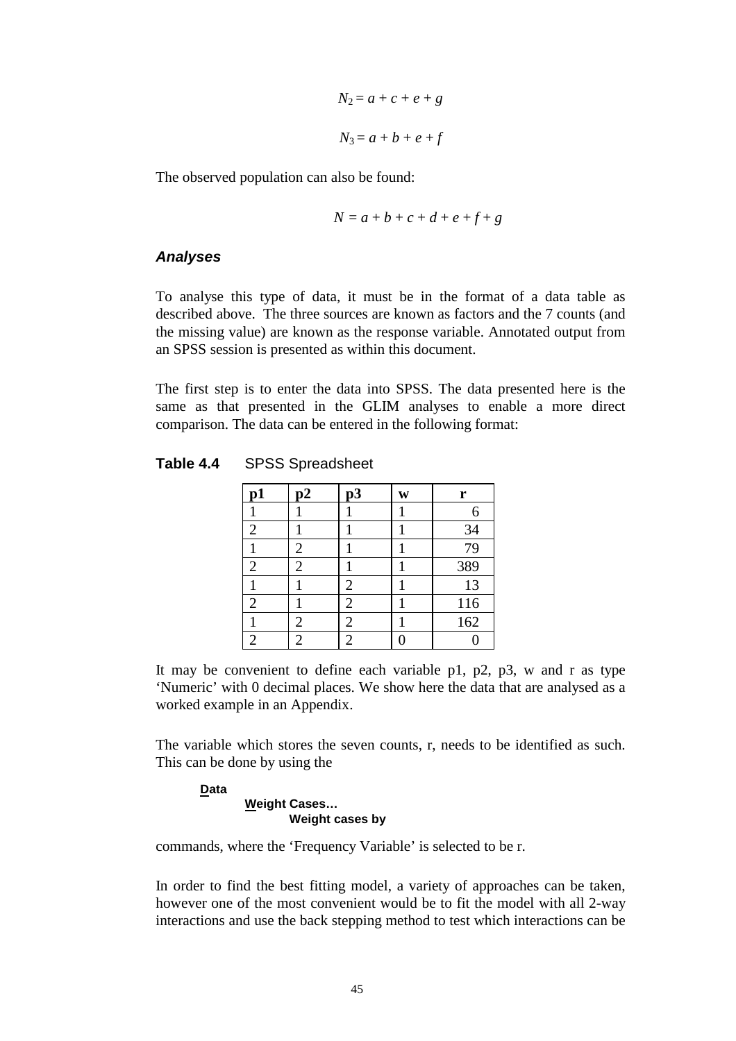$$N_2 = a + c + e + g$$

$$N_3 = a + b + e + f$$

The observed population can also be found:

$$N = a + b + c + d + e + f + g$$

### *Analyses*

To analyse this type of data, it must be in the format of a data table as described above. The three sources are known as factors and the 7 counts (and the missing value) are known as the response variable. Annotated output from an SPSS session is presented as within this document.

The first step is to enter the data into SPSS. The data presented here is the same as that presented in the GLIM analyses to enable a more direct comparison. The data can be entered in the following format:

**Table 4.4** SPSS Spreadsheet

| p1 | p2 | p3 | w | r |
|---|---|---|---|---|
| 1 | 1 | 1 | 1 | 6 |
| 2 | 1 | 1 | 1 | 34 |
| 1 | 2 | 1 | 1 | 79 |
| 2 | 2 | 1 | 1 | 389 |
| 1 | 1 | 2 | 1 | 13 |
| 2 | 1 | 2 | 1 | 116 |
| 1 | 2 | 2 | 1 | 162 |
| 2 | 2 | 2 | 0 | 0 |

It may be convenient to define each variable p1, p2, p3, w and r as type 'Numeric' with 0 decimal places. We show here the data that are analysed as a worked example in an Appendix.

The variable which stores the seven counts, r, needs to be identified as such. This can be done by using the

**Data**
  **Weight Cases…**
    **Weight cases by**

commands, where the 'Frequency Variable' is selected to be r.

In order to find the best fitting model, a variety of approaches can be taken, however one of the most convenient would be to fit the model with all 2-way interactions and use the back stepping method to test which interactions can be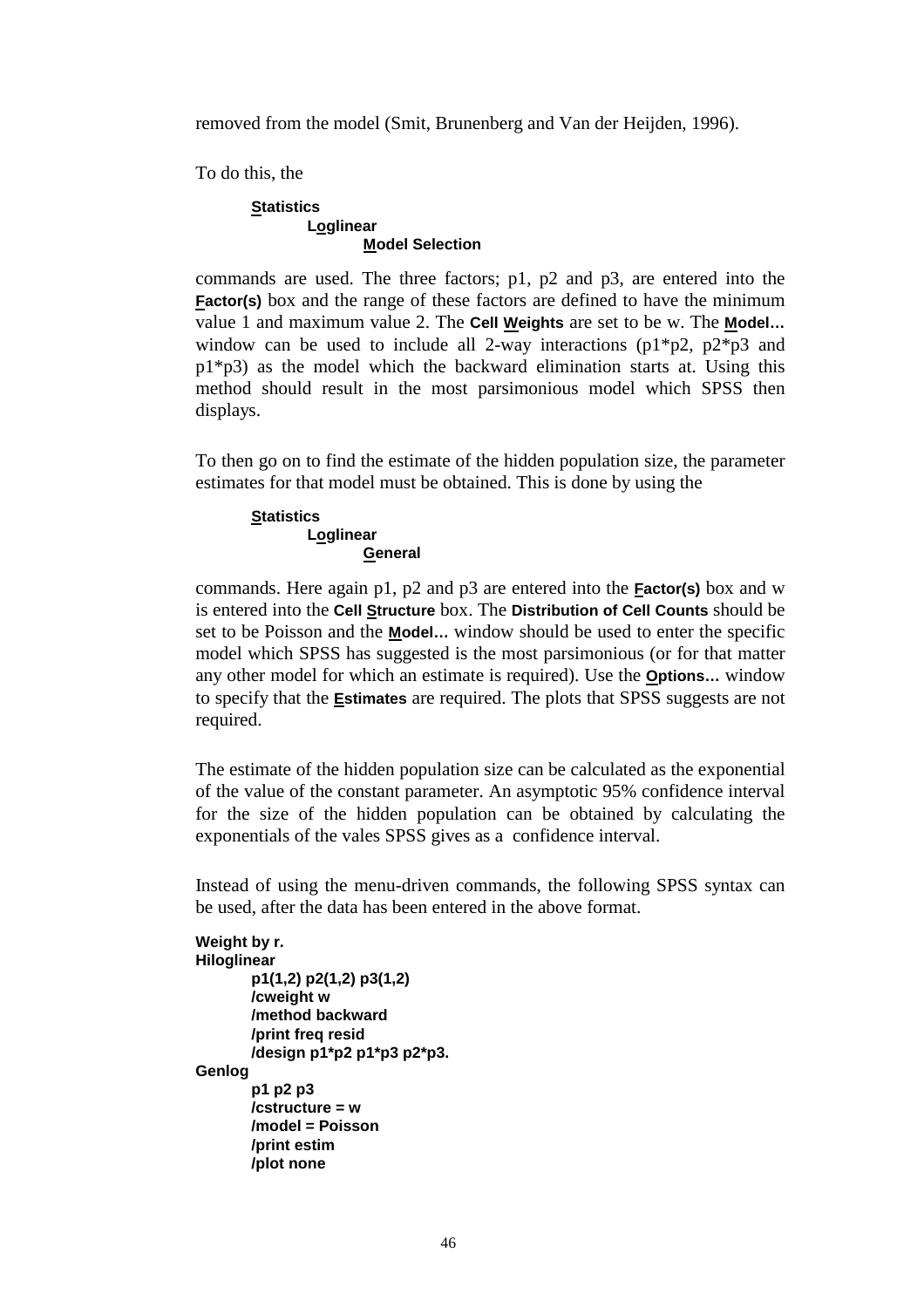removed from the model (Smit, Brunenberg and Van der Heijden, 1996).

To do this, the

**Statistics**
**Loglinear**
**Model Selection**

commands are used. The three factors; p1, p2 and p3, are entered into the **Factor(s)** box and the range of these factors are defined to have the minimum value 1 and maximum value 2. The **Cell Weights** are set to be w. The **Model…** window can be used to include all 2-way interactions (p1*p2, p2*p3 and p1*p3) as the model which the backward elimination starts at. Using this method should result in the most parsimonious model which SPSS then displays.

To then go on to find the estimate of the hidden population size, the parameter estimates for that model must be obtained. This is done by using the

**Statistics**
**Loglinear**
**General**

commands. Here again p1, p2 and p3 are entered into the **Factor(s)** box and w is entered into the **Cell Structure** box. The **Distribution of Cell Counts** should be set to be Poisson and the **Model…** window should be used to enter the specific model which SPSS has suggested is the most parsimonious (or for that matter any other model for which an estimate is required). Use the **Options…** window to specify that the **Estimates** are required. The plots that SPSS suggests are not required.

The estimate of the hidden population size can be calculated as the exponential of the value of the constant parameter. An asymptotic 95% confidence interval for the size of the hidden population can be obtained by calculating the exponentials of the vales SPSS gives as a confidence interval.

Instead of using the menu-driven commands, the following SPSS syntax can be used, after the data has been entered in the above format.

```
Weight by r.
Hiloglinear
        p1(1,2) p2(1,2) p3(1,2)
        /cweight w
        /method backward
        /print freq resid
        /design p1*p2 p1*p3 p2*p3.
Genlog
        p1 p2 p3
        /cstructure = w
        /model = Poisson
        /print estim
        /plot none
```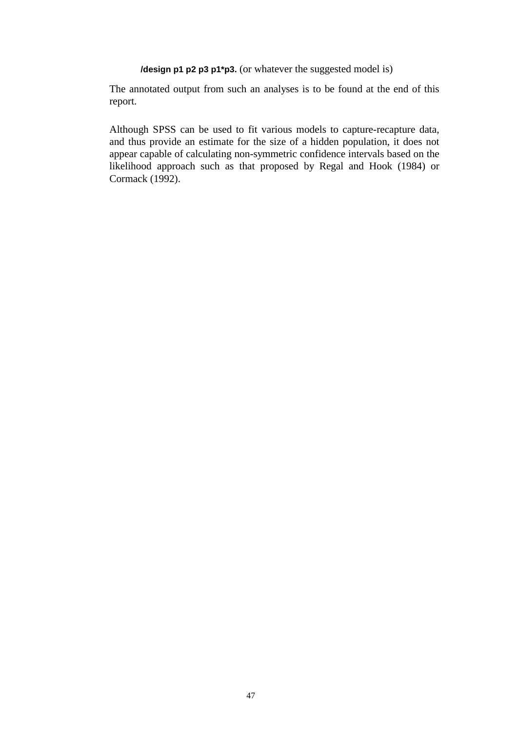**/design p1 p2 p3 p1*p3.** (or whatever the suggested model is)

The annotated output from such an analyses is to be found at the end of this report.

Although SPSS can be used to fit various models to capture-recapture data, and thus provide an estimate for the size of a hidden population, it does not appear capable of calculating non-symmetric confidence intervals based on the likelihood approach such as that proposed by Regal and Hook (1984) or Cormack (1992).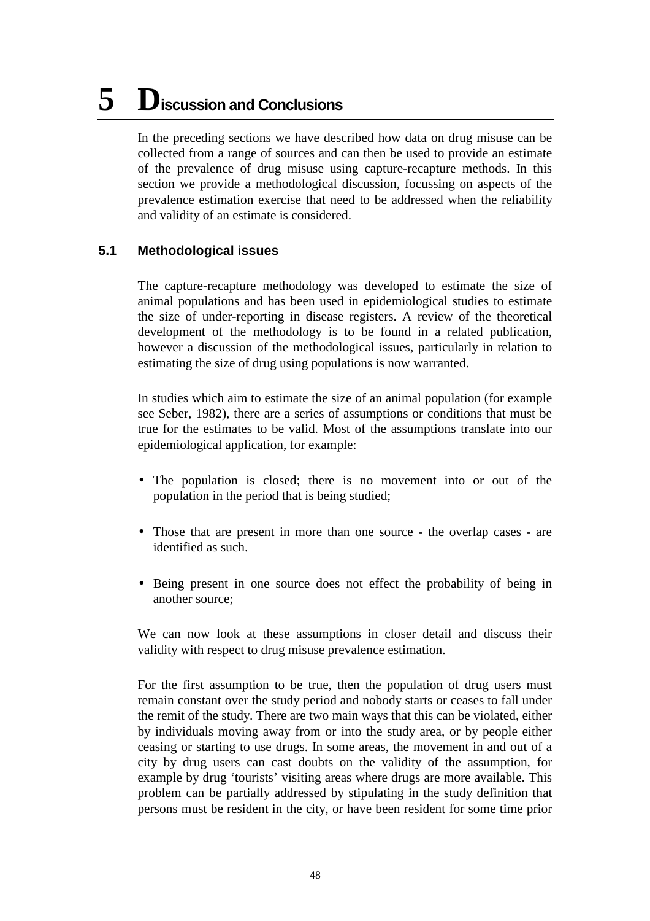# 5 Discussion and Conclusions

In the preceding sections we have described how data on drug misuse can be collected from a range of sources and can then be used to provide an estimate of the prevalence of drug misuse using capture-recapture methods. In this section we provide a methodological discussion, focussing on aspects of the prevalence estimation exercise that need to be addressed when the reliability and validity of an estimate is considered.

## 5.1 Methodological issues

The capture-recapture methodology was developed to estimate the size of animal populations and has been used in epidemiological studies to estimate the size of under-reporting in disease registers. A review of the theoretical development of the methodology is to be found in a related publication, however a discussion of the methodological issues, particularly in relation to estimating the size of drug using populations is now warranted.

In studies which aim to estimate the size of an animal population (for example see Seber, 1982), there are a series of assumptions or conditions that must be true for the estimates to be valid. Most of the assumptions translate into our epidemiological application, for example:

- The population is closed; there is no movement into or out of the population in the period that is being studied;
- Those that are present in more than one source - the overlap cases - are identified as such.
- Being present in one source does not effect the probability of being in another source;

We can now look at these assumptions in closer detail and discuss their validity with respect to drug misuse prevalence estimation.

For the first assumption to be true, then the population of drug users must remain constant over the study period and nobody starts or ceases to fall under the remit of the study. There are two main ways that this can be violated, either by individuals moving away from or into the study area, or by people either ceasing or starting to use drugs. In some areas, the movement in and out of a city by drug users can cast doubts on the validity of the assumption, for example by drug 'tourists' visiting areas where drugs are more available. This problem can be partially addressed by stipulating in the study definition that persons must be resident in the city, or have been resident for some time prior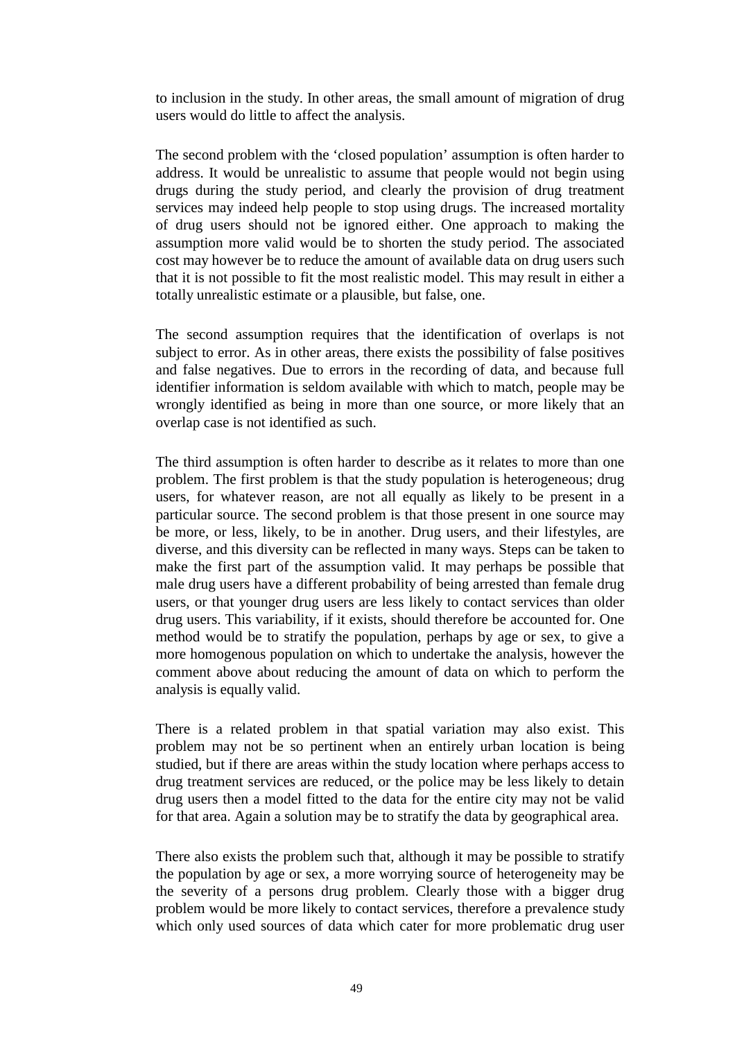to inclusion in the study. In other areas, the small amount of migration of drug users would do little to affect the analysis.

The second problem with the 'closed population' assumption is often harder to address. It would be unrealistic to assume that people would not begin using drugs during the study period, and clearly the provision of drug treatment services may indeed help people to stop using drugs. The increased mortality of drug users should not be ignored either. One approach to making the assumption more valid would be to shorten the study period. The associated cost may however be to reduce the amount of available data on drug users such that it is not possible to fit the most realistic model. This may result in either a totally unrealistic estimate or a plausible, but false, one.

The second assumption requires that the identification of overlaps is not subject to error. As in other areas, there exists the possibility of false positives and false negatives. Due to errors in the recording of data, and because full identifier information is seldom available with which to match, people may be wrongly identified as being in more than one source, or more likely that an overlap case is not identified as such.

The third assumption is often harder to describe as it relates to more than one problem. The first problem is that the study population is heterogeneous; drug users, for whatever reason, are not all equally as likely to be present in a particular source. The second problem is that those present in one source may be more, or less, likely, to be in another. Drug users, and their lifestyles, are diverse, and this diversity can be reflected in many ways. Steps can be taken to make the first part of the assumption valid. It may perhaps be possible that male drug users have a different probability of being arrested than female drug users, or that younger drug users are less likely to contact services than older drug users. This variability, if it exists, should therefore be accounted for. One method would be to stratify the population, perhaps by age or sex, to give a more homogenous population on which to undertake the analysis, however the comment above about reducing the amount of data on which to perform the analysis is equally valid.

There is a related problem in that spatial variation may also exist. This problem may not be so pertinent when an entirely urban location is being studied, but if there are areas within the study location where perhaps access to drug treatment services are reduced, or the police may be less likely to detain drug users then a model fitted to the data for the entire city may not be valid for that area. Again a solution may be to stratify the data by geographical area.

There also exists the problem such that, although it may be possible to stratify the population by age or sex, a more worrying source of heterogeneity may be the severity of a persons drug problem. Clearly those with a bigger drug problem would be more likely to contact services, therefore a prevalence study which only used sources of data which cater for more problematic drug user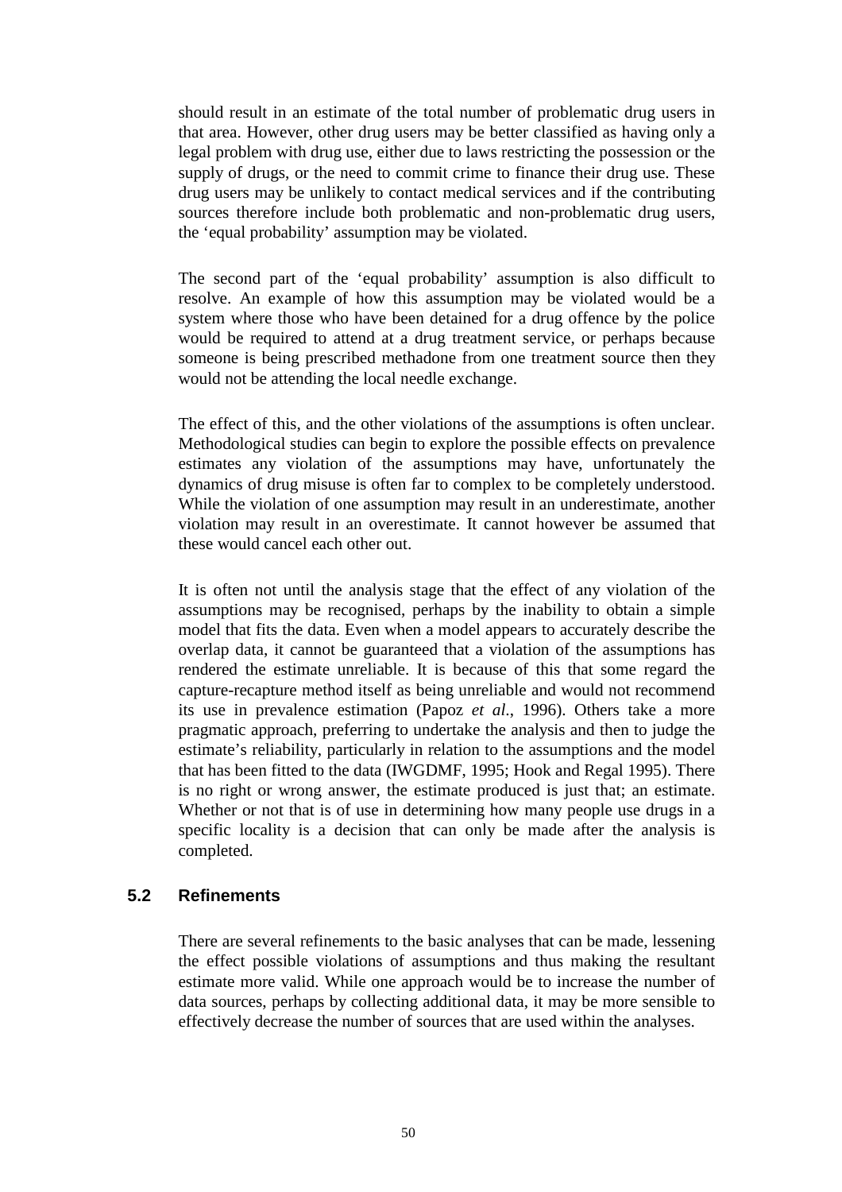should result in an estimate of the total number of problematic drug users in that area. However, other drug users may be better classified as having only a legal problem with drug use, either due to laws restricting the possession or the supply of drugs, or the need to commit crime to finance their drug use. These drug users may be unlikely to contact medical services and if the contributing sources therefore include both problematic and non-problematic drug users, the 'equal probability' assumption may be violated.

The second part of the 'equal probability' assumption is also difficult to resolve. An example of how this assumption may be violated would be a system where those who have been detained for a drug offence by the police would be required to attend at a drug treatment service, or perhaps because someone is being prescribed methadone from one treatment source then they would not be attending the local needle exchange.

The effect of this, and the other violations of the assumptions is often unclear. Methodological studies can begin to explore the possible effects on prevalence estimates any violation of the assumptions may have, unfortunately the dynamics of drug misuse is often far to complex to be completely understood. While the violation of one assumption may result in an underestimate, another violation may result in an overestimate. It cannot however be assumed that these would cancel each other out.

It is often not until the analysis stage that the effect of any violation of the assumptions may be recognised, perhaps by the inability to obtain a simple model that fits the data. Even when a model appears to accurately describe the overlap data, it cannot be guaranteed that a violation of the assumptions has rendered the estimate unreliable. It is because of this that some regard the capture-recapture method itself as being unreliable and would not recommend its use in prevalence estimation (Papoz *et al.*, 1996). Others take a more pragmatic approach, preferring to undertake the analysis and then to judge the estimate's reliability, particularly in relation to the assumptions and the model that has been fitted to the data (IWGDMF, 1995; Hook and Regal 1995). There is no right or wrong answer, the estimate produced is just that; an estimate. Whether or not that is of use in determining how many people use drugs in a specific locality is a decision that can only be made after the analysis is completed.

## 5.2 Refinements

There are several refinements to the basic analyses that can be made, lessening the effect possible violations of assumptions and thus making the resultant estimate more valid. While one approach would be to increase the number of data sources, perhaps by collecting additional data, it may be more sensible to effectively decrease the number of sources that are used within the analyses.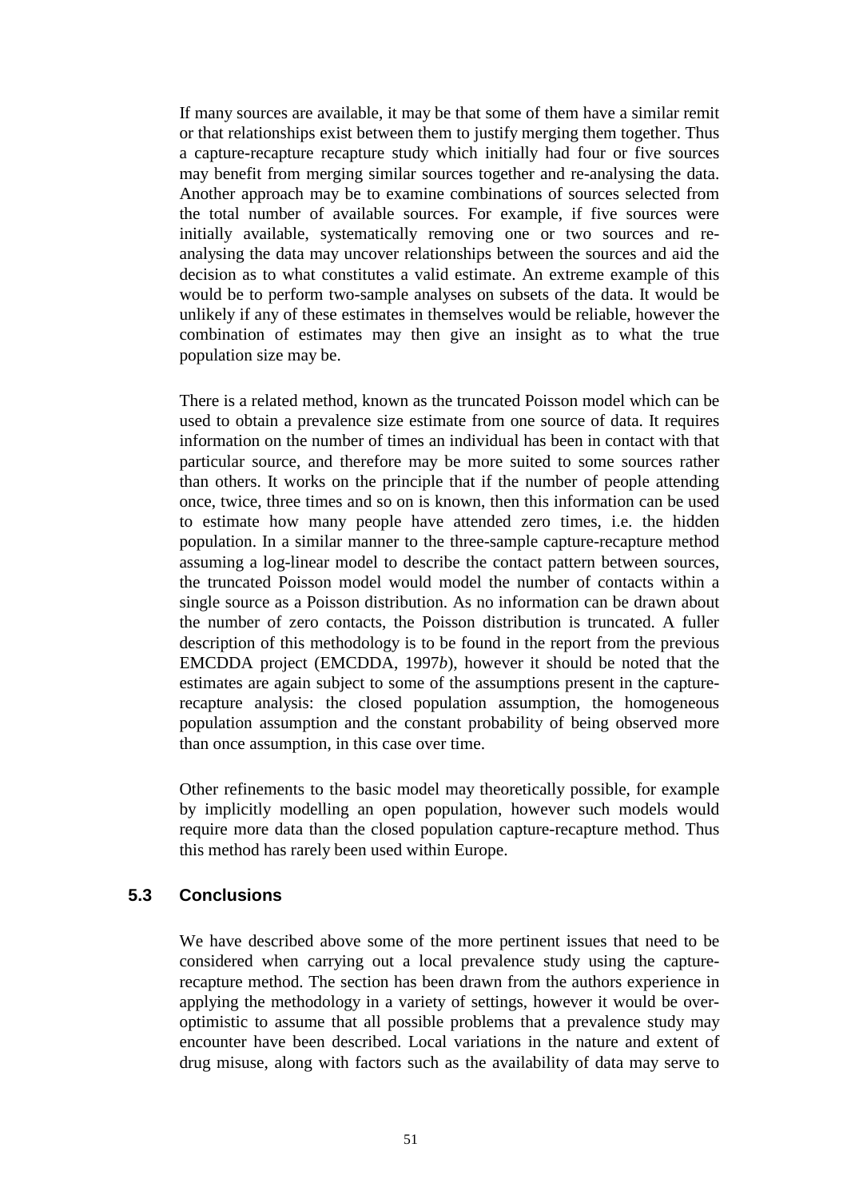If many sources are available, it may be that some of them have a similar remit or that relationships exist between them to justify merging them together. Thus a capture-recapture recapture study which initially had four or five sources may benefit from merging similar sources together and re-analysing the data. Another approach may be to examine combinations of sources selected from the total number of available sources. For example, if five sources were initially available, systematically removing one or two sources and re-analysing the data may uncover relationships between the sources and aid the decision as to what constitutes a valid estimate. An extreme example of this would be to perform two-sample analyses on subsets of the data. It would be unlikely if any of these estimates in themselves would be reliable, however the combination of estimates may then give an insight as to what the true population size may be.

There is a related method, known as the truncated Poisson model which can be used to obtain a prevalence size estimate from one source of data. It requires information on the number of times an individual has been in contact with that particular source, and therefore may be more suited to some sources rather than others. It works on the principle that if the number of people attending once, twice, three times and so on is known, then this information can be used to estimate how many people have attended zero times, i.e. the hidden population. In a similar manner to the three-sample capture-recapture method assuming a log-linear model to describe the contact pattern between sources, the truncated Poisson model would model the number of contacts within a single source as a Poisson distribution. As no information can be drawn about the number of zero contacts, the Poisson distribution is truncated. A fuller description of this methodology is to be found in the report from the previous EMCDDA project (EMCDDA, 1997*b*), however it should be noted that the estimates are again subject to some of the assumptions present in the capture-recapture analysis: the closed population assumption, the homogeneous population assumption and the constant probability of being observed more than once assumption, in this case over time.

Other refinements to the basic model may theoretically possible, for example by implicitly modelling an open population, however such models would require more data than the closed population capture-recapture method. Thus this method has rarely been used within Europe.

## 5.3 Conclusions

We have described above some of the more pertinent issues that need to be considered when carrying out a local prevalence study using the capture-recapture method. The section has been drawn from the authors experience in applying the methodology in a variety of settings, however it would be over-optimistic to assume that all possible problems that a prevalence study may encounter have been described. Local variations in the nature and extent of drug misuse, along with factors such as the availability of data may serve to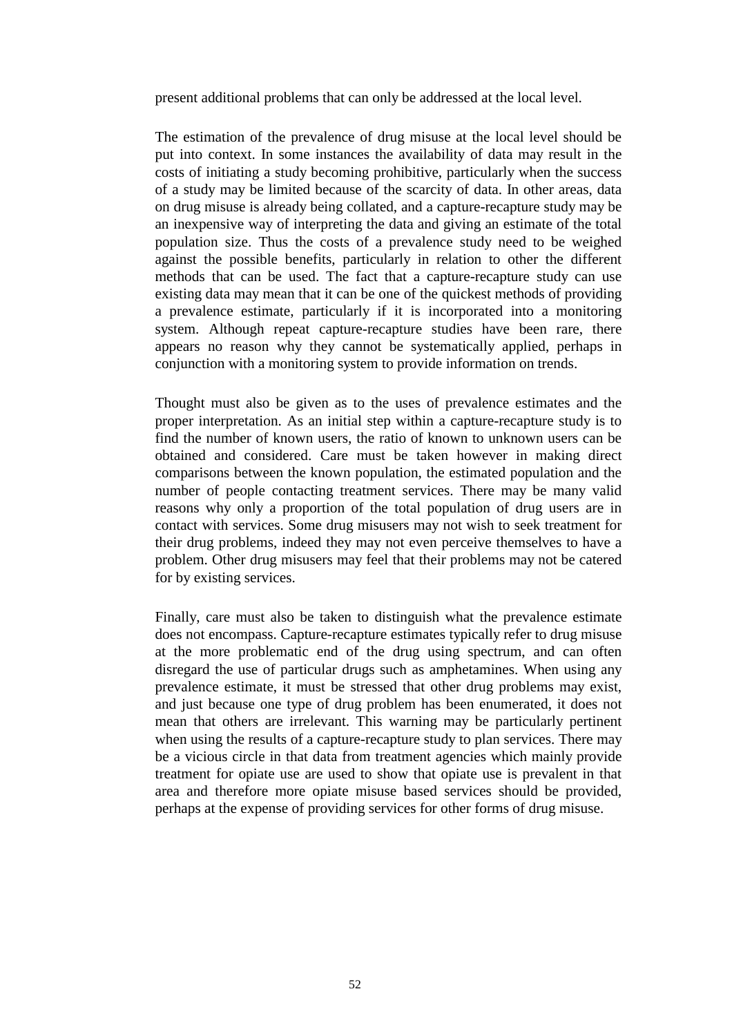present additional problems that can only be addressed at the local level.

The estimation of the prevalence of drug misuse at the local level should be put into context. In some instances the availability of data may result in the costs of initiating a study becoming prohibitive, particularly when the success of a study may be limited because of the scarcity of data. In other areas, data on drug misuse is already being collated, and a capture-recapture study may be an inexpensive way of interpreting the data and giving an estimate of the total population size. Thus the costs of a prevalence study need to be weighed against the possible benefits, particularly in relation to other the different methods that can be used. The fact that a capture-recapture study can use existing data may mean that it can be one of the quickest methods of providing a prevalence estimate, particularly if it is incorporated into a monitoring system. Although repeat capture-recapture studies have been rare, there appears no reason why they cannot be systematically applied, perhaps in conjunction with a monitoring system to provide information on trends.

Thought must also be given as to the uses of prevalence estimates and the proper interpretation. As an initial step within a capture-recapture study is to find the number of known users, the ratio of known to unknown users can be obtained and considered. Care must be taken however in making direct comparisons between the known population, the estimated population and the number of people contacting treatment services. There may be many valid reasons why only a proportion of the total population of drug users are in contact with services. Some drug misusers may not wish to seek treatment for their drug problems, indeed they may not even perceive themselves to have a problem. Other drug misusers may feel that their problems may not be catered for by existing services.

Finally, care must also be taken to distinguish what the prevalence estimate does not encompass. Capture-recapture estimates typically refer to drug misuse at the more problematic end of the drug using spectrum, and can often disregard the use of particular drugs such as amphetamines. When using any prevalence estimate, it must be stressed that other drug problems may exist, and just because one type of drug problem has been enumerated, it does not mean that others are irrelevant. This warning may be particularly pertinent when using the results of a capture-recapture study to plan services. There may be a vicious circle in that data from treatment agencies which mainly provide treatment for opiate use are used to show that opiate use is prevalent in that area and therefore more opiate misuse based services should be provided, perhaps at the expense of providing services for other forms of drug misuse.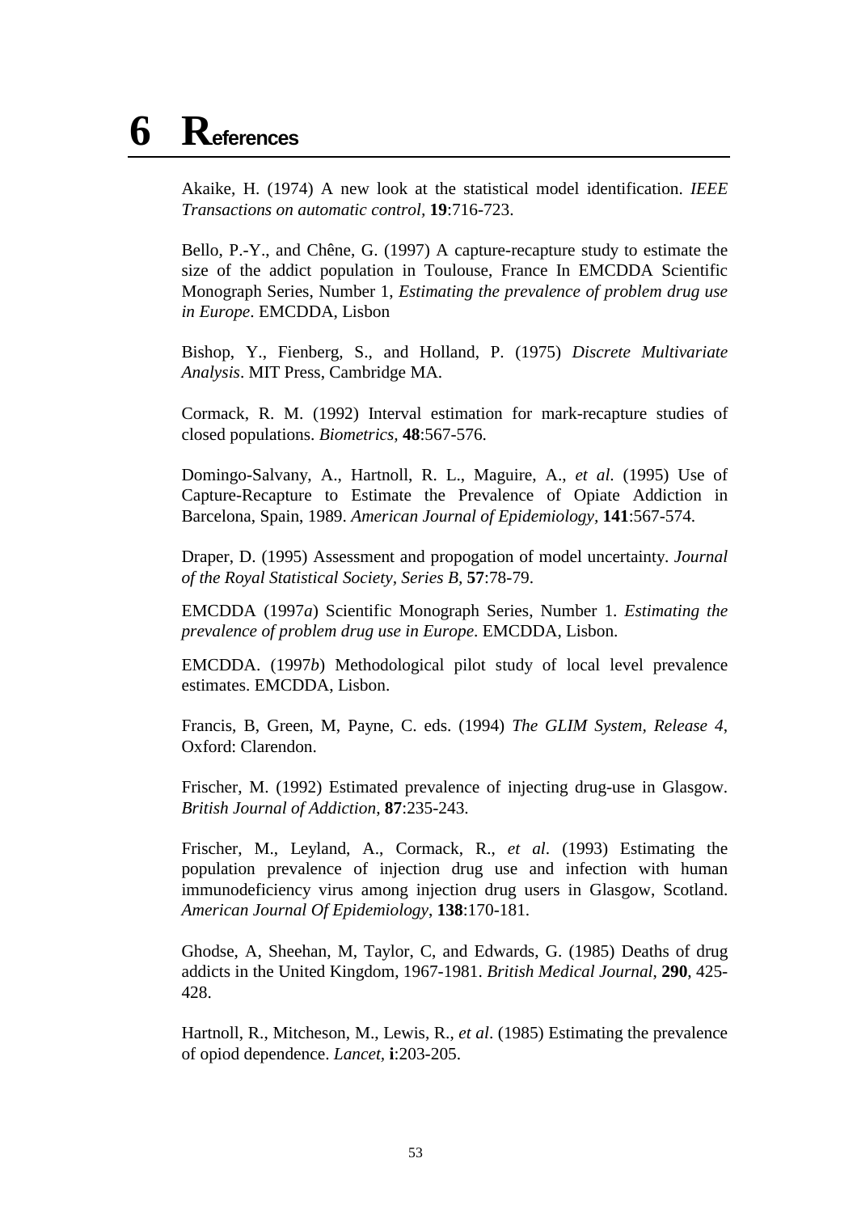# 6 References

Akaike, H. (1974) A new look at the statistical model identification. *IEEE Transactions on automatic control*, **19**:716-723.

Bello, P.-Y., and Chêne, G. (1997) A capture-recapture study to estimate the size of the addict population in Toulouse, France In EMCDDA Scientific Monograph Series, Number 1, *Estimating the prevalence of problem drug use in Europe*. EMCDDA, Lisbon

Bishop, Y., Fienberg, S., and Holland, P. (1975) *Discrete Multivariate Analysis*. MIT Press, Cambridge MA.

Cormack, R. M. (1992) Interval estimation for mark-recapture studies of closed populations. *Biometrics*, **48**:567-576.

Domingo-Salvany, A., Hartnoll, R. L., Maguire, A., *et al*. (1995) Use of Capture-Recapture to Estimate the Prevalence of Opiate Addiction in Barcelona, Spain, 1989. *American Journal of Epidemiology*, **141**:567-574.

Draper, D. (1995) Assessment and propogation of model uncertainty. *Journal of the Royal Statistical Society, Series B*, **57**:78-79.

EMCDDA (1997*a*) Scientific Monograph Series, Number 1. *Estimating the prevalence of problem drug use in Europe*. EMCDDA, Lisbon.

EMCDDA. (1997*b*) Methodological pilot study of local level prevalence estimates. EMCDDA, Lisbon.

Francis, B, Green, M, Payne, C. eds. (1994) *The GLIM System, Release 4*, Oxford: Clarendon.

Frischer, M. (1992) Estimated prevalence of injecting drug-use in Glasgow. *British Journal of Addiction*, **87**:235-243.

Frischer, M., Leyland, A., Cormack, R., *et al*. (1993) Estimating the population prevalence of injection drug use and infection with human immunodeficiency virus among injection drug users in Glasgow, Scotland. *American Journal Of Epidemiology*, **138**:170-181.

Ghodse, A, Sheehan, M, Taylor, C, and Edwards, G. (1985) Deaths of drug addicts in the United Kingdom, 1967-1981. *British Medical Journal*, **290**, 425-428.

Hartnoll, R., Mitcheson, M., Lewis, R., *et al*. (1985) Estimating the prevalence of opiod dependence. *Lancet*, **i**:203-205.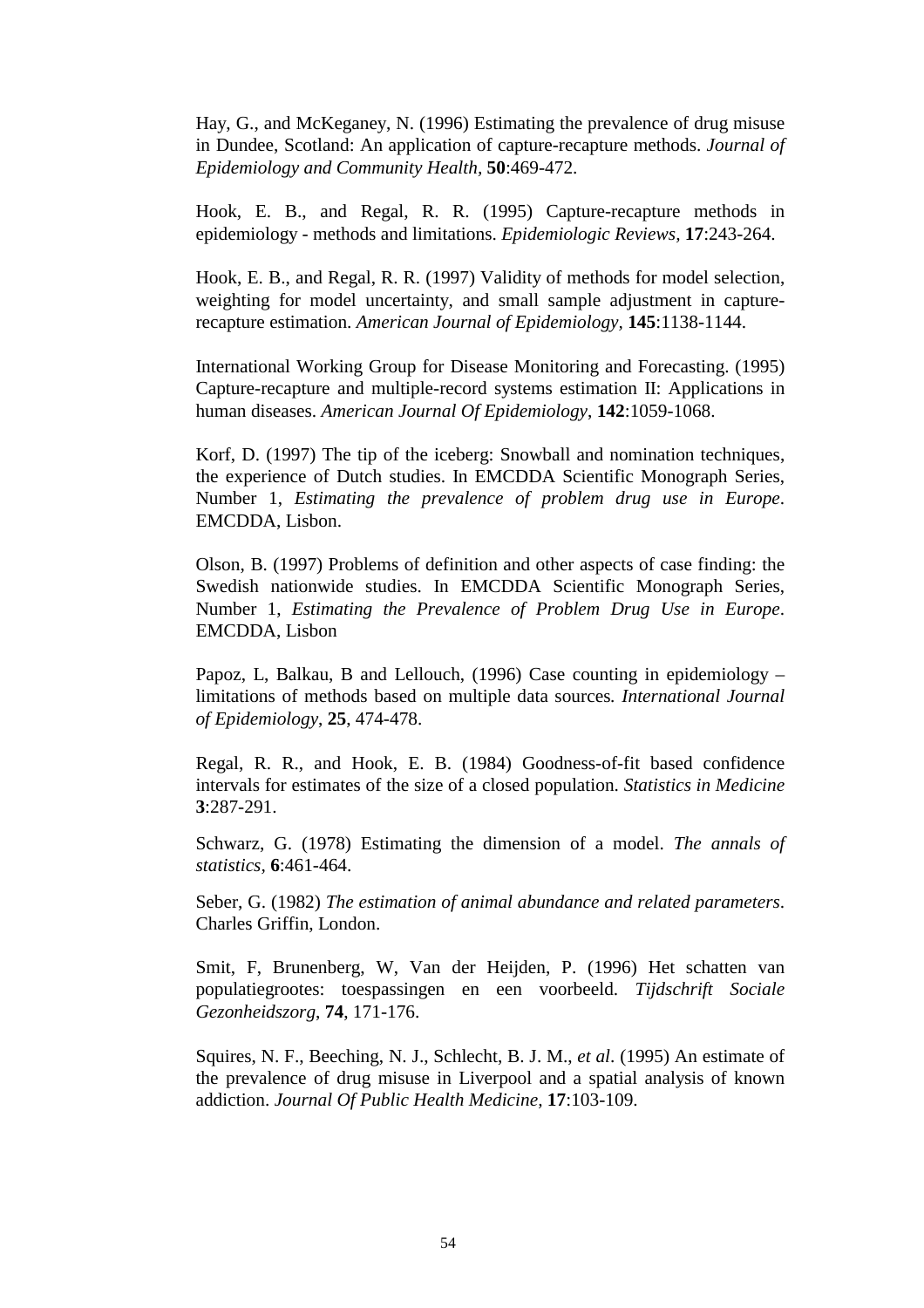Hay, G., and McKeganey, N. (1996) Estimating the prevalence of drug misuse in Dundee, Scotland: An application of capture-recapture methods. *Journal of Epidemiology and Community Health,* **50**:469-472.

Hook, E. B., and Regal, R. R. (1995) Capture-recapture methods in epidemiology - methods and limitations. *Epidemiologic Reviews,* **17**:243-264.

Hook, E. B., and Regal, R. R. (1997) Validity of methods for model selection, weighting for model uncertainty, and small sample adjustment in capture-recapture estimation. *American Journal of Epidemiology*, **145**:1138-1144.

International Working Group for Disease Monitoring and Forecasting. (1995) Capture-recapture and multiple-record systems estimation II: Applications in human diseases. *American Journal Of Epidemiology*, **142**:1059-1068.

Korf, D. (1997) The tip of the iceberg: Snowball and nomination techniques, the experience of Dutch studies. In EMCDDA Scientific Monograph Series, Number 1, *Estimating the prevalence of problem drug use in Europe*. EMCDDA, Lisbon.

Olson, B. (1997) Problems of definition and other aspects of case finding: the Swedish nationwide studies. In EMCDDA Scientific Monograph Series, Number 1, *Estimating the Prevalence of Problem Drug Use in Europe*. EMCDDA, Lisbon

Papoz, L, Balkau, B and Lellouch, (1996) Case counting in epidemiology – limitations of methods based on multiple data sources*. International Journal of Epidemiology*, **25**, 474-478.

Regal, R. R., and Hook, E. B. (1984) Goodness-of-fit based confidence intervals for estimates of the size of a closed population. *Statistics in Medicine* **3**:287-291.

Schwarz, G. (1978) Estimating the dimension of a model. *The annals of statistics,* **6**:461-464.

Seber, G. (1982) *The estimation of animal abundance and related parameters*. Charles Griffin, London.

Smit, F, Brunenberg, W, Van der Heijden, P. (1996) Het schatten van populatiegrootes: toespassingen en een voorbeeld*. Tijdschrift Sociale Gezonheidszorg*, **74**, 171-176.

Squires, N. F., Beeching, N. J., Schlecht, B. J. M., *et al*. (1995) An estimate of the prevalence of drug misuse in Liverpool and a spatial analysis of known addiction. *Journal Of Public Health Medicine,* **17**:103-109.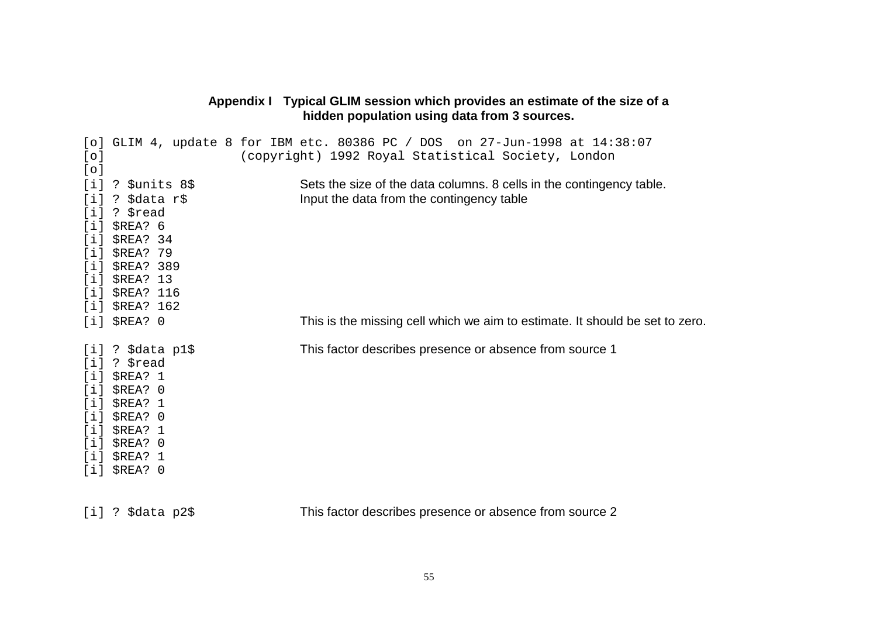**Appendix I Typical GLIM session which provides an estimate of the size of a hidden population using data from 3 sources.**

```
[o] GLIM 4, update 8 for IBM etc. 80386 PC / DOS  on 27-Jun-1998 at 14:38:07
[o]                  (copyright) 1992 Royal Statistical Society, London
[o]
[i] ? $units 8$              Sets the size of the data columns. 8 cells in the contingency table.
[i] ? $data r$               Input the data from the contingency table
[i] ? $read
[i] $REA? 6
[i] $REA? 34
[i] $REA? 79
[i] $REA? 389
[i] $REA? 13
[i] $REA? 116
[i] $REA? 162
[i] $REA? 0                  This is the missing cell which we aim to estimate. It should be set to zero.

[i] ? $data p1$              This factor describes presence or absence from source 1
[i] ? $read
[i] $REA? 1
[i] $REA? 0
[i] $REA? 1
[i] $REA? 0
[i] $REA? 1
[i] $REA? 0
[i] $REA? 1
[i] $REA? 0


[i] ? $data p2$              This factor describes presence or absence from source 2
```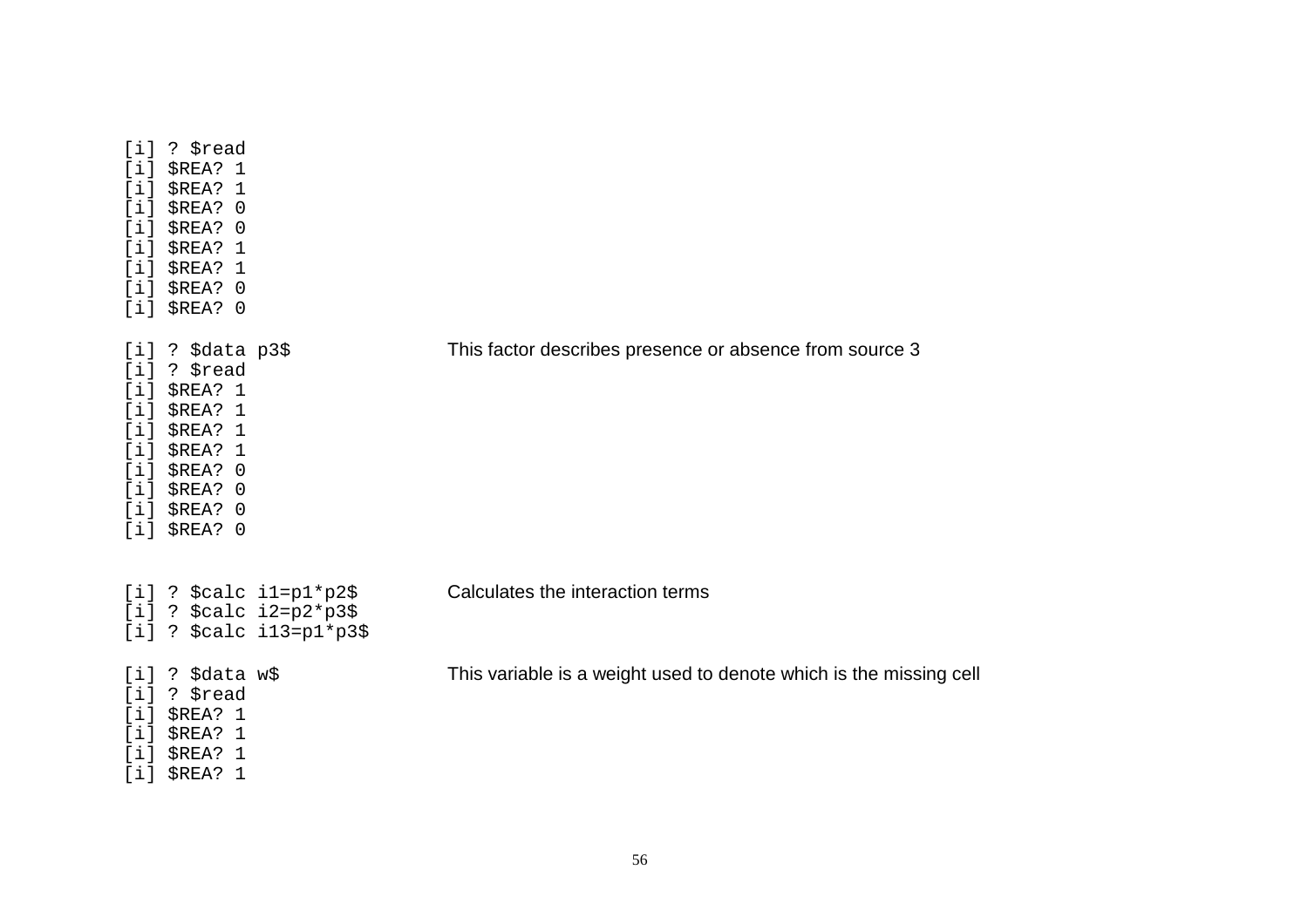```
[i] ? $read
[i] $REA? 1
[i] $REA? 1
[i] $REA? 0
[i] $REA? 0
[i] $REA? 1
[i] $REA? 1
[i] $REA? 0
[i] $REA? 0

[i] ? $data p3$              This factor describes presence or absence from source 3
[i] ? $read
[i] $REA? 1
[i] $REA? 1
[i] $REA? 1
[i] $REA? 1
[i] $REA? 0
[i] $REA? 0
[i] $REA? 0
[i] $REA? 0


[i] ? $calc i1=p1*p2$        Calculates the interaction terms
[i] ? $calc i2=p2*p3$
[i] ? $calc i13=p1*p3$

[i] ? $data w$               This variable is a weight used to denote which is the missing cell
[i] ? $read
[i] $REA? 1
[i] $REA? 1
[i] $REA? 1
[i] $REA? 1
```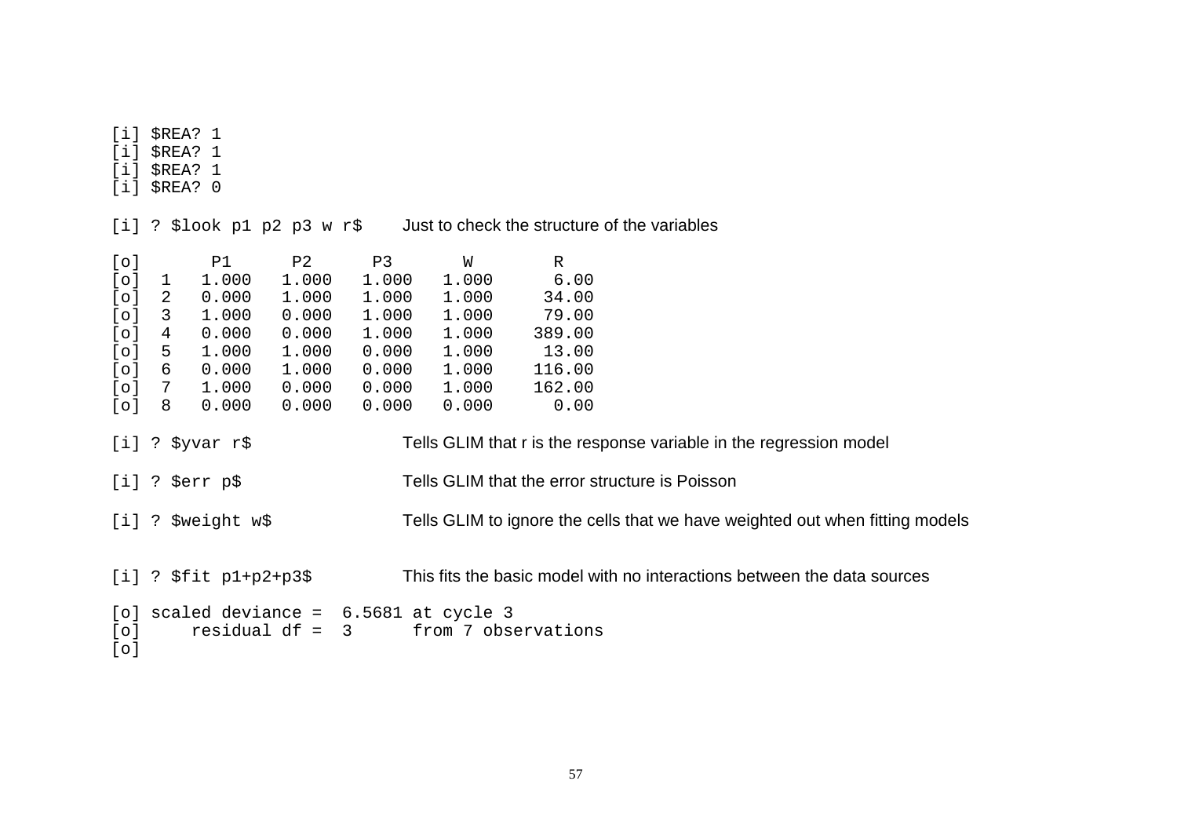```
[i] $REA? 1
[i] $REA? 1
[i] $REA? 1
[i] $REA? 0

[i] ? $look p1 p2 p3 w r$      Just to check the structure of the variables

[o]       P1      P2      P3       W        R
[o]  1   1.000   1.000   1.000   1.000      6.00
[o]  2   0.000   1.000   1.000   1.000     34.00
[o]  3   1.000   0.000   1.000   1.000     79.00
[o]  4   0.000   0.000   1.000   1.000    389.00
[o]  5   1.000   1.000   0.000   1.000     13.00
[o]  6   0.000   1.000   0.000   1.000    116.00
[o]  7   1.000   0.000   0.000   1.000    162.00
[o]  8   0.000   0.000   0.000   0.000      0.00

[i] ? $yvar r$                 Tells GLIM that r is the response variable in the regression model

[i] ? $err p$                  Tells GLIM that the error structure is Poisson

[i] ? $weight w$               Tells GLIM to ignore the cells that we have weighted out when fitting models


[i] ? $fit p1+p2+p3$           This fits the basic model with no interactions between the data sources

[o] scaled deviance =  6.5681 at cycle 3
[o]     residual df =  3      from 7 observations
[o]
```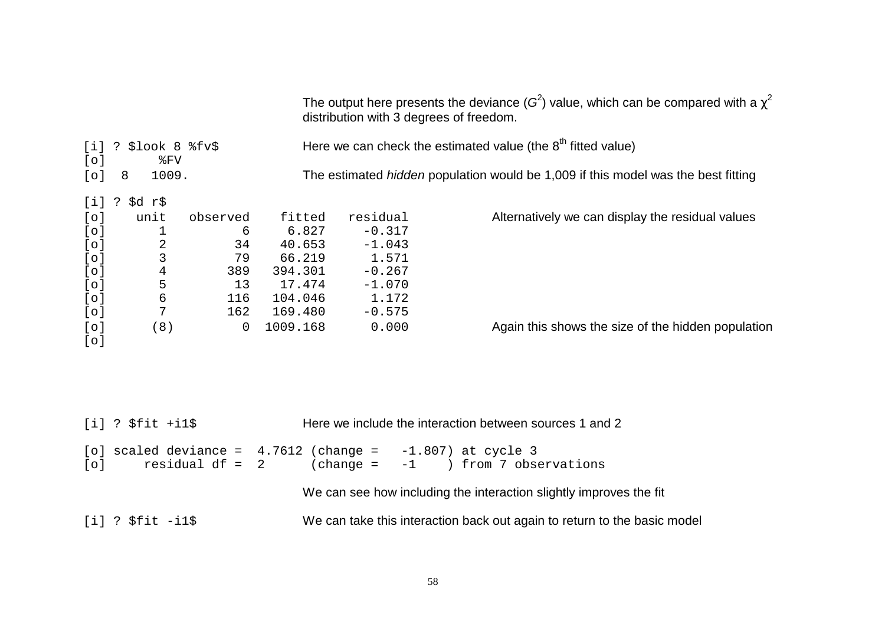The output here presents the deviance ($G^2$) value, which can be compared with a $\chi^2$ distribution with 3 degrees of freedom.

```
[i] ? $look 8 %fv$
[o]       %FV
[o]  8   1009.
```

Here we can check the estimated value (the 8[th] fitted value)

The estimated *hidden* population would be 1,009 if this model was the best fitting

```
[i] ? $d r$
[o]    unit   observed    fitted   residual
[o]       1          6     6.827     -0.317
[o]       2         34    40.653     -1.043
[o]       3         79    66.219      1.571
[o]       4        389   394.301     -0.267
[o]       5         13    17.474     -1.070
[o]       6        116   104.046      1.172
[o]       7        162   169.480     -0.575
[o]      (8)         0  1009.168      0.000
[o]
```

Alternatively we can display the residual values

Again this shows the size of the hidden population

```
[i] ? $fit +i1$
```

Here we include the interaction between sources 1 and 2

```
[o] scaled deviance =  4.7612 (change =   -1.807) at cycle 3
[o]     residual df =  2      (change =   -1    ) from 7 observations
```

We can see how including the interaction slightly improves the fit

```
[i] ? $fit -i1$
```

We can take this interaction back out again to return to the basic model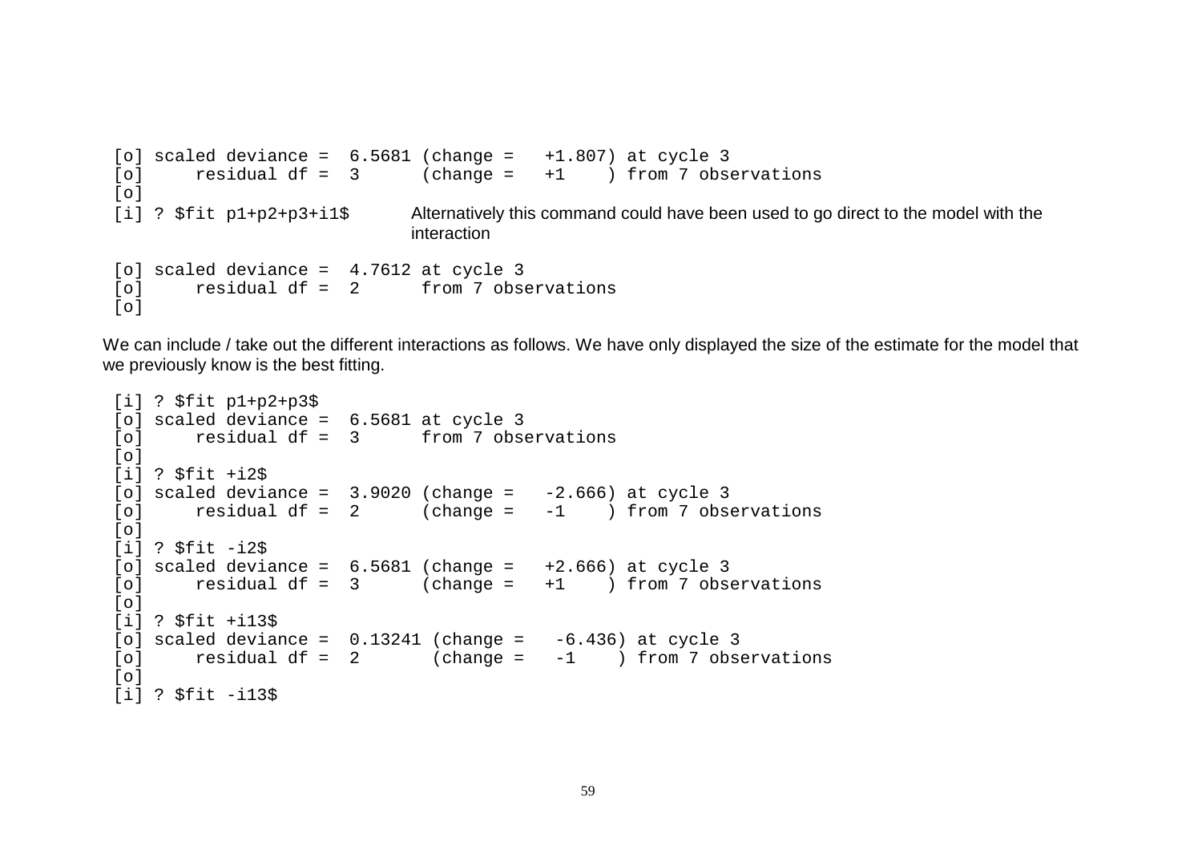```
[o] scaled deviance =  6.5681 (change =   +1.807) at cycle 3
[o]     residual df =  3      (change =   +1    ) from 7 observations
[o]
[i] ? $fit p1+p2+p3+i1$
```

Alternatively this command could have been used to go direct to the model with the interaction

```
[o] scaled deviance =  4.7612 at cycle 3
[o]     residual df =  2      from 7 observations
[o]
```

We can include / take out the different interactions as follows. We have only displayed the size of the estimate for the model that we previously know is the best fitting.

```
[i] ? $fit p1+p2+p3$
[o] scaled deviance =  6.5681 at cycle 3
[o]     residual df =  3      from 7 observations
[o]
[i] ? $fit +i2$
[o] scaled deviance =  3.9020 (change =   -2.666) at cycle 3
[o]     residual df =  2      (change =   -1    ) from 7 observations
[o]
[i] ? $fit -i2$
[o] scaled deviance =  6.5681 (change =   +2.666) at cycle 3
[o]     residual df =  3      (change =   +1    ) from 7 observations
[o]
[i] ? $fit +i13$
[o] scaled deviance =  0.13241 (change =   -6.436) at cycle 3
[o]     residual df =  2       (change =   -1    ) from 7 observations
[o]
[i] ? $fit -i13$
```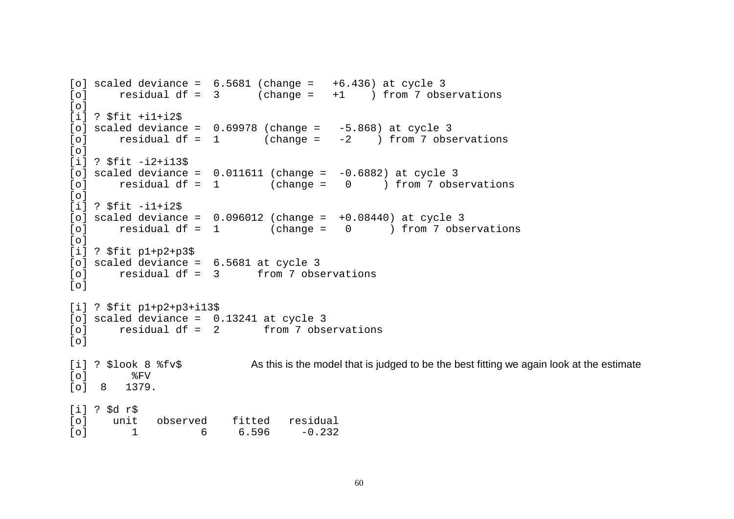```
[o] scaled deviance =  6.5681 (change =   +6.436) at cycle 3
[o]     residual df =  3      (change =   +1    ) from 7 observations
[o]
[i] ? $fit +i1+i2$
[o] scaled deviance =  0.69978 (change =   -5.868) at cycle 3
[o]     residual df =  1       (change =   -2    ) from 7 observations
[o]
[i] ? $fit -i2+i13$
[o] scaled deviance =  0.011611 (change =  -0.6882) at cycle 3
[o]     residual df =  1        (change =   0     ) from 7 observations
[o]
[i] ? $fit -i1+i2$
[o] scaled deviance =  0.096012 (change =  +0.08440) at cycle 3
[o]     residual df =  1        (change =   0      ) from 7 observations
[o]
[i] ? $fit p1+p2+p3$
[o] scaled deviance =  6.5681 at cycle 3
[o]     residual df =  3      from 7 observations
[o]

[i] ? $fit p1+p2+p3+i13$
[o] scaled deviance =  0.13241 at cycle 3
[o]     residual df =  2       from 7 observations
[o]

[i] ? $look 8 %fv$
```

As this is the model that is judged to be the best fitting we again look at the estimate

```
[o]       %FV
[o]  8   1379.

[i] ? $d r$
[o]    unit   observed    fitted   residual
[o]       1          6     6.596     -0.232
```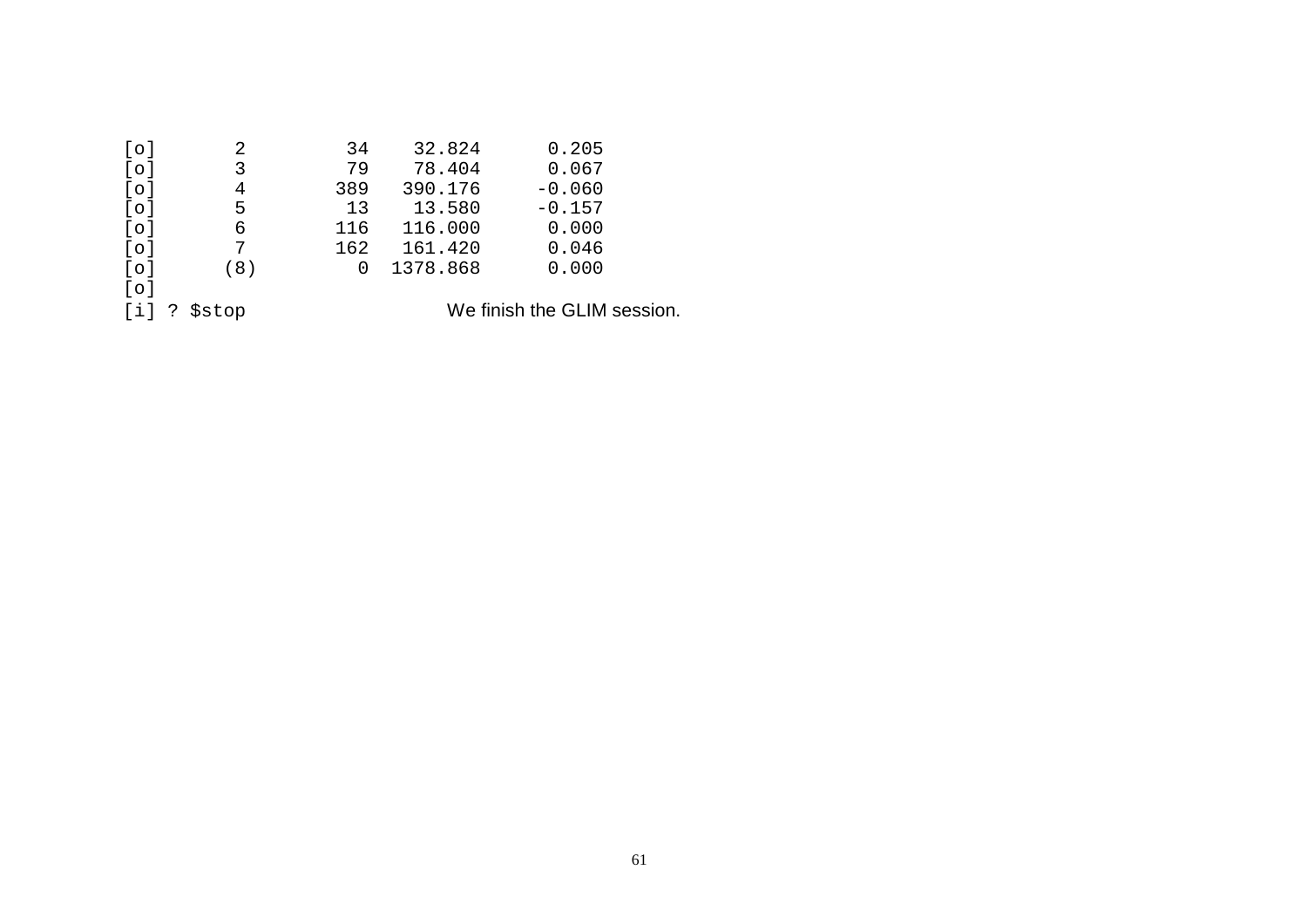```
[o]       2         34    32.824      0.205
[o]       3         79    78.404      0.067
[o]       4        389   390.176     -0.060
[o]       5         13    13.580     -0.157
[o]       6        116   116.000      0.000
[o]       7        162   161.420      0.046
[o]      (8)         0  1378.868      0.000
[o]
[i] ? $stop
```

We finish the GLIM session.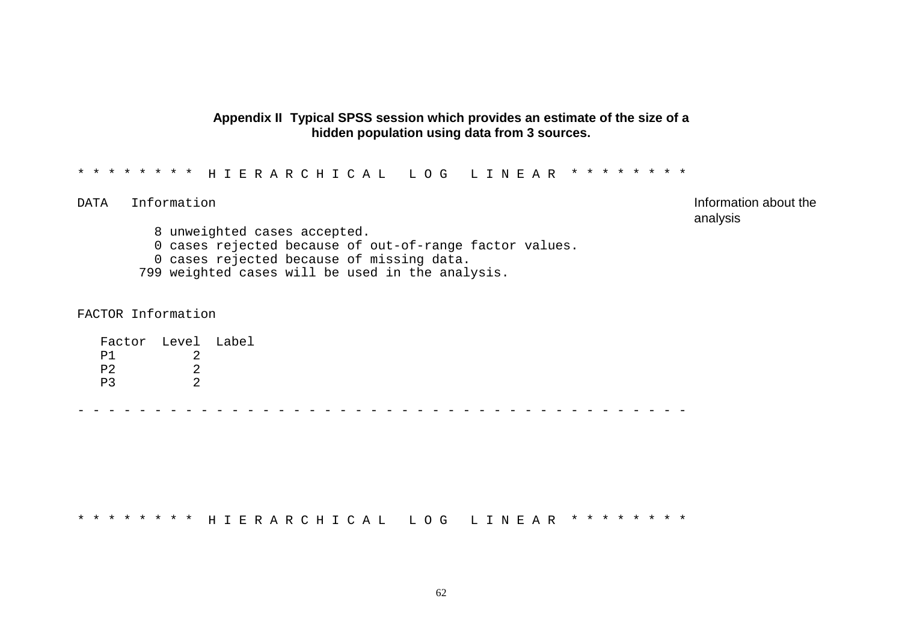**Appendix II Typical SPSS session which provides an estimate of the size of a hidden population using data from 3 sources.**

```
* * * * * * * * H I E R A R C H I C A L   L O G   L I N E A R * * * * * * * *

DATA   Information

          8 unweighted cases accepted.
          0 cases rejected because of out-of-range factor values.
          0 cases rejected because of missing data.
        799 weighted cases will be used in the analysis.


FACTOR Information

   Factor  Level  Label
   P1         2
   P2         2
   P3         2

- - - - - - - - - - - - - - - - - - - - - - - - - - - - - - - - - - - - - - - -
```

Information about the analysis

```
* * * * * * * * H I E R A R C H I C A L   L O G   L I N E A R * * * * * * * *
```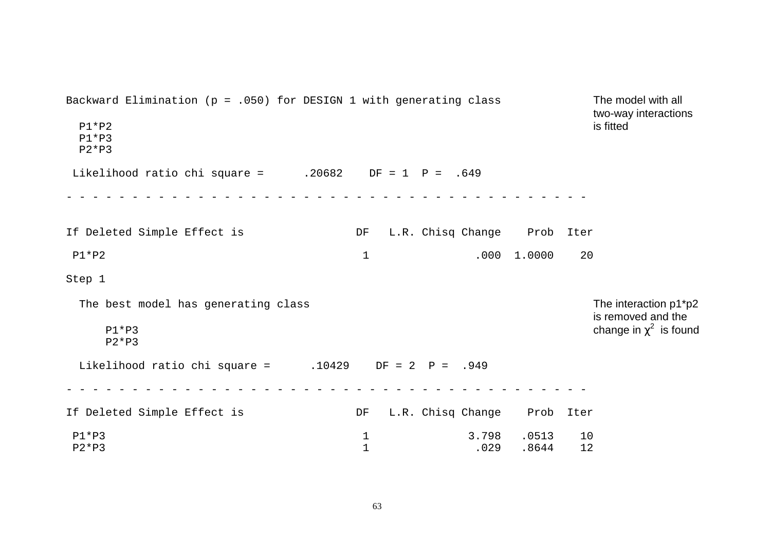```
Backward Elimination (p = .050) for DESIGN 1 with generating class

  P1*P2
  P1*P3
  P2*P3

 Likelihood ratio chi square =      .20682    DF = 1  P =  .649

- - - - - - - - - - - - - - - - - - - - - - - - - - - - - - - - - - - - - - - -


If Deleted Simple Effect is                 DF   L.R. Chisq Change    Prob  Iter

 P1*P2                                       1                .000  1.0000    20

Step 1

  The best model has generating class

      P1*P3
      P2*P3

  Likelihood ratio chi square =      .10429    DF = 2  P =  .949

- - - - - - - - - - - - - - - - - - - - - - - - - - - - - - - - - - - - - - - -

If Deleted Simple Effect is                 DF   L.R. Chisq Change    Prob  Iter

 P1*P3                                       1               3.798   .0513    10
 P2*P3                                       1                .029   .8644    12
```

The model with all two-way interactions is fitted

The interaction p1*p2 is removed and the change in $\chi^2$ is found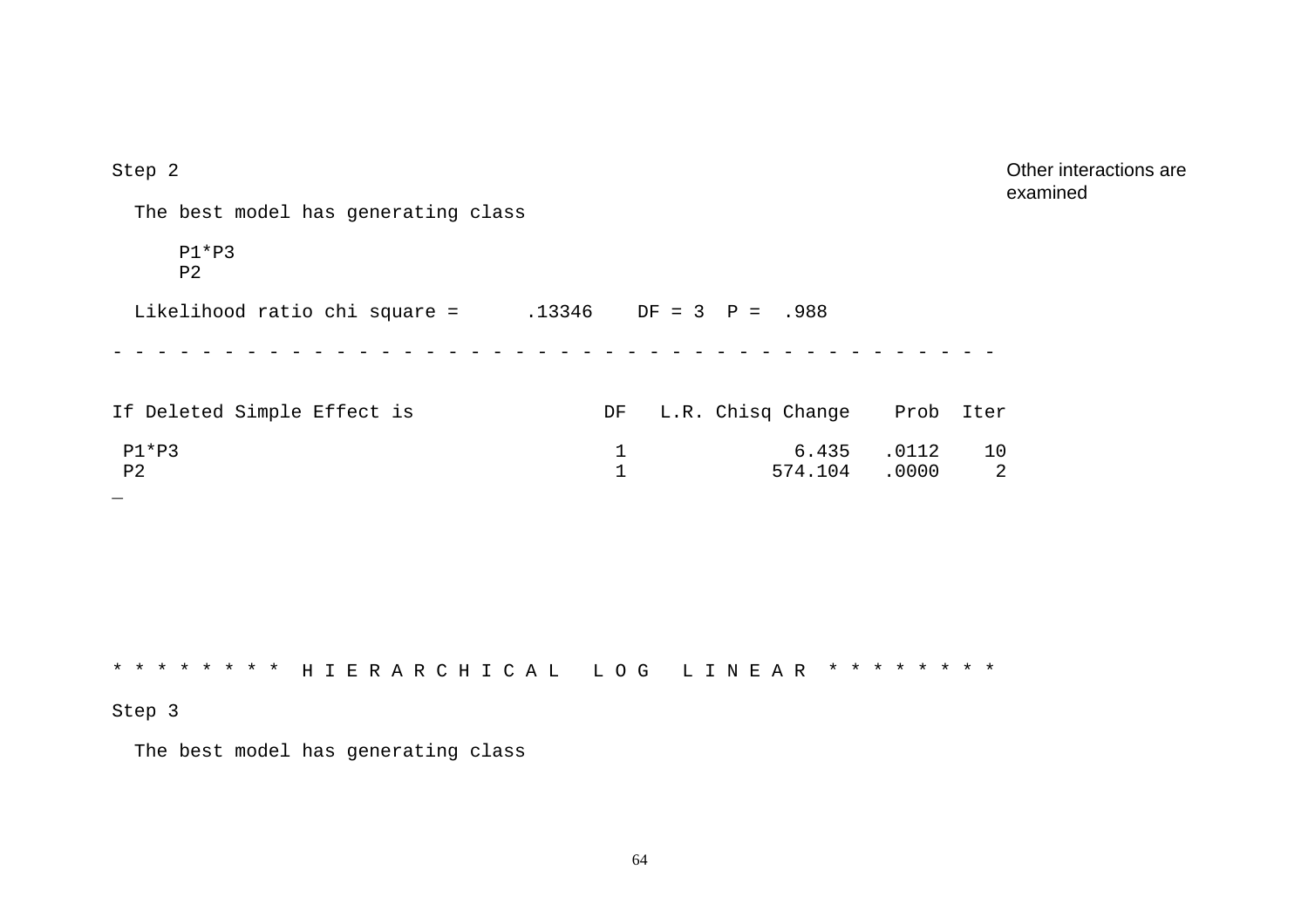```
Step 2

  The best model has generating class

      P1*P3
      P2

  Likelihood ratio chi square =      .13346    DF = 3  P =  .988

- - - - - - - - - - - - - - - - - - - - - - - - - - - - - - - - - - - - - - - -


If Deleted Simple Effect is                DF   L.R. Chisq Change    Prob  Iter

 P1*P3                                      1              6.435   .0112    10
 P2                                         1            574.104   .0000     2
_
```

Other interactions are examined

```
* * * * * * * *  H I E R A R C H I C A L   L O G   L I N E A R  * * * * * * * *

Step 3

  The best model has generating class
```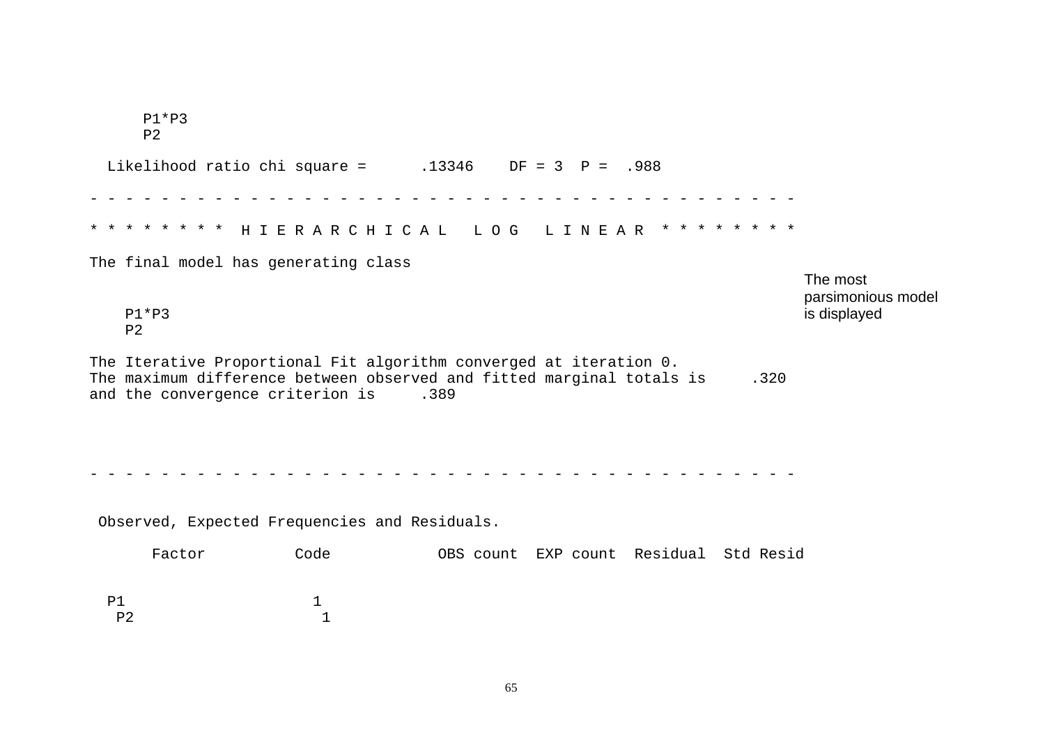```
      P1*P3
      P2

  Likelihood ratio chi square =      .13346    DF = 3  P =  .988

- - - - - - - - - - - - - - - - - - - - - - - - - - - - - - - - - - - - - - - -

* * * * * * * *  H I E R A R C H I C A L   L O G   L I N E A R  * * * * * * * *

The final model has generating class


    P1*P3
    P2

The Iterative Proportional Fit algorithm converged at iteration 0.
The maximum difference between observed and fitted marginal totals is     .320
and the convergence criterion is     .389




- - - - - - - - - - - - - - - - - - - - - - - - - - - - - - - - - - - - - - - -


 Observed, Expected Frequencies and Residuals.

       Factor          Code            OBS count  EXP count  Residual  Std Resid


  P1                    1
   P2                    1
```

The most parsimonious model is displayed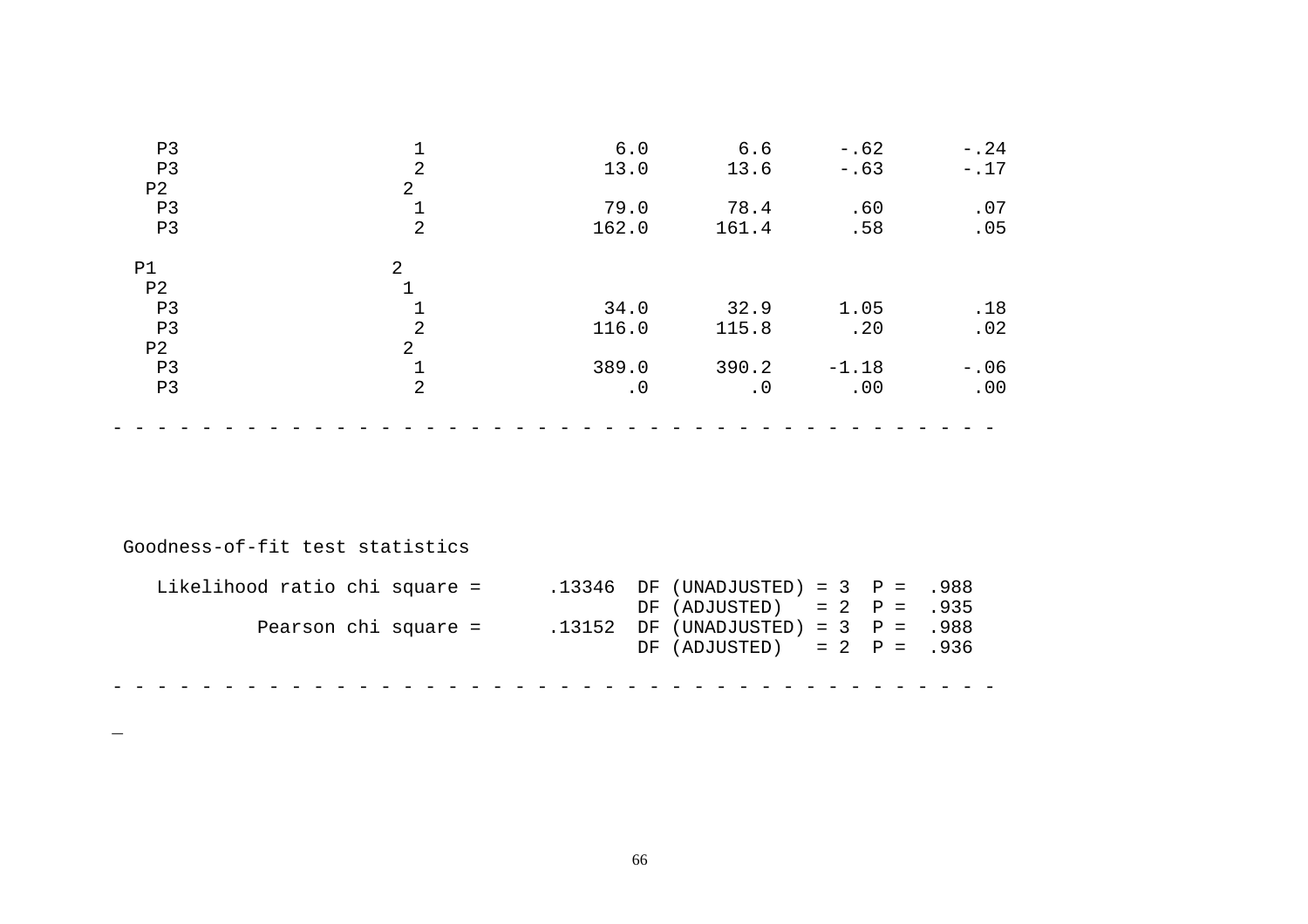```
   P3                  1              6.0        6.6      -.62       -.24
   P3                  2             13.0       13.6      -.63       -.17
  P2                  2
   P3                  1             79.0       78.4       .60        .07
   P3                  2            162.0      161.4       .58        .05

 P1                  2
  P2                  1
   P3                  1             34.0       32.9      1.05        .18
   P3                  2            116.0      115.8       .20        .02
  P2                  2
   P3                  1            389.0      390.2     -1.18       -.06
   P3                  2               .0         .0       .00        .00

- - - - - - - - - - - - - - - - - - - - - - - - - - - - - - - - - - - - - - - -



 Goodness-of-fit test statistics

   Likelihood ratio chi square =      .13346  DF (UNADJUSTED) = 3  P =  .988
                                              DF (ADJUSTED)   = 2  P =  .935
            Pearson chi square =      .13152  DF (UNADJUSTED) = 3  P =  .988
                                              DF (ADJUSTED)   = 2  P =  .936

- - - - - - - - - - - - - - - - - - - - - - - - - - - - - - - - - - - - - - - -

_
```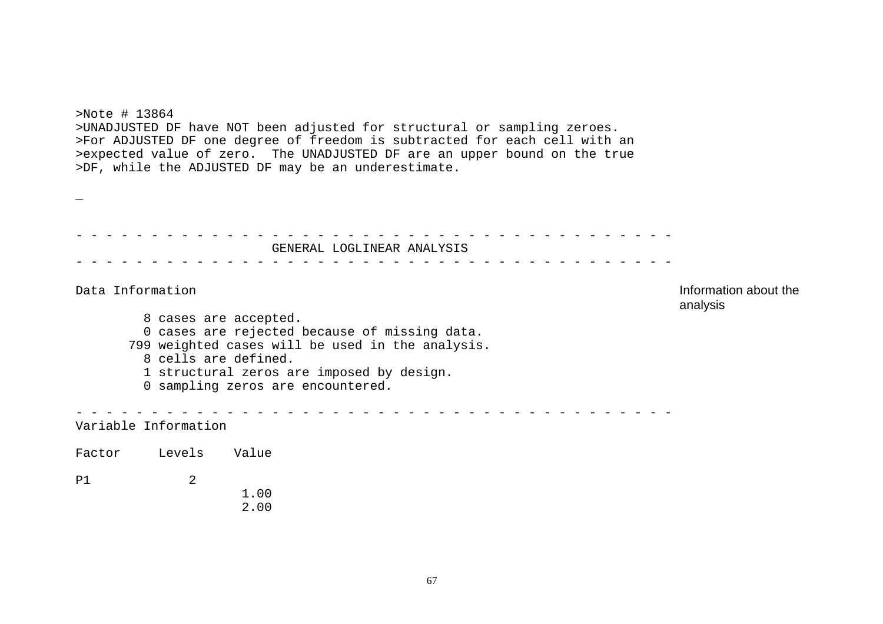```
>Note # 13864
>UNADJUSTED DF have NOT been adjusted for structural or sampling zeroes.
>For ADJUSTED DF one degree of freedom is subtracted for each cell with an
>expected value of zero.  The UNADJUSTED DF are an upper bound on the true
>DF, while the ADJUSTED DF may be an underestimate.

_

- - - - - - - - - - - - - - - - - - - - - - - - - - - - - - - - - - - - - - - -
                      GENERAL LOGLINEAR ANALYSIS
- - - - - - - - - - - - - - - - - - - - - - - - - - - - - - - - - - - - - - - -

Data Information

         8 cases are accepted.
         0 cases are rejected because of missing data.
       799 weighted cases will be used in the analysis.
         8 cells are defined.
         1 structural zeros are imposed by design.
         0 sampling zeros are encountered.

- - - - - - - - - - - - - - - - - - - - - - - - - - - - - - - - - - - - - - - -
Variable Information

Factor     Levels    Value

P1            2
                      1.00
                      2.00
```

Information about the analysis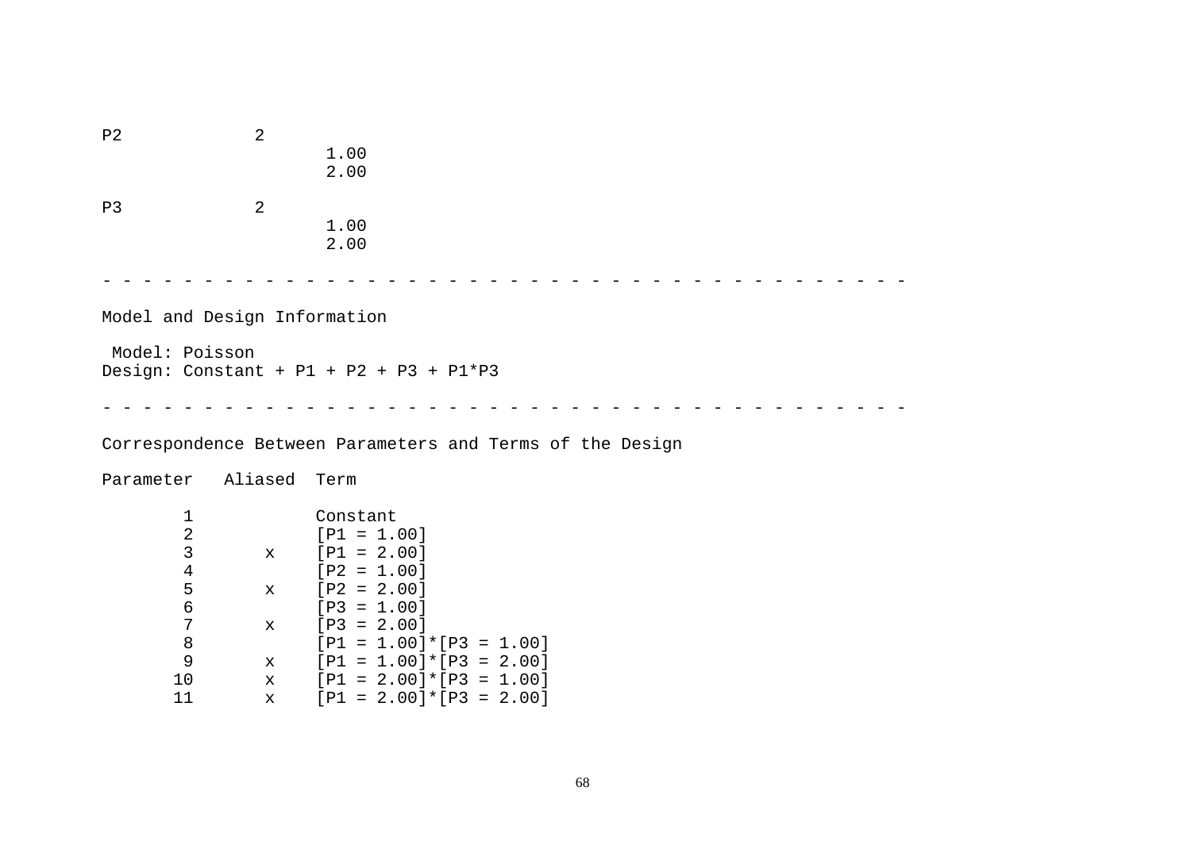```
P2             2
                      1.00
                      2.00

P3             2
                      1.00
                      2.00
```

- - - - - - - - - - - - - - - - - - - - - - - - - - - - - - - - - - - - - - - -

Model and Design Information

```
 Model: Poisson
Design: Constant + P1 + P2 + P3 + P1*P3
```

- - - - - - - - - - - - - - - - - - - - - - - - - - - - - - - - - - - - - - - -

Correspondence Between Parameters and Terms of the Design

```
Parameter   Aliased  Term

        1            Constant
        2            [P1 = 1.00]
        3       x    [P1 = 2.00]
        4            [P2 = 1.00]
        5       x    [P2 = 2.00]
        6            [P3 = 1.00]
        7       x    [P3 = 2.00]
        8            [P1 = 1.00]*[P3 = 1.00]
        9       x    [P1 = 1.00]*[P3 = 2.00]
       10       x    [P1 = 2.00]*[P3 = 1.00]
       11       x    [P1 = 2.00]*[P3 = 2.00]
```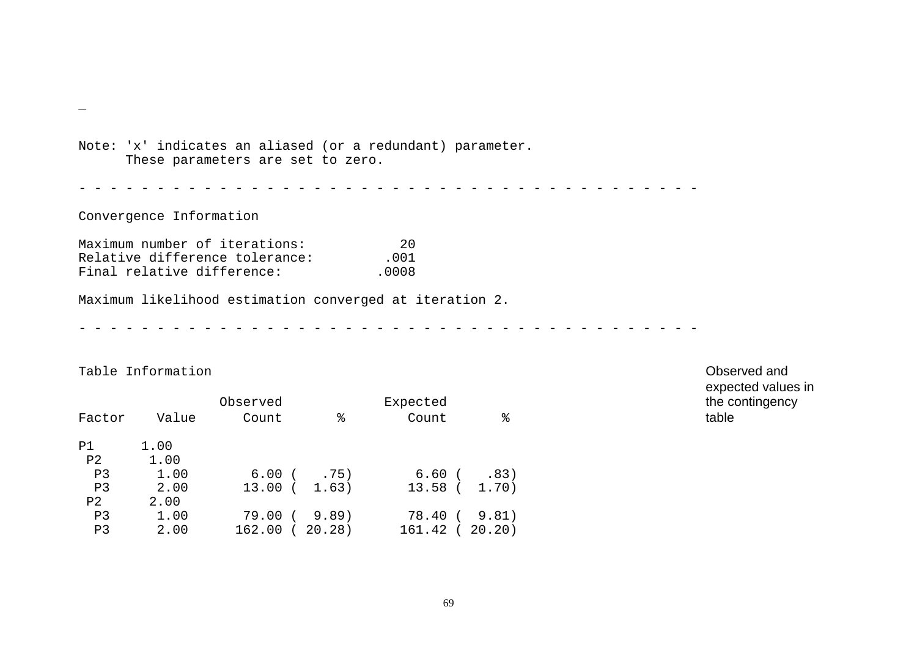_

```
Note: 'x' indicates an aliased (or a redundant) parameter.
      These parameters are set to zero.

- - - - - - - - - - - - - - - - - - - - - - - - - - - - - - - - - - - - - - - -

Convergence Information

Maximum number of iterations:            20
Relative difference tolerance:         .001
Final relative difference:            .0008

Maximum likelihood estimation converged at iteration 2.

- - - - - - - - - - - - - - - - - - - - - - - - - - - - - - - - - - - - - - - -


Table Information

                 Observed             Expected
Factor    Value      Count       %        Count       %

P1      1.00
 P2      1.00
  P3      1.00        6.00 (   .75)        6.60 (   .83)
  P3      2.00       13.00 (  1.63)       13.58 (  1.70)
 P2      2.00
  P3      1.00       79.00 (  9.89)       78.40 (  9.81)
  P3      2.00      162.00 ( 20.28)      161.42 ( 20.20)
```

Observed and expected values in the contingency table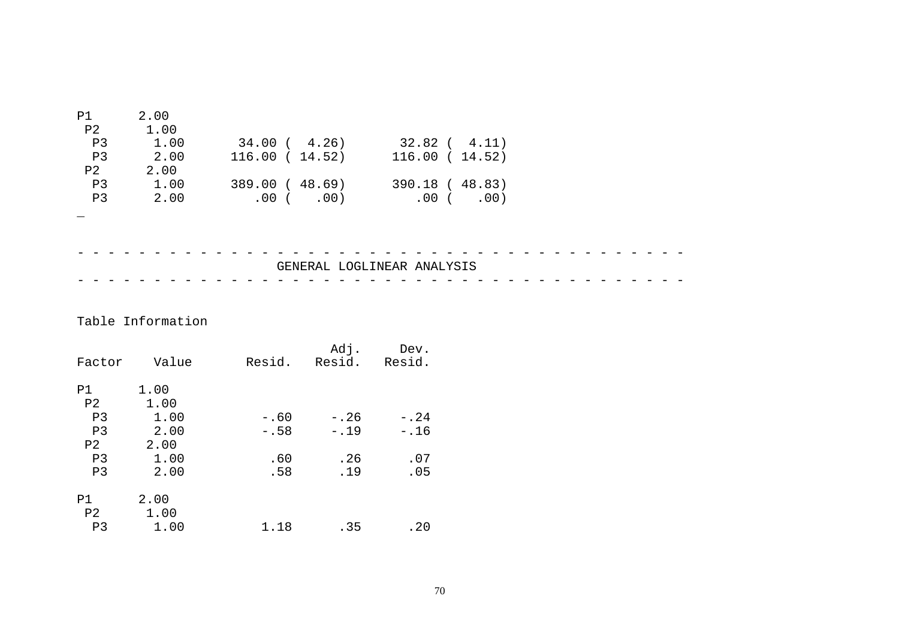```
P1      2.00
 P2      1.00
  P3      1.00       34.00 (  4.26)       32.82 (  4.11)
  P3      2.00      116.00 ( 14.52)      116.00 ( 14.52)
 P2      2.00
  P3      1.00      389.00 ( 48.69)      390.18 ( 48.83)
  P3      2.00         .00 (   .00)         .00 (   .00)
_
```

```
- - - - - - - - - - - - - - - - - - - - - - - - - - - - - - - - - - - - - - - -
                          GENERAL LOGLINEAR ANALYSIS
- - - - - - - - - - - - - - - - - - - - - - - - - - - - - - - - - - - - - - - -
```

```
Table Information

                                    Adj.     Dev.
Factor    Value       Resid.   Resid.   Resid.

P1      1.00
 P2      1.00
  P3      1.00          -.60     -.26     -.24
  P3      2.00          -.58     -.19     -.16
 P2      2.00
  P3      1.00           .60      .26      .07
  P3      2.00           .58      .19      .05

P1      2.00
 P2      1.00
  P3      1.00          1.18      .35      .20
```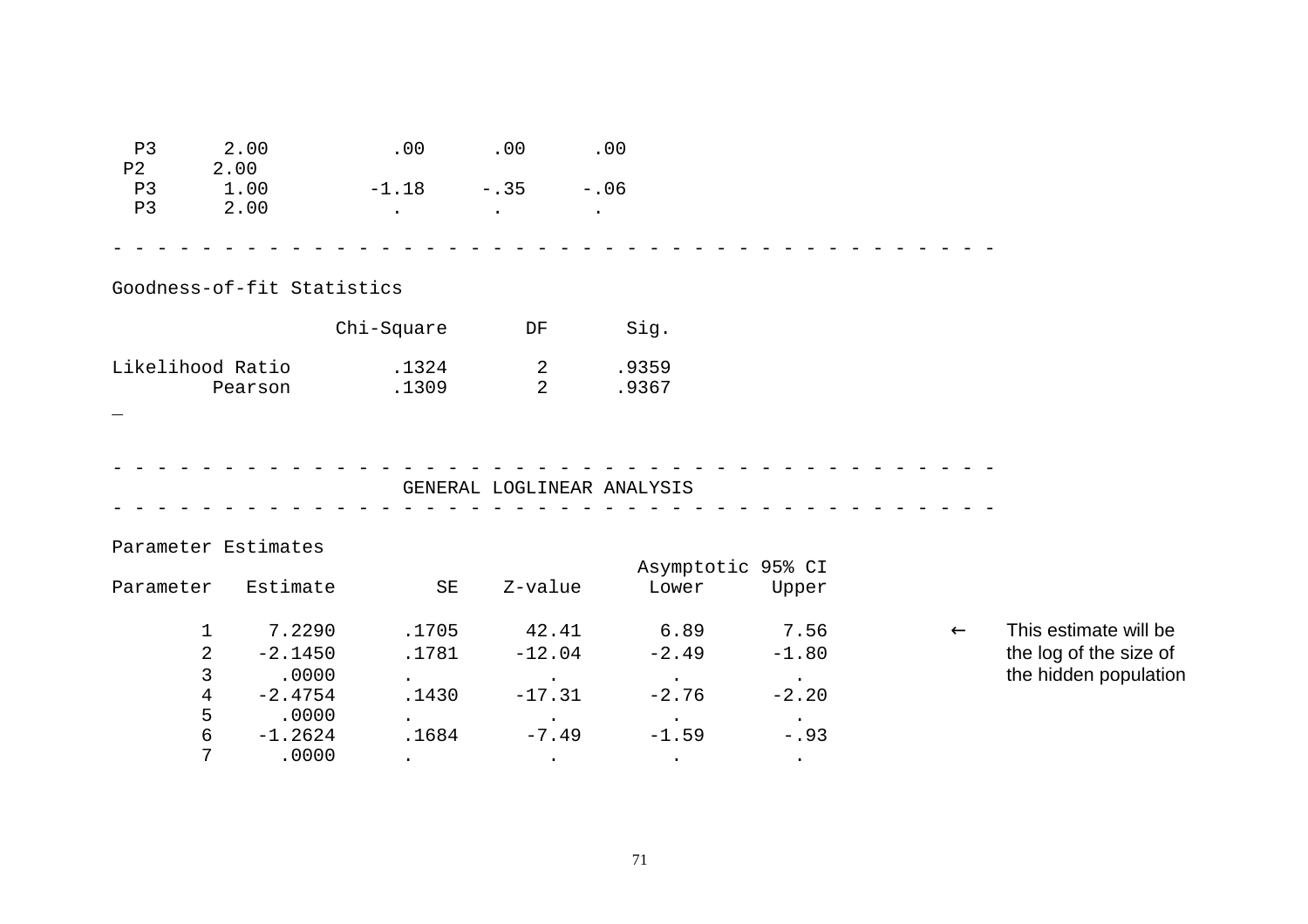```
  P3      2.00           .00      .00      .00
 P2      2.00
  P3      1.00         -1.18     -.35     -.06
  P3      2.00           .        .        .
```

- - - - - - - - - - - - - - - - - - - - - - - - - - - - - - - - - - - - - - - -

Goodness-of-fit Statistics

| | Chi-Square | DF | Sig. |
|---|---|---|---|
| Likelihood Ratio | .1324 | 2 | .9359 |
| Pearson | .1309 | 2 | .9367 |

- - - - - - - - - - - - - - - - - - - - - - - - - - - - - - - - - - - - - - - -

GENERAL LOGLINEAR ANALYSIS

- - - - - - - - - - - - - - - - - - - - - - - - - - - - - - - - - - - - - - - -

Parameter Estimates

| Parameter | Estimate | SE | Z-value | Asymptotic 95% CI Lower | Upper | |
|---|---|---|---|---|---|---|
| 1 | 7.2290 | .1705 | 42.41 | 6.89 | 7.56 | ← This estimate will be the log of the size of the hidden population |
| 2 | -2.1450 | .1781 | -12.04 | -2.49 | -1.80 | |
| 3 | .0000 | . | . | . | . | |
| 4 | -2.4754 | .1430 | -17.31 | -2.76 | -2.20 | |
| 5 | .0000 | . | . | . | . | |
| 6 | -1.2624 | .1684 | -7.49 | -1.59 | -.93 | |
| 7 | .0000 | . | . | . | . | |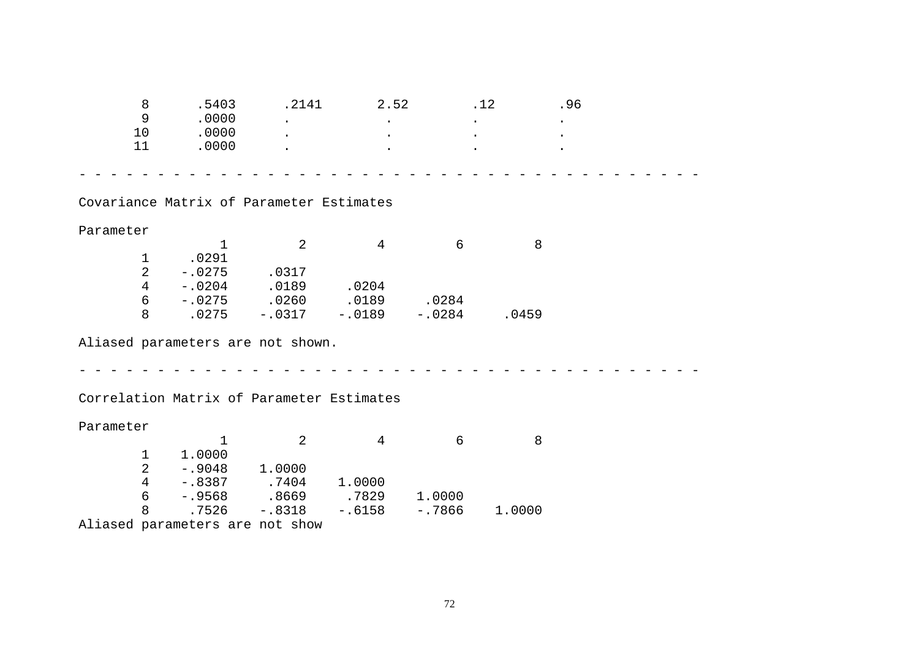| | | | | | |
|---|---|---|---|---|---|
| 8 | .5403 | .2141 | 2.52 | .12 | .96 |
| 9 | .0000 | . | . | . | . |
| 10 | .0000 | . | . | . | . |
| 11 | .0000 | . | . | . | . |

- - - - - - - - - - - - - - - - - - - - - - - - - - - - - - - - - - - - - - - - - - - - -

Covariance Matrix of Parameter Estimates

| Parameter | 1 | 2 | 4 | 6 | 8 |
|---|---|---|---|---|---|
| 1 | .0291 | | | | |
| 2 | -.0275 | .0317 | | | |
| 4 | -.0204 | .0189 | .0204 | | |
| 6 | -.0275 | .0260 | .0189 | .0284 | |
| 8 | .0275 | -.0317 | -.0189 | -.0284 | .0459 |

Aliased parameters are not shown.

- - - - - - - - - - - - - - - - - - - - - - - - - - - - - - - - - - - - - - - - - - - - -

Correlation Matrix of Parameter Estimates

| Parameter | 1 | 2 | 4 | 6 | 8 |
|---|---|---|---|---|---|
| 1 | 1.0000 | | | | |
| 2 | -.9048 | 1.0000 | | | |
| 4 | -.8387 | .7404 | 1.0000 | | |
| 6 | -.9568 | .8669 | .7829 | 1.0000 | |
| 8 | .7526 | -.8318 | -.6158 | -.7866 | 1.0000 |

Aliased parameters are not show